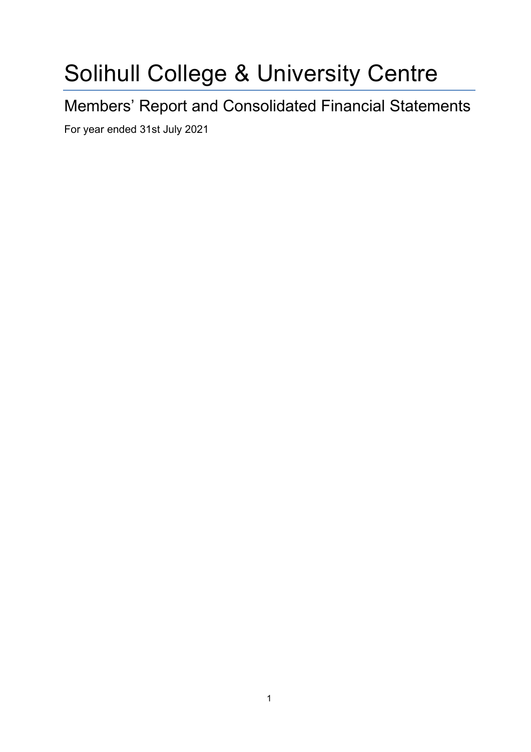# Solihull College & University Centre

## Members' Report and Consolidated Financial Statements

For year ended 31st July 2021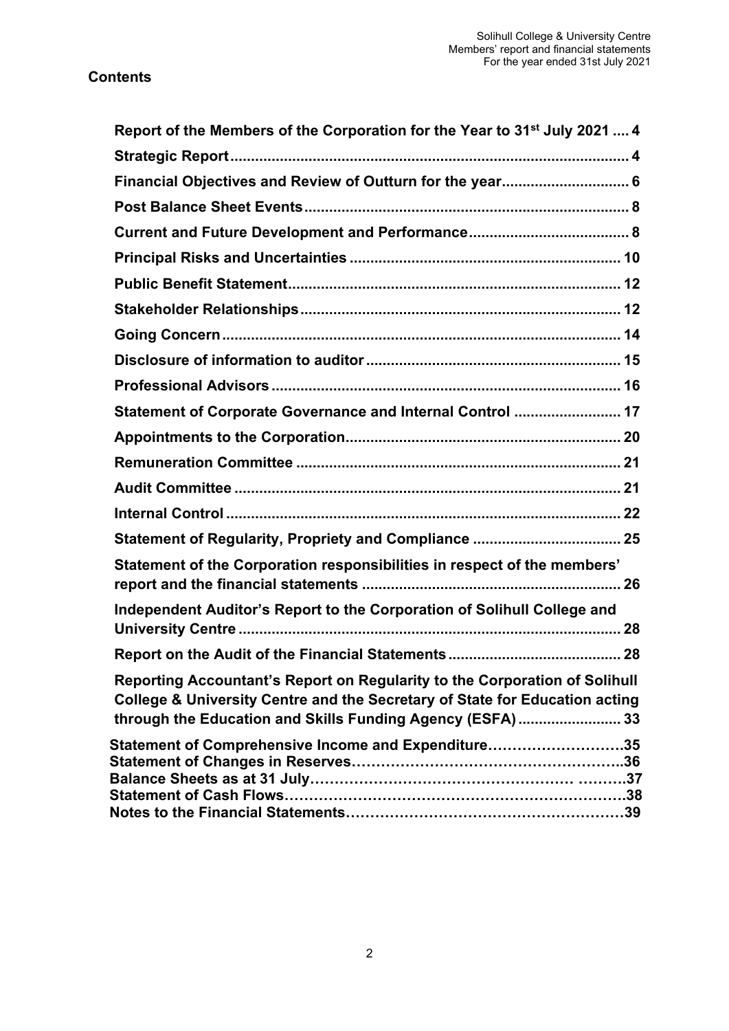# Contents

| | |
|---|---|
| **Report of the Members of the Corporation for the Year to 31st July 2021** | **4** |
| **Strategic Report** | **4** |
| **Financial Objectives and Review of Outturn for the year** | **6** |
| **Post Balance Sheet Events** | **8** |
| **Current and Future Development and Performance** | **8** |
| **Principal Risks and Uncertainties** | **10** |
| **Public Benefit Statement** | **12** |
| **Stakeholder Relationships** | **12** |
| **Going Concern** | **14** |
| **Disclosure of information to auditor** | **15** |
| **Professional Advisors** | **16** |
| **Statement of Corporate Governance and Internal Control** | **17** |
| **Appointments to the Corporation** | **20** |
| **Remuneration Committee** | **21** |
| **Audit Committee** | **21** |
| **Internal Control** | **22** |
| **Statement of Regularity, Propriety and Compliance** | **25** |
| **Statement of the Corporation responsibilities in respect of the members' report and the financial statements** | **26** |
| **Independent Auditor's Report to the Corporation of Solihull College and University Centre** | **28** |
| **Report on the Audit of the Financial Statements** | **28** |
| **Reporting Accountant's Report on Regularity to the Corporation of Solihull College & University Centre and the Secretary of State for Education acting through the Education and Skills Funding Agency (ESFA)** | **33** |
| **Statement of Comprehensive Income and Expenditure** | **35** |
| **Statement of Changes in Reserves** | **36** |
| **Balance Sheets as at 31 July** | **37** |
| **Statement of Cash Flows** | **38** |
| **Notes to the Financial Statements** | **39** |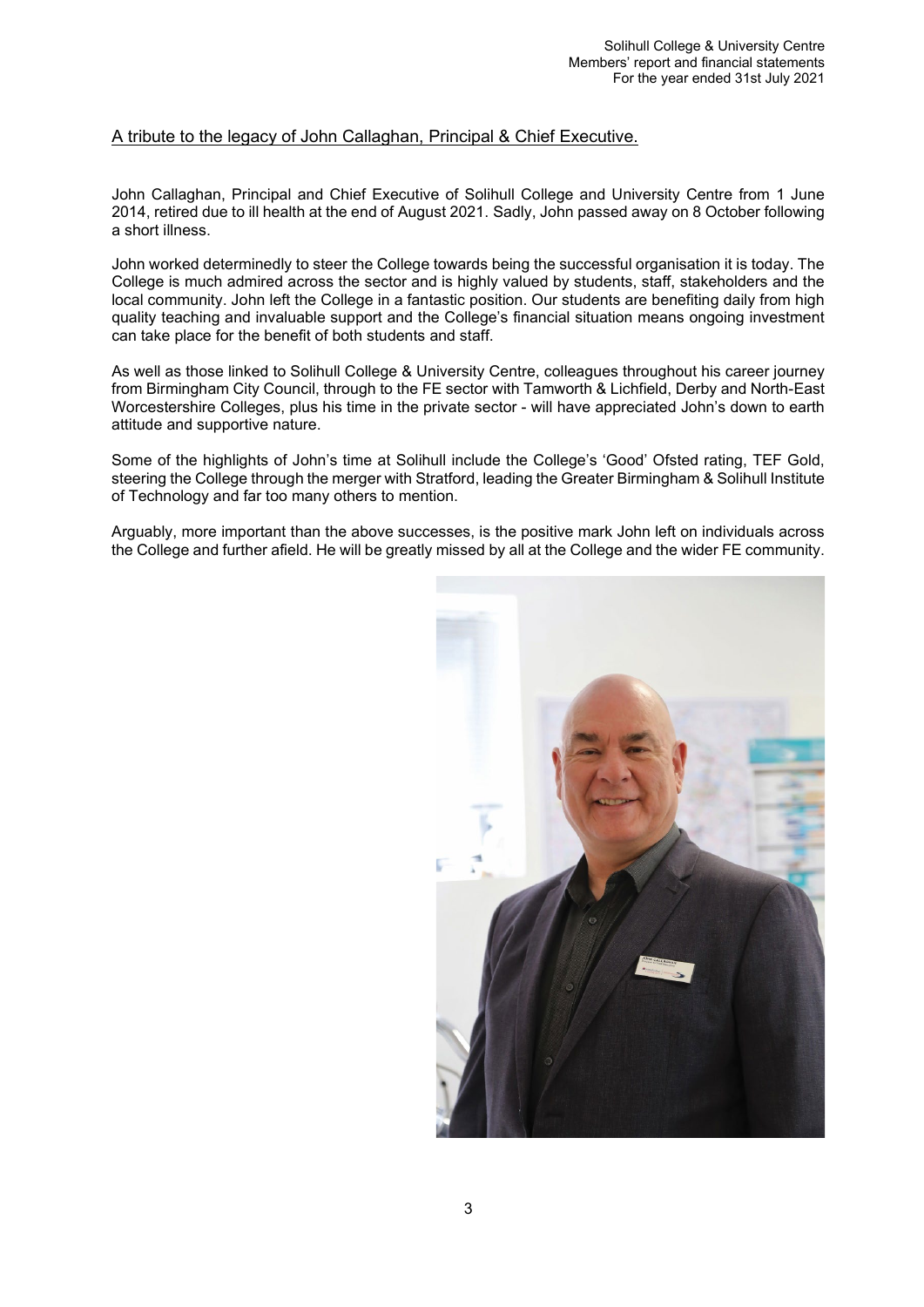## A tribute to the legacy of John Callaghan, Principal & Chief Executive.

John Callaghan, Principal and Chief Executive of Solihull College and University Centre from 1 June 2014, retired due to ill health at the end of August 2021. Sadly, John passed away on 8 October following a short illness.

John worked determinedly to steer the College towards being the successful organisation it is today. The College is much admired across the sector and is highly valued by students, staff, stakeholders and the local community. John left the College in a fantastic position. Our students are benefiting daily from high quality teaching and invaluable support and the College's financial situation means ongoing investment can take place for the benefit of both students and staff.

As well as those linked to Solihull College & University Centre, colleagues throughout his career journey from Birmingham City Council, through to the FE sector with Tamworth & Lichfield, Derby and North-East Worcestershire Colleges, plus his time in the private sector - will have appreciated John's down to earth attitude and supportive nature.

Some of the highlights of John's time at Solihull include the College's 'Good' Ofsted rating, TEF Gold, steering the College through the merger with Stratford, leading the Greater Birmingham & Solihull Institute of Technology and far too many others to mention.

Arguably, more important than the above successes, is the positive mark John left on individuals across the College and further afield. He will be greatly missed by all at the College and the wider FE community.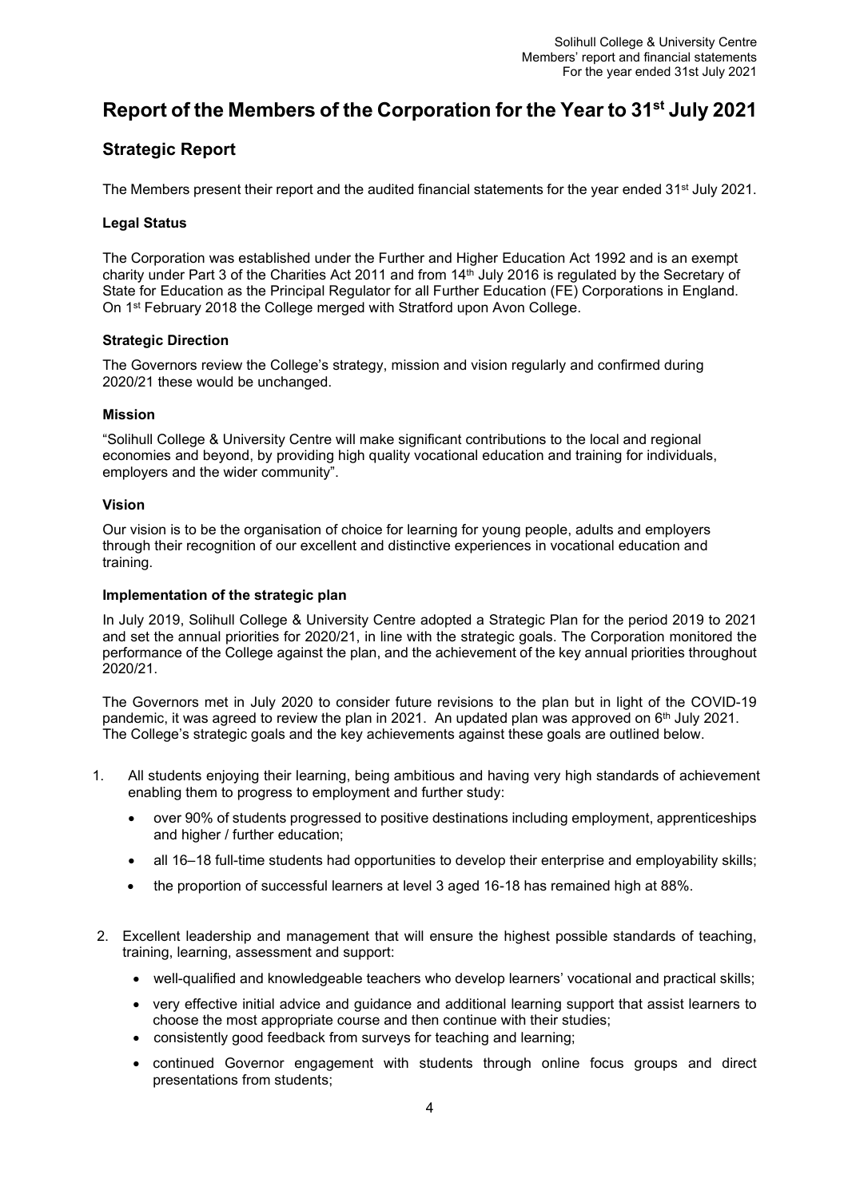# Report of the Members of the Corporation for the Year to 31st July 2021

## Strategic Report

The Members present their report and the audited financial statements for the year ended 31st July 2021.

### Legal Status

The Corporation was established under the Further and Higher Education Act 1992 and is an exempt charity under Part 3 of the Charities Act 2011 and from 14th July 2016 is regulated by the Secretary of State for Education as the Principal Regulator for all Further Education (FE) Corporations in England. On 1st February 2018 the College merged with Stratford upon Avon College.

### Strategic Direction

The Governors review the College's strategy, mission and vision regularly and confirmed during 2020/21 these would be unchanged.

### Mission

"Solihull College & University Centre will make significant contributions to the local and regional economies and beyond, by providing high quality vocational education and training for individuals, employers and the wider community".

### Vision

Our vision is to be the organisation of choice for learning for young people, adults and employers through their recognition of our excellent and distinctive experiences in vocational education and training.

### Implementation of the strategic plan

In July 2019, Solihull College & University Centre adopted a Strategic Plan for the period 2019 to 2021 and set the annual priorities for 2020/21, in line with the strategic goals. The Corporation monitored the performance of the College against the plan, and the achievement of the key annual priorities throughout 2020/21.

The Governors met in July 2020 to consider future revisions to the plan but in light of the COVID-19 pandemic, it was agreed to review the plan in 2021. An updated plan was approved on 6th July 2021. The College's strategic goals and the key achievements against these goals are outlined below.

1. All students enjoying their learning, being ambitious and having very high standards of achievement enabling them to progress to employment and further study:
    - over 90% of students progressed to positive destinations including employment, apprenticeships and higher / further education;
    - all 16–18 full-time students had opportunities to develop their enterprise and employability skills;
    - the proportion of successful learners at level 3 aged 16-18 has remained high at 88%.

2. Excellent leadership and management that will ensure the highest possible standards of teaching, training, learning, assessment and support:
    - well-qualified and knowledgeable teachers who develop learners' vocational and practical skills;
    - very effective initial advice and guidance and additional learning support that assist learners to choose the most appropriate course and then continue with their studies;
    - consistently good feedback from surveys for teaching and learning;
    - continued Governor engagement with students through online focus groups and direct presentations from students;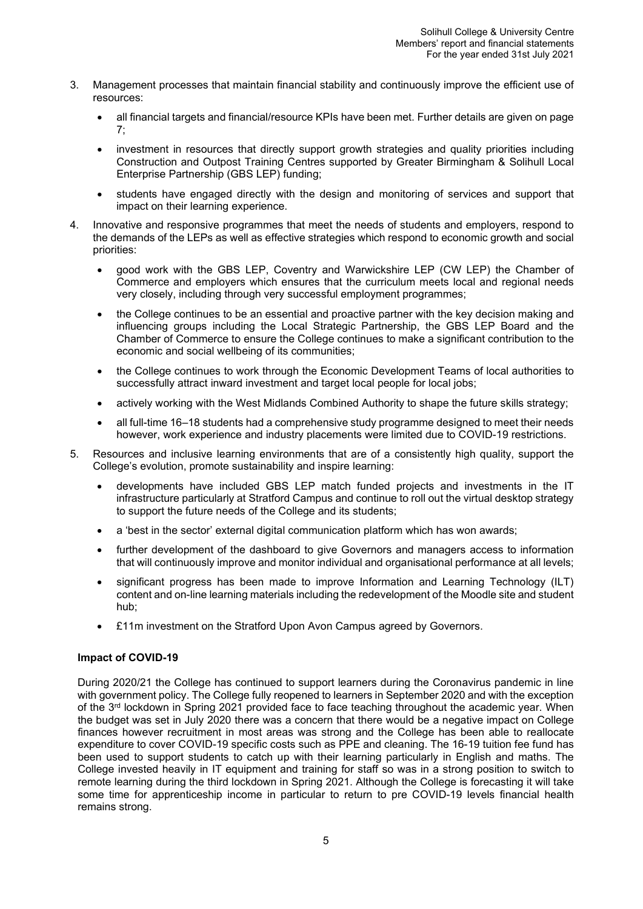3. Management processes that maintain financial stability and continuously improve the efficient use of resources:

    - all financial targets and financial/resource KPIs have been met. Further details are given on page 7;
    - investment in resources that directly support growth strategies and quality priorities including Construction and Outpost Training Centres supported by Greater Birmingham & Solihull Local Enterprise Partnership (GBS LEP) funding;
    - students have engaged directly with the design and monitoring of services and support that impact on their learning experience.

4. Innovative and responsive programmes that meet the needs of students and employers, respond to the demands of the LEPs as well as effective strategies which respond to economic growth and social priorities:

    - good work with the GBS LEP, Coventry and Warwickshire LEP (CW LEP) the Chamber of Commerce and employers which ensures that the curriculum meets local and regional needs very closely, including through very successful employment programmes;
    - the College continues to be an essential and proactive partner with the key decision making and influencing groups including the Local Strategic Partnership, the GBS LEP Board and the Chamber of Commerce to ensure the College continues to make a significant contribution to the economic and social wellbeing of its communities;
    - the College continues to work through the Economic Development Teams of local authorities to successfully attract inward investment and target local people for local jobs;
    - actively working with the West Midlands Combined Authority to shape the future skills strategy;
    - all full-time 16–18 students had a comprehensive study programme designed to meet their needs however, work experience and industry placements were limited due to COVID-19 restrictions.

5. Resources and inclusive learning environments that are of a consistently high quality, support the College's evolution, promote sustainability and inspire learning:

    - developments have included GBS LEP match funded projects and investments in the IT infrastructure particularly at Stratford Campus and continue to roll out the virtual desktop strategy to support the future needs of the College and its students;
    - a 'best in the sector' external digital communication platform which has won awards;
    - further development of the dashboard to give Governors and managers access to information that will continuously improve and monitor individual and organisational performance at all levels;
    - significant progress has been made to improve Information and Learning Technology (ILT) content and on-line learning materials including the redevelopment of the Moodle site and student hub;
    - £11m investment on the Stratford Upon Avon Campus agreed by Governors.

**Impact of COVID-19**

During 2020/21 the College has continued to support learners during the Coronavirus pandemic in line with government policy. The College fully reopened to learners in September 2020 and with the exception of the 3rd lockdown in Spring 2021 provided face to face teaching throughout the academic year. When the budget was set in July 2020 there was a concern that there would be a negative impact on College finances however recruitment in most areas was strong and the College has been able to reallocate expenditure to cover COVID-19 specific costs such as PPE and cleaning. The 16-19 tuition fee fund has been used to support students to catch up with their learning particularly in English and maths. The College invested heavily in IT equipment and training for staff so was in a strong position to switch to remote learning during the third lockdown in Spring 2021. Although the College is forecasting it will take some time for apprenticeship income in particular to return to pre COVID-19 levels financial health remains strong.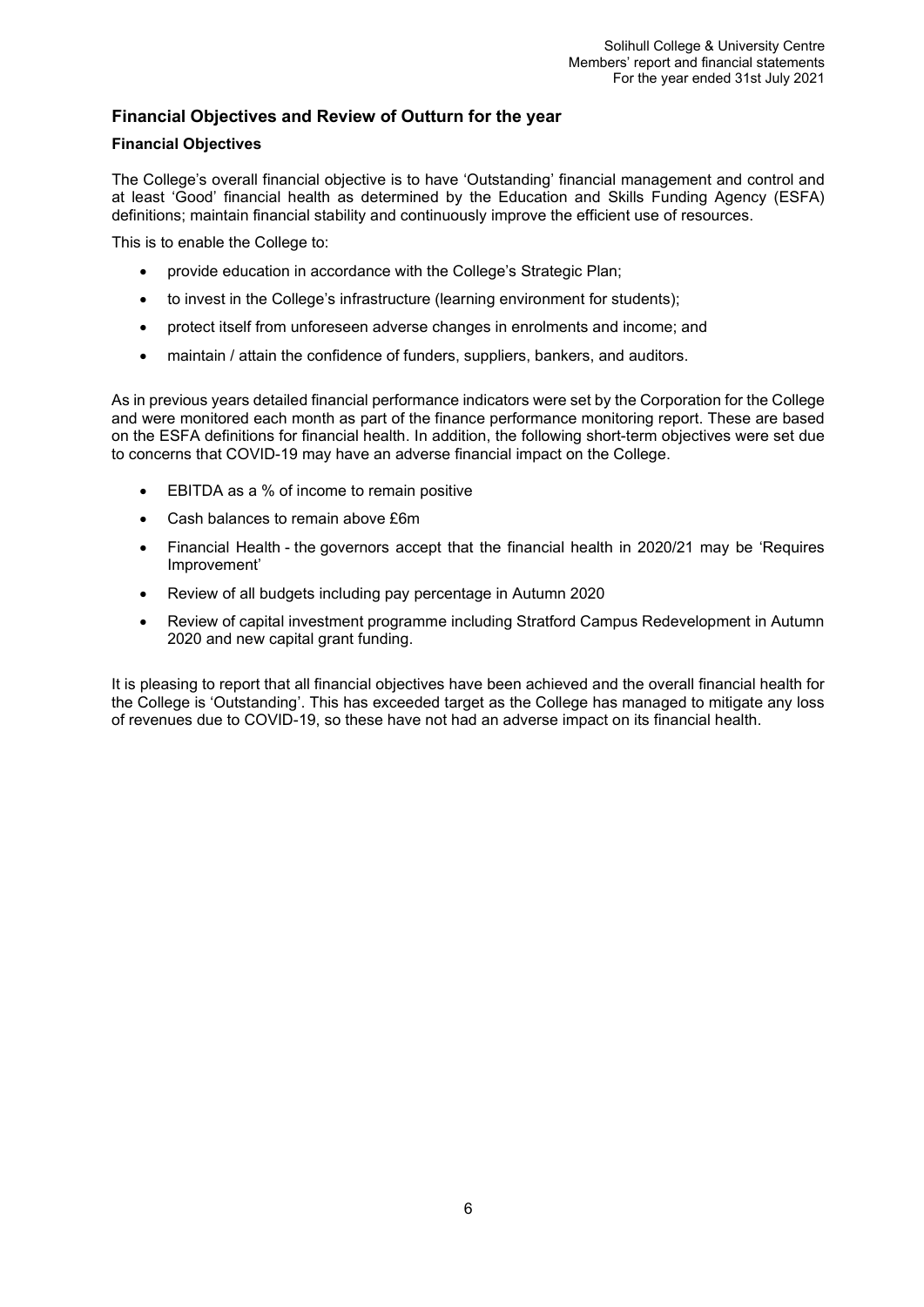## Financial Objectives and Review of Outturn for the year

### Financial Objectives

The College's overall financial objective is to have 'Outstanding' financial management and control and at least 'Good' financial health as determined by the Education and Skills Funding Agency (ESFA) definitions; maintain financial stability and continuously improve the efficient use of resources.

This is to enable the College to:

- provide education in accordance with the College's Strategic Plan;
- to invest in the College's infrastructure (learning environment for students);
- protect itself from unforeseen adverse changes in enrolments and income; and
- maintain / attain the confidence of funders, suppliers, bankers, and auditors.

As in previous years detailed financial performance indicators were set by the Corporation for the College and were monitored each month as part of the finance performance monitoring report. These are based on the ESFA definitions for financial health. In addition, the following short-term objectives were set due to concerns that COVID-19 may have an adverse financial impact on the College.

- EBITDA as a % of income to remain positive
- Cash balances to remain above £6m
- Financial Health - the governors accept that the financial health in 2020/21 may be 'Requires Improvement'
- Review of all budgets including pay percentage in Autumn 2020
- Review of capital investment programme including Stratford Campus Redevelopment in Autumn 2020 and new capital grant funding.

It is pleasing to report that all financial objectives have been achieved and the overall financial health for the College is 'Outstanding'. This has exceeded target as the College has managed to mitigate any loss of revenues due to COVID-19, so these have not had an adverse impact on its financial health.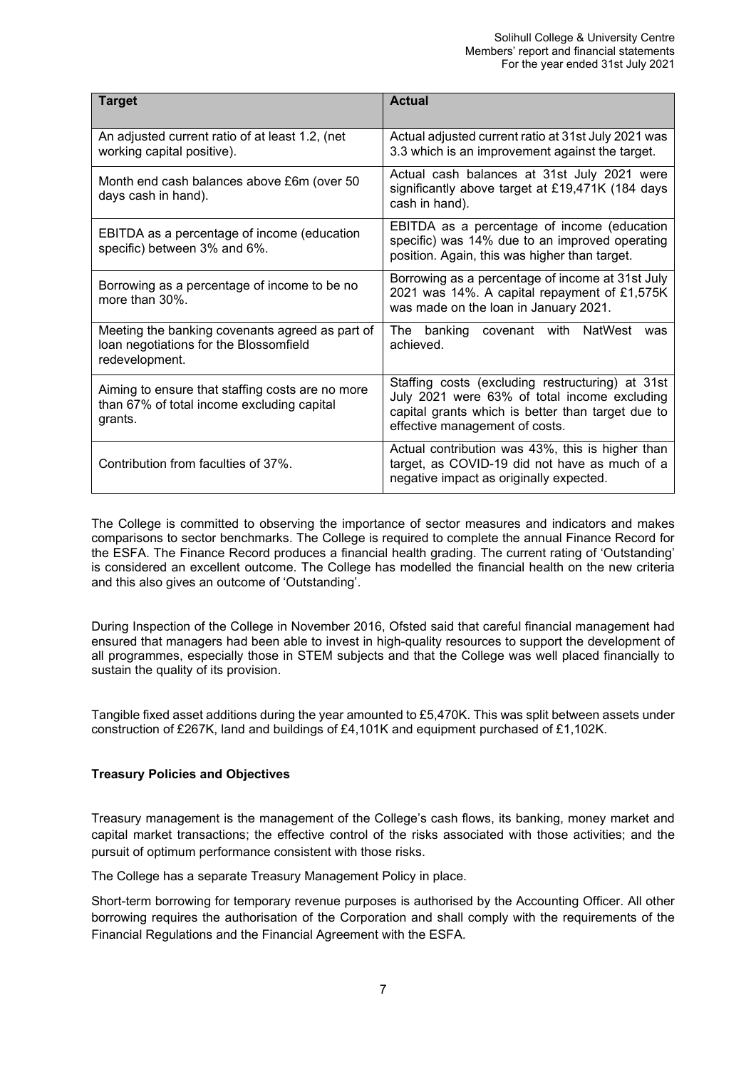| Target | Actual |
| --- | --- |
| An adjusted current ratio of at least 1.2, (net working capital positive). | Actual adjusted current ratio at 31st July 2021 was 3.3 which is an improvement against the target. |
| Month end cash balances above £6m (over 50 days cash in hand). | Actual cash balances at 31st July 2021 were significantly above target at £19,471K (184 days cash in hand). |
| EBITDA as a percentage of income (education specific) between 3% and 6%. | EBITDA as a percentage of income (education specific) was 14% due to an improved operating position. Again, this was higher than target. |
| Borrowing as a percentage of income to be no more than 30%. | Borrowing as a percentage of income at 31st July 2021 was 14%. A capital repayment of £1,575K was made on the loan in January 2021. |
| Meeting the banking covenants agreed as part of loan negotiations for the Blossomfield redevelopment. | The banking covenant with NatWest was achieved. |
| Aiming to ensure that staffing costs are no more than 67% of total income excluding capital grants. | Staffing costs (excluding restructuring) at 31st July 2021 were 63% of total income excluding capital grants which is better than target due to effective management of costs. |
| Contribution from faculties of 37%. | Actual contribution was 43%, this is higher than target, as COVID-19 did not have as much of a negative impact as originally expected. |

The College is committed to observing the importance of sector measures and indicators and makes comparisons to sector benchmarks. The College is required to complete the annual Finance Record for the ESFA. The Finance Record produces a financial health grading. The current rating of 'Outstanding' is considered an excellent outcome. The College has modelled the financial health on the new criteria and this also gives an outcome of 'Outstanding'.

During Inspection of the College in November 2016, Ofsted said that careful financial management had ensured that managers had been able to invest in high-quality resources to support the development of all programmes, especially those in STEM subjects and that the College was well placed financially to sustain the quality of its provision.

Tangible fixed asset additions during the year amounted to £5,470K. This was split between assets under construction of £267K, land and buildings of £4,101K and equipment purchased of £1,102K.

**Treasury Policies and Objectives**

Treasury management is the management of the College's cash flows, its banking, money market and capital market transactions; the effective control of the risks associated with those activities; and the pursuit of optimum performance consistent with those risks.

The College has a separate Treasury Management Policy in place.

Short-term borrowing for temporary revenue purposes is authorised by the Accounting Officer. All other borrowing requires the authorisation of the Corporation and shall comply with the requirements of the Financial Regulations and the Financial Agreement with the ESFA.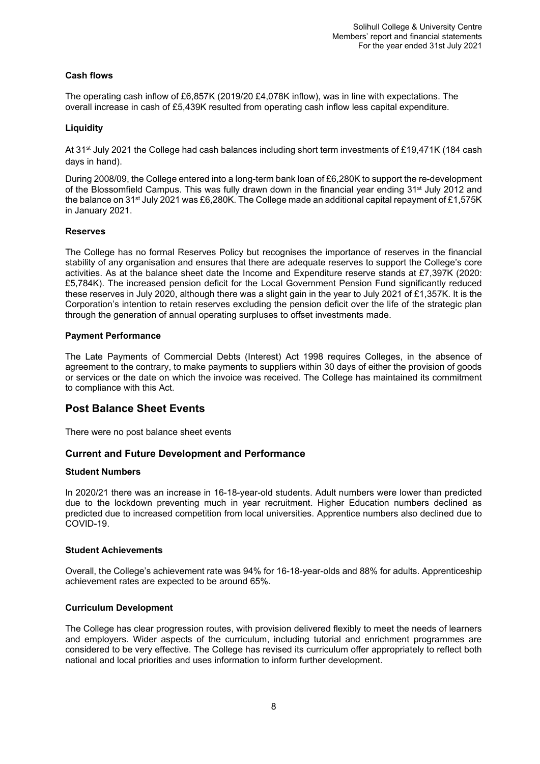### Cash flows

The operating cash inflow of £6,857K (2019/20 £4,078K inflow), was in line with expectations. The overall increase in cash of £5,439K resulted from operating cash inflow less capital expenditure.

### Liquidity

At 31st July 2021 the College had cash balances including short term investments of £19,471K (184 cash days in hand).

During 2008/09, the College entered into a long-term bank loan of £6,280K to support the re-development of the Blossomfield Campus. This was fully drawn down in the financial year ending 31st July 2012 and the balance on 31st July 2021 was £6,280K. The College made an additional capital repayment of £1,575K in January 2021.

### Reserves

The College has no formal Reserves Policy but recognises the importance of reserves in the financial stability of any organisation and ensures that there are adequate reserves to support the College's core activities. As at the balance sheet date the Income and Expenditure reserve stands at £7,397K (2020: £5,784K). The increased pension deficit for the Local Government Pension Fund significantly reduced these reserves in July 2020, although there was a slight gain in the year to July 2021 of £1,357K. It is the Corporation's intention to retain reserves excluding the pension deficit over the life of the strategic plan through the generation of annual operating surpluses to offset investments made.

### Payment Performance

The Late Payments of Commercial Debts (Interest) Act 1998 requires Colleges, in the absence of agreement to the contrary, to make payments to suppliers within 30 days of either the provision of goods or services or the date on which the invoice was received. The College has maintained its commitment to compliance with this Act.

## Post Balance Sheet Events

There were no post balance sheet events

## Current and Future Development and Performance

### Student Numbers

In 2020/21 there was an increase in 16-18-year-old students. Adult numbers were lower than predicted due to the lockdown preventing much in year recruitment. Higher Education numbers declined as predicted due to increased competition from local universities. Apprentice numbers also declined due to COVID-19.

### Student Achievements

Overall, the College's achievement rate was 94% for 16-18-year-olds and 88% for adults. Apprenticeship achievement rates are expected to be around 65%.

### Curriculum Development

The College has clear progression routes, with provision delivered flexibly to meet the needs of learners and employers. Wider aspects of the curriculum, including tutorial and enrichment programmes are considered to be very effective. The College has revised its curriculum offer appropriately to reflect both national and local priorities and uses information to inform further development.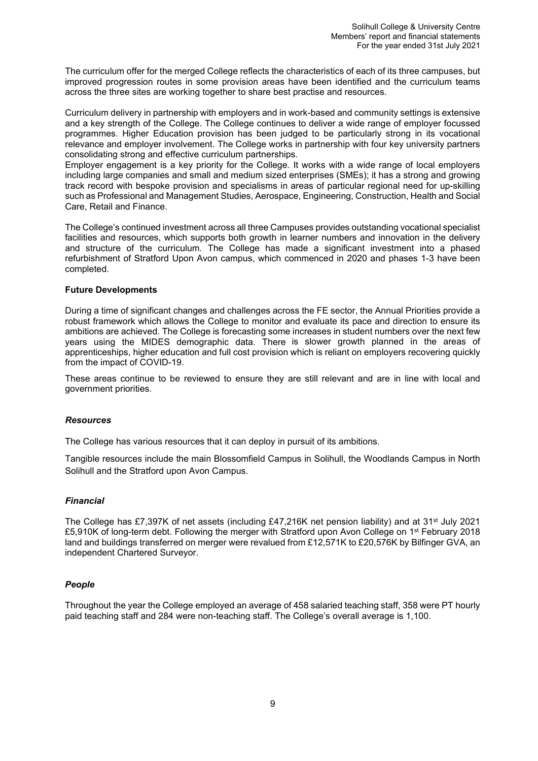The curriculum offer for the merged College reflects the characteristics of each of its three campuses, but improved progression routes in some provision areas have been identified and the curriculum teams across the three sites are working together to share best practise and resources.

Curriculum delivery in partnership with employers and in work-based and community settings is extensive and a key strength of the College. The College continues to deliver a wide range of employer focussed programmes. Higher Education provision has been judged to be particularly strong in its vocational relevance and employer involvement. The College works in partnership with four key university partners consolidating strong and effective curriculum partnerships.

Employer engagement is a key priority for the College. It works with a wide range of local employers including large companies and small and medium sized enterprises (SMEs); it has a strong and growing track record with bespoke provision and specialisms in areas of particular regional need for up-skilling such as Professional and Management Studies, Aerospace, Engineering, Construction, Health and Social Care, Retail and Finance.

The College's continued investment across all three Campuses provides outstanding vocational specialist facilities and resources, which supports both growth in learner numbers and innovation in the delivery and structure of the curriculum. The College has made a significant investment into a phased refurbishment of Stratford Upon Avon campus, which commenced in 2020 and phases 1-3 have been completed.

**Future Developments**

During a time of significant changes and challenges across the FE sector, the Annual Priorities provide a robust framework which allows the College to monitor and evaluate its pace and direction to ensure its ambitions are achieved. The College is forecasting some increases in student numbers over the next few years using the MIDES demographic data. There is slower growth planned in the areas of apprenticeships, higher education and full cost provision which is reliant on employers recovering quickly from the impact of COVID-19.

These areas continue to be reviewed to ensure they are still relevant and are in line with local and government priorities.

***Resources***

The College has various resources that it can deploy in pursuit of its ambitions.

Tangible resources include the main Blossomfield Campus in Solihull, the Woodlands Campus in North Solihull and the Stratford upon Avon Campus.

***Financial***

The College has £7,397K of net assets (including £47,216K net pension liability) and at 31st July 2021 £5,910K of long-term debt. Following the merger with Stratford upon Avon College on 1st February 2018 land and buildings transferred on merger were revalued from £12,571K to £20,576K by Bilfinger GVA, an independent Chartered Surveyor.

***People***

Throughout the year the College employed an average of 458 salaried teaching staff, 358 were PT hourly paid teaching staff and 284 were non-teaching staff. The College's overall average is 1,100.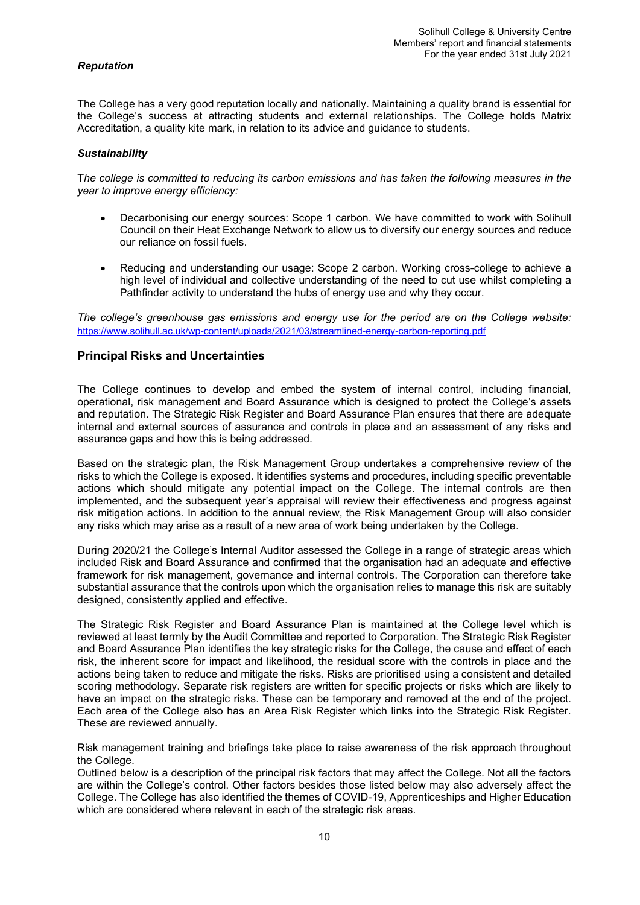### *Reputation*

The College has a very good reputation locally and nationally. Maintaining a quality brand is essential for the College's success at attracting students and external relationships. The College holds Matrix Accreditation, a quality kite mark, in relation to its advice and guidance to students.

### *Sustainability*

*The college is committed to reducing its carbon emissions and has taken the following measures in the year to improve energy efficiency:*

- Decarbonising our energy sources: Scope 1 carbon. We have committed to work with Solihull Council on their Heat Exchange Network to allow us to diversify our energy sources and reduce our reliance on fossil fuels.
- Reducing and understanding our usage: Scope 2 carbon. Working cross-college to achieve a high level of individual and collective understanding of the need to cut use whilst completing a Pathfinder activity to understand the hubs of energy use and why they occur.

*The college's greenhouse gas emissions and energy use for the period are on the College website:* https://www.solihull.ac.uk/wp-content/uploads/2021/03/streamlined-energy-carbon-reporting.pdf

## Principal Risks and Uncertainties

The College continues to develop and embed the system of internal control, including financial, operational, risk management and Board Assurance which is designed to protect the College's assets and reputation. The Strategic Risk Register and Board Assurance Plan ensures that there are adequate internal and external sources of assurance and controls in place and an assessment of any risks and assurance gaps and how this is being addressed.

Based on the strategic plan, the Risk Management Group undertakes a comprehensive review of the risks to which the College is exposed. It identifies systems and procedures, including specific preventable actions which should mitigate any potential impact on the College. The internal controls are then implemented, and the subsequent year's appraisal will review their effectiveness and progress against risk mitigation actions. In addition to the annual review, the Risk Management Group will also consider any risks which may arise as a result of a new area of work being undertaken by the College.

During 2020/21 the College's Internal Auditor assessed the College in a range of strategic areas which included Risk and Board Assurance and confirmed that the organisation had an adequate and effective framework for risk management, governance and internal controls. The Corporation can therefore take substantial assurance that the controls upon which the organisation relies to manage this risk are suitably designed, consistently applied and effective.

The Strategic Risk Register and Board Assurance Plan is maintained at the College level which is reviewed at least termly by the Audit Committee and reported to Corporation. The Strategic Risk Register and Board Assurance Plan identifies the key strategic risks for the College, the cause and effect of each risk, the inherent score for impact and likelihood, the residual score with the controls in place and the actions being taken to reduce and mitigate the risks. Risks are prioritised using a consistent and detailed scoring methodology. Separate risk registers are written for specific projects or risks which are likely to have an impact on the strategic risks. These can be temporary and removed at the end of the project. Each area of the College also has an Area Risk Register which links into the Strategic Risk Register. These are reviewed annually.

Risk management training and briefings take place to raise awareness of the risk approach throughout the College.
Outlined below is a description of the principal risk factors that may affect the College. Not all the factors are within the College's control. Other factors besides those listed below may also adversely affect the College. The College has also identified the themes of COVID-19, Apprenticeships and Higher Education which are considered where relevant in each of the strategic risk areas.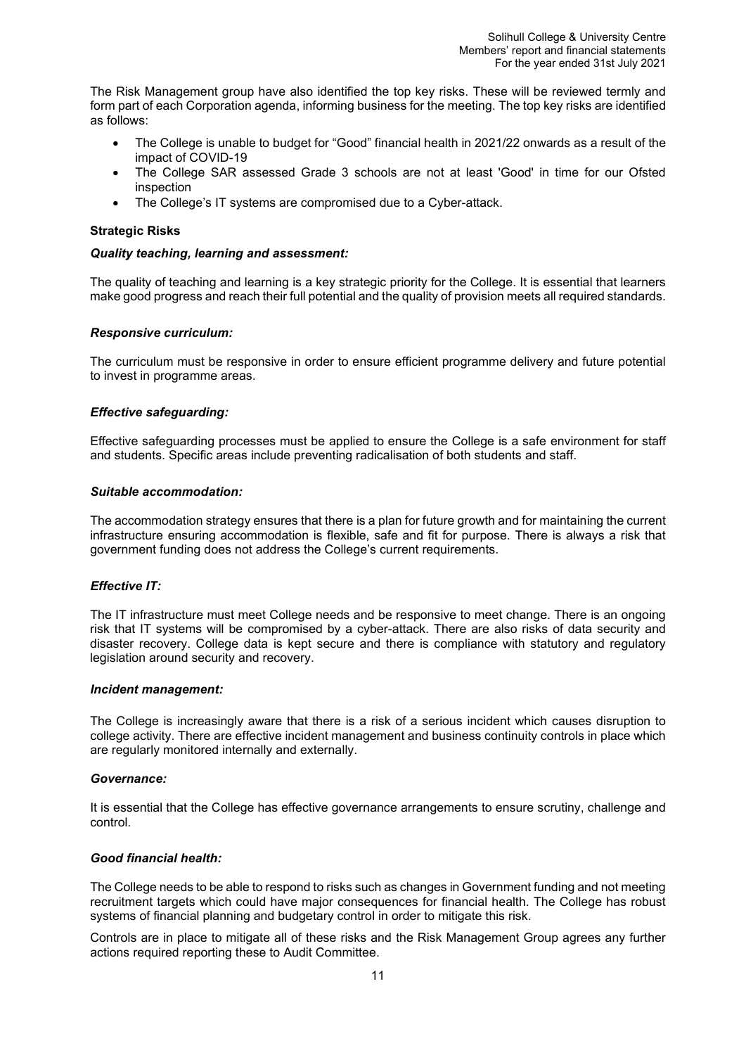The Risk Management group have also identified the top key risks. These will be reviewed termly and form part of each Corporation agenda, informing business for the meeting. The top key risks are identified as follows:

- The College is unable to budget for "Good" financial health in 2021/22 onwards as a result of the impact of COVID-19
- The College SAR assessed Grade 3 schools are not at least 'Good' in time for our Ofsted inspection
- The College's IT systems are compromised due to a Cyber-attack.

**Strategic Risks**

***Quality teaching, learning and assessment:***

The quality of teaching and learning is a key strategic priority for the College. It is essential that learners make good progress and reach their full potential and the quality of provision meets all required standards.

***Responsive curriculum:***

The curriculum must be responsive in order to ensure efficient programme delivery and future potential to invest in programme areas.

***Effective safeguarding:***

Effective safeguarding processes must be applied to ensure the College is a safe environment for staff and students. Specific areas include preventing radicalisation of both students and staff.

***Suitable accommodation:***

The accommodation strategy ensures that there is a plan for future growth and for maintaining the current infrastructure ensuring accommodation is flexible, safe and fit for purpose. There is always a risk that government funding does not address the College's current requirements.

***Effective IT:***

The IT infrastructure must meet College needs and be responsive to meet change. There is an ongoing risk that IT systems will be compromised by a cyber-attack. There are also risks of data security and disaster recovery. College data is kept secure and there is compliance with statutory and regulatory legislation around security and recovery.

***Incident management:***

The College is increasingly aware that there is a risk of a serious incident which causes disruption to college activity. There are effective incident management and business continuity controls in place which are regularly monitored internally and externally.

***Governance:***

It is essential that the College has effective governance arrangements to ensure scrutiny, challenge and control.

***Good financial health:***

The College needs to be able to respond to risks such as changes in Government funding and not meeting recruitment targets which could have major consequences for financial health. The College has robust systems of financial planning and budgetary control in order to mitigate this risk.

Controls are in place to mitigate all of these risks and the Risk Management Group agrees any further actions required reporting these to Audit Committee.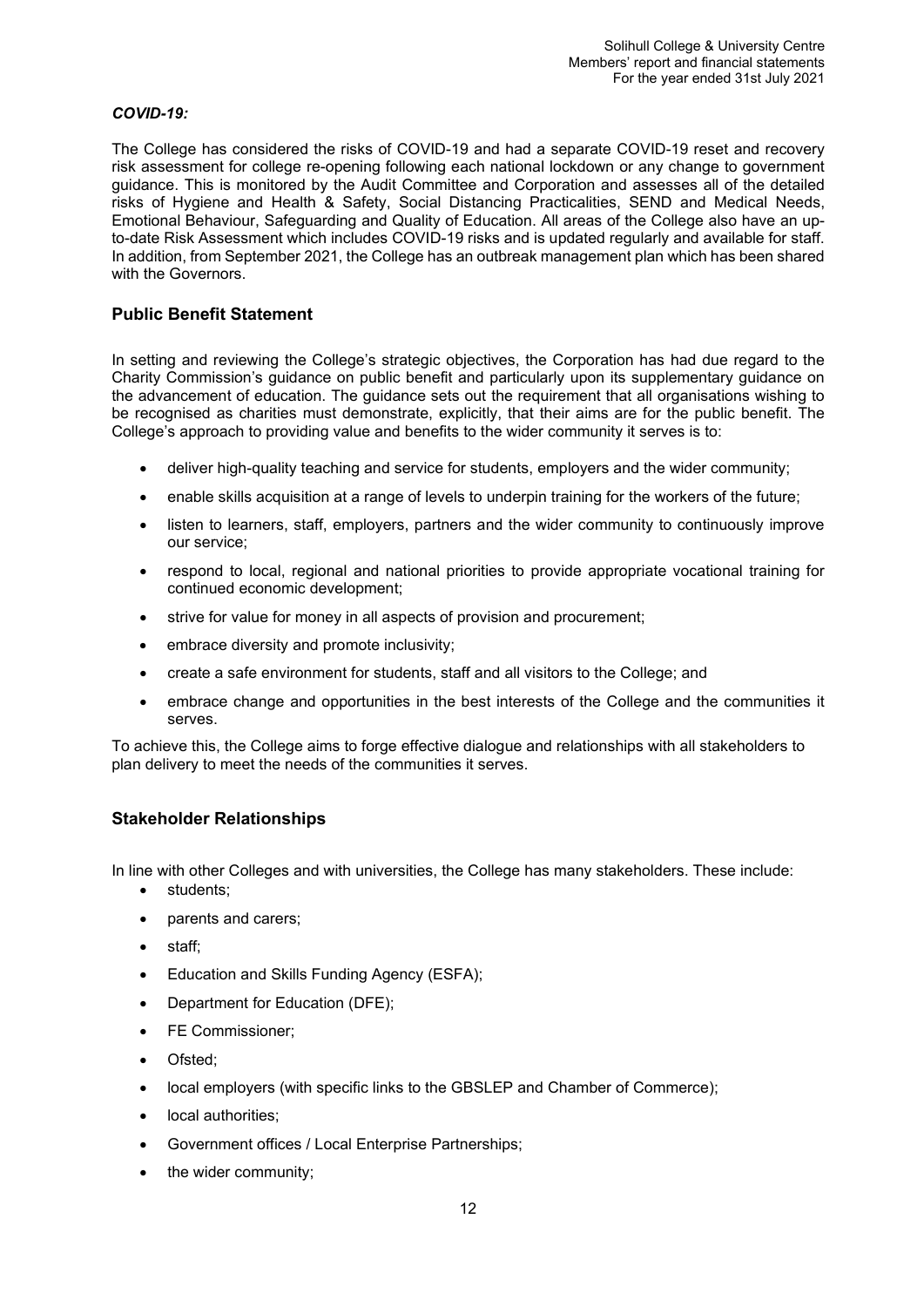***COVID-19:***

The College has considered the risks of COVID-19 and had a separate COVID-19 reset and recovery risk assessment for college re-opening following each national lockdown or any change to government guidance. This is monitored by the Audit Committee and Corporation and assesses all of the detailed risks of Hygiene and Health & Safety, Social Distancing Practicalities, SEND and Medical Needs, Emotional Behaviour, Safeguarding and Quality of Education. All areas of the College also have an up-to-date Risk Assessment which includes COVID-19 risks and is updated regularly and available for staff. In addition, from September 2021, the College has an outbreak management plan which has been shared with the Governors.

## Public Benefit Statement

In setting and reviewing the College's strategic objectives, the Corporation has had due regard to the Charity Commission's guidance on public benefit and particularly upon its supplementary guidance on the advancement of education. The guidance sets out the requirement that all organisations wishing to be recognised as charities must demonstrate, explicitly, that their aims are for the public benefit. The College's approach to providing value and benefits to the wider community it serves is to:

- deliver high-quality teaching and service for students, employers and the wider community;
- enable skills acquisition at a range of levels to underpin training for the workers of the future;
- listen to learners, staff, employers, partners and the wider community to continuously improve our service;
- respond to local, regional and national priorities to provide appropriate vocational training for continued economic development;
- strive for value for money in all aspects of provision and procurement;
- embrace diversity and promote inclusivity;
- create a safe environment for students, staff and all visitors to the College; and
- embrace change and opportunities in the best interests of the College and the communities it serves.

To achieve this, the College aims to forge effective dialogue and relationships with all stakeholders to plan delivery to meet the needs of the communities it serves.

## Stakeholder Relationships

In line with other Colleges and with universities, the College has many stakeholders. These include:

- students;
- parents and carers;
- staff;
- Education and Skills Funding Agency (ESFA);
- Department for Education (DFE);
- FE Commissioner;
- Ofsted;
- local employers (with specific links to the GBSLEP and Chamber of Commerce);
- local authorities;
- Government offices / Local Enterprise Partnerships;
- the wider community;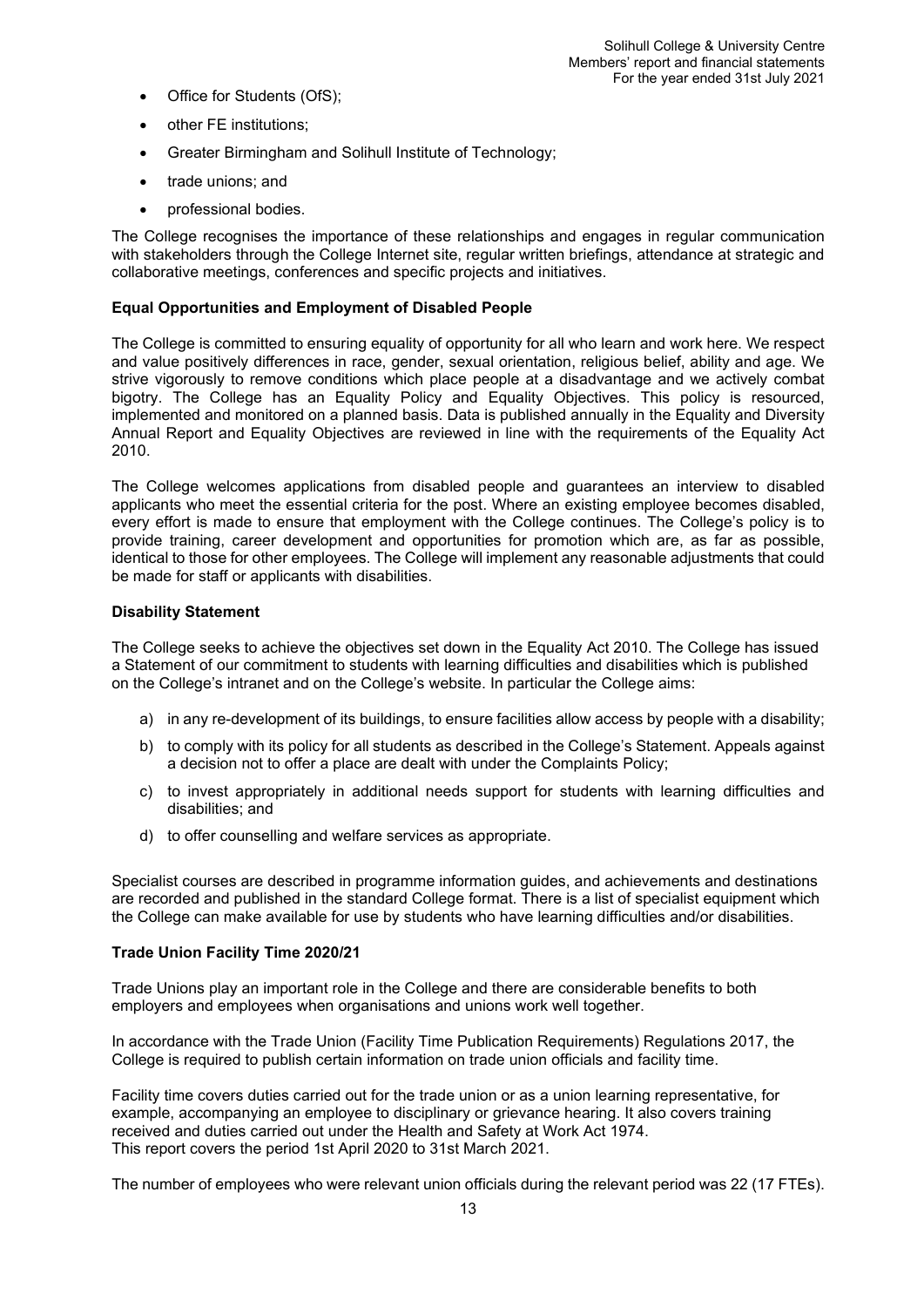- Office for Students (OfS);
- other FE institutions;
- Greater Birmingham and Solihull Institute of Technology;
- trade unions; and
- professional bodies.

The College recognises the importance of these relationships and engages in regular communication with stakeholders through the College Internet site, regular written briefings, attendance at strategic and collaborative meetings, conferences and specific projects and initiatives.

**Equal Opportunities and Employment of Disabled People**

The College is committed to ensuring equality of opportunity for all who learn and work here. We respect and value positively differences in race, gender, sexual orientation, religious belief, ability and age. We strive vigorously to remove conditions which place people at a disadvantage and we actively combat bigotry. The College has an Equality Policy and Equality Objectives. This policy is resourced, implemented and monitored on a planned basis. Data is published annually in the Equality and Diversity Annual Report and Equality Objectives are reviewed in line with the requirements of the Equality Act 2010.

The College welcomes applications from disabled people and guarantees an interview to disabled applicants who meet the essential criteria for the post. Where an existing employee becomes disabled, every effort is made to ensure that employment with the College continues. The College's policy is to provide training, career development and opportunities for promotion which are, as far as possible, identical to those for other employees. The College will implement any reasonable adjustments that could be made for staff or applicants with disabilities.

**Disability Statement**

The College seeks to achieve the objectives set down in the Equality Act 2010. The College has issued a Statement of our commitment to students with learning difficulties and disabilities which is published on the College's intranet and on the College's website. In particular the College aims:

a) in any re-development of its buildings, to ensure facilities allow access by people with a disability;
b) to comply with its policy for all students as described in the College's Statement. Appeals against a decision not to offer a place are dealt with under the Complaints Policy;
c) to invest appropriately in additional needs support for students with learning difficulties and disabilities; and
d) to offer counselling and welfare services as appropriate.

Specialist courses are described in programme information guides, and achievements and destinations are recorded and published in the standard College format. There is a list of specialist equipment which the College can make available for use by students who have learning difficulties and/or disabilities.

**Trade Union Facility Time 2020/21**

Trade Unions play an important role in the College and there are considerable benefits to both employers and employees when organisations and unions work well together.

In accordance with the Trade Union (Facility Time Publication Requirements) Regulations 2017, the College is required to publish certain information on trade union officials and facility time.

Facility time covers duties carried out for the trade union or as a union learning representative, for example, accompanying an employee to disciplinary or grievance hearing. It also covers training received and duties carried out under the Health and Safety at Work Act 1974.
This report covers the period 1st April 2020 to 31st March 2021.

The number of employees who were relevant union officials during the relevant period was 22 (17 FTEs).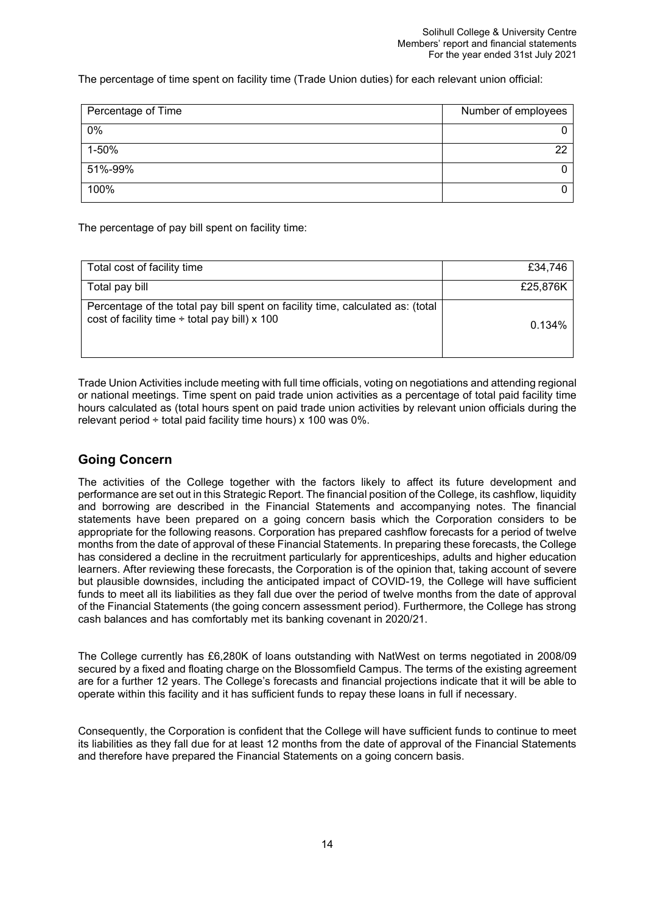The percentage of time spent on facility time (Trade Union duties) for each relevant union official:

| Percentage of Time | Number of employees |
|---|---|
| 0% | 0 |
| 1-50% | 22 |
| 51%-99% | 0 |
| 100% | 0 |

The percentage of pay bill spent on facility time:

| | |
|---|---|
| Total cost of facility time | £34,746 |
| Total pay bill | £25,876K |
| Percentage of the total pay bill spent on facility time, calculated as: (total cost of facility time ÷ total pay bill) x 100 | 0.134% |

Trade Union Activities include meeting with full time officials, voting on negotiations and attending regional or national meetings. Time spent on paid trade union activities as a percentage of total paid facility time hours calculated as (total hours spent on paid trade union activities by relevant union officials during the relevant period ÷ total paid facility time hours) x 100 was 0%.

## Going Concern

The activities of the College together with the factors likely to affect its future development and performance are set out in this Strategic Report. The financial position of the College, its cashflow, liquidity and borrowing are described in the Financial Statements and accompanying notes. The financial statements have been prepared on a going concern basis which the Corporation considers to be appropriate for the following reasons. Corporation has prepared cashflow forecasts for a period of twelve months from the date of approval of these Financial Statements. In preparing these forecasts, the College has considered a decline in the recruitment particularly for apprenticeships, adults and higher education learners. After reviewing these forecasts, the Corporation is of the opinion that, taking account of severe but plausible downsides, including the anticipated impact of COVID-19, the College will have sufficient funds to meet all its liabilities as they fall due over the period of twelve months from the date of approval of the Financial Statements (the going concern assessment period). Furthermore, the College has strong cash balances and has comfortably met its banking covenant in 2020/21.

The College currently has £6,280K of loans outstanding with NatWest on terms negotiated in 2008/09 secured by a fixed and floating charge on the Blossomfield Campus. The terms of the existing agreement are for a further 12 years. The College's forecasts and financial projections indicate that it will be able to operate within this facility and it has sufficient funds to repay these loans in full if necessary.

Consequently, the Corporation is confident that the College will have sufficient funds to continue to meet its liabilities as they fall due for at least 12 months from the date of approval of the Financial Statements and therefore have prepared the Financial Statements on a going concern basis.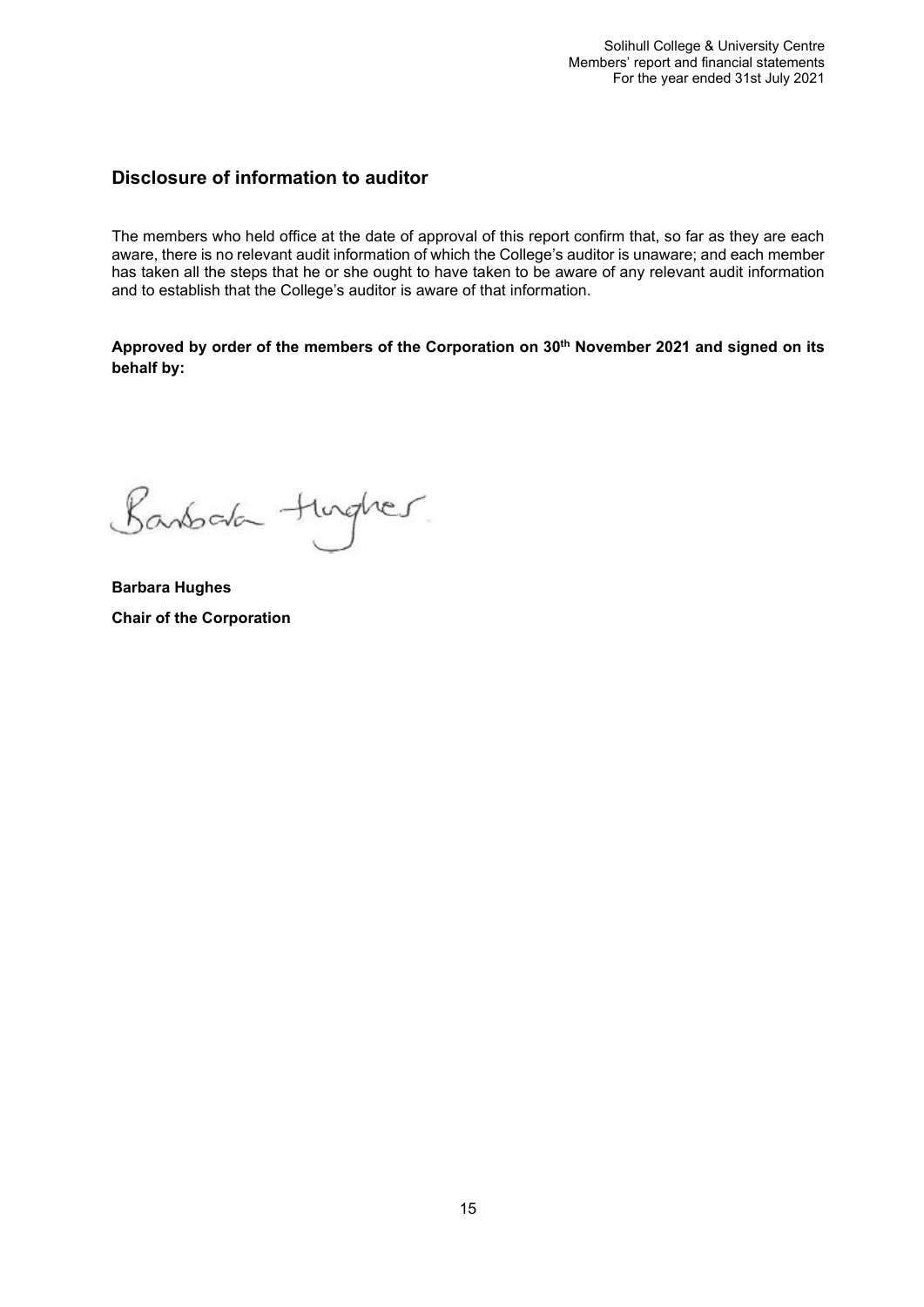## Disclosure of information to auditor

The members who held office at the date of approval of this report confirm that, so far as they are each aware, there is no relevant audit information of which the College's auditor is unaware; and each member has taken all the steps that he or she ought to have taken to be aware of any relevant audit information and to establish that the College's auditor is aware of that information.

**Approved by order of the members of the Corporation on 30th November 2021 and signed on its behalf by:**

**Barbara Hughes**

**Chair of the Corporation**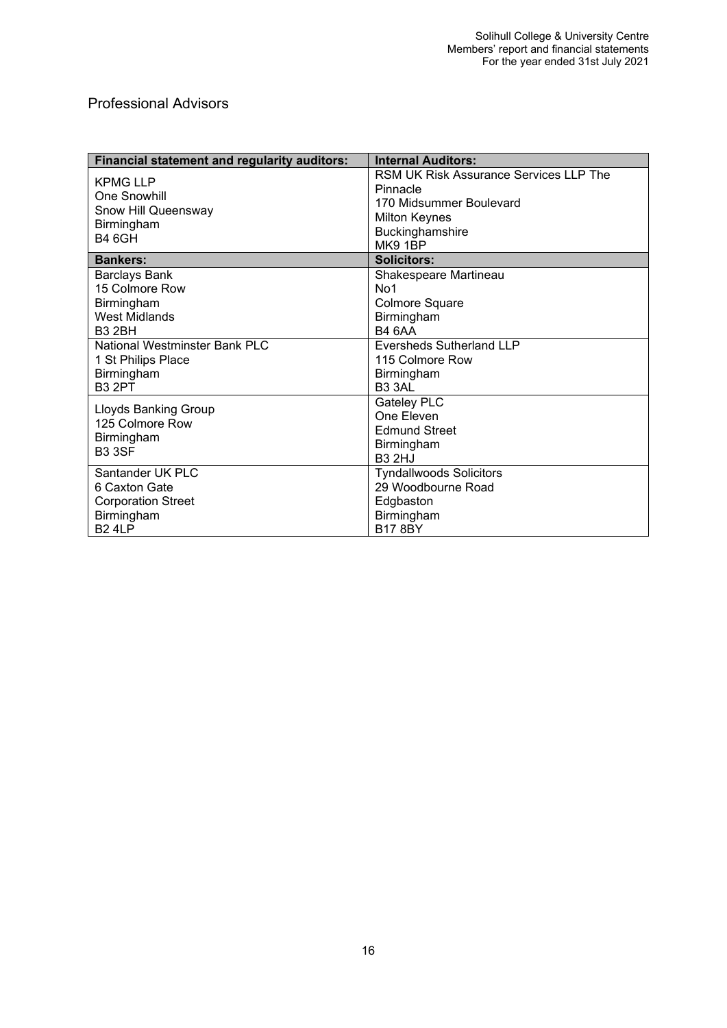## Professional Advisors

| Financial statement and regularity auditors: | Internal Auditors: |
|---|---|
| KPMG LLP<br>One Snowhill<br>Snow Hill Queensway<br>Birmingham<br>B4 6GH | RSM UK Risk Assurance Services LLP The Pinnacle<br>170 Midsummer Boulevard<br>Milton Keynes<br>Buckinghamshire<br>MK9 1BP |
| **Bankers:** | **Solicitors:** |
| Barclays Bank<br>15 Colmore Row<br>Birmingham<br>West Midlands<br>B3 2BH | Shakespeare Martineau<br>No1<br>Colmore Square<br>Birmingham<br>B4 6AA |
| National Westminster Bank PLC<br>1 St Philips Place<br>Birmingham<br>B3 2PT | Eversheds Sutherland LLP<br>115 Colmore Row<br>Birmingham<br>B3 3AL |
| Lloyds Banking Group<br>125 Colmore Row<br>Birmingham<br>B3 3SF | Gateley PLC<br>One Eleven<br>Edmund Street<br>Birmingham<br>B3 2HJ |
| Santander UK PLC<br>6 Caxton Gate<br>Corporation Street<br>Birmingham<br>B2 4LP | Tyndallwoods Solicitors<br>29 Woodbourne Road<br>Edgbaston<br>Birmingham<br>B17 8BY |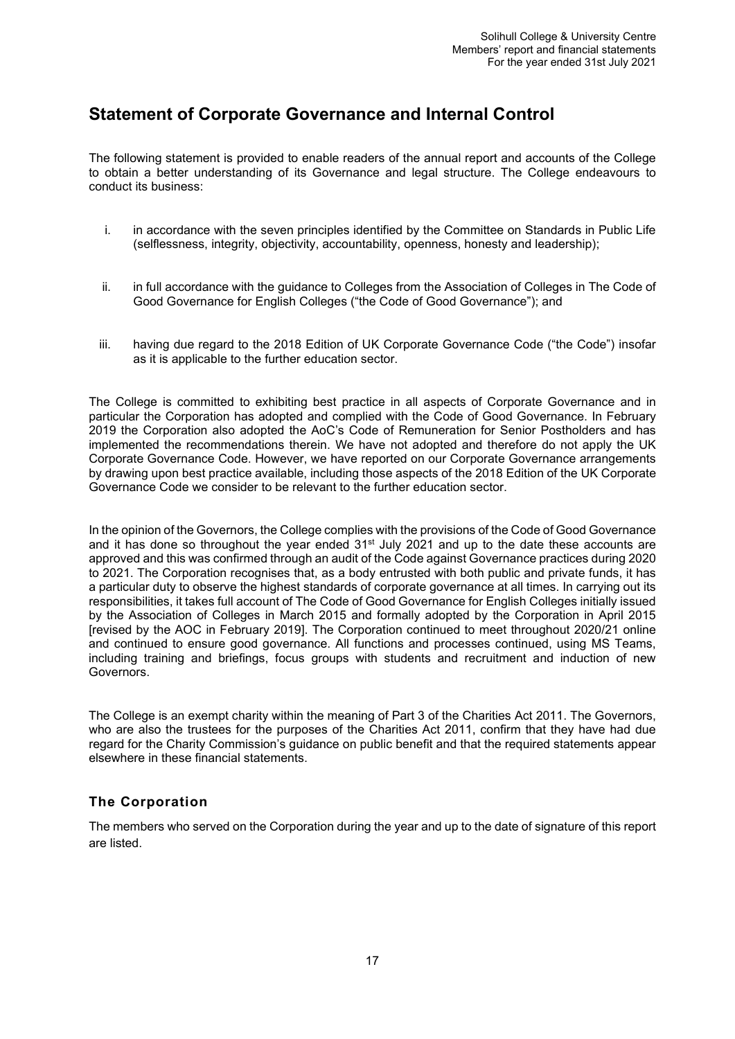## Statement of Corporate Governance and Internal Control

The following statement is provided to enable readers of the annual report and accounts of the College to obtain a better understanding of its Governance and legal structure. The College endeavours to conduct its business:

i. in accordance with the seven principles identified by the Committee on Standards in Public Life (selflessness, integrity, objectivity, accountability, openness, honesty and leadership);

ii. in full accordance with the guidance to Colleges from the Association of Colleges in The Code of Good Governance for English Colleges ("the Code of Good Governance"); and

iii. having due regard to the 2018 Edition of UK Corporate Governance Code ("the Code") insofar as it is applicable to the further education sector.

The College is committed to exhibiting best practice in all aspects of Corporate Governance and in particular the Corporation has adopted and complied with the Code of Good Governance. In February 2019 the Corporation also adopted the AoC's Code of Remuneration for Senior Postholders and has implemented the recommendations therein. We have not adopted and therefore do not apply the UK Corporate Governance Code. However, we have reported on our Corporate Governance arrangements by drawing upon best practice available, including those aspects of the 2018 Edition of the UK Corporate Governance Code we consider to be relevant to the further education sector.

In the opinion of the Governors, the College complies with the provisions of the Code of Good Governance and it has done so throughout the year ended 31st July 2021 and up to the date these accounts are approved and this was confirmed through an audit of the Code against Governance practices during 2020 to 2021. The Corporation recognises that, as a body entrusted with both public and private funds, it has a particular duty to observe the highest standards of corporate governance at all times. In carrying out its responsibilities, it takes full account of The Code of Good Governance for English Colleges initially issued by the Association of Colleges in March 2015 and formally adopted by the Corporation in April 2015 [revised by the AOC in February 2019]. The Corporation continued to meet throughout 2020/21 online and continued to ensure good governance. All functions and processes continued, using MS Teams, including training and briefings, focus groups with students and recruitment and induction of new Governors.

The College is an exempt charity within the meaning of Part 3 of the Charities Act 2011. The Governors, who are also the trustees for the purposes of the Charities Act 2011, confirm that they have had due regard for the Charity Commission's guidance on public benefit and that the required statements appear elsewhere in these financial statements.

### The Corporation

The members who served on the Corporation during the year and up to the date of signature of this report are listed.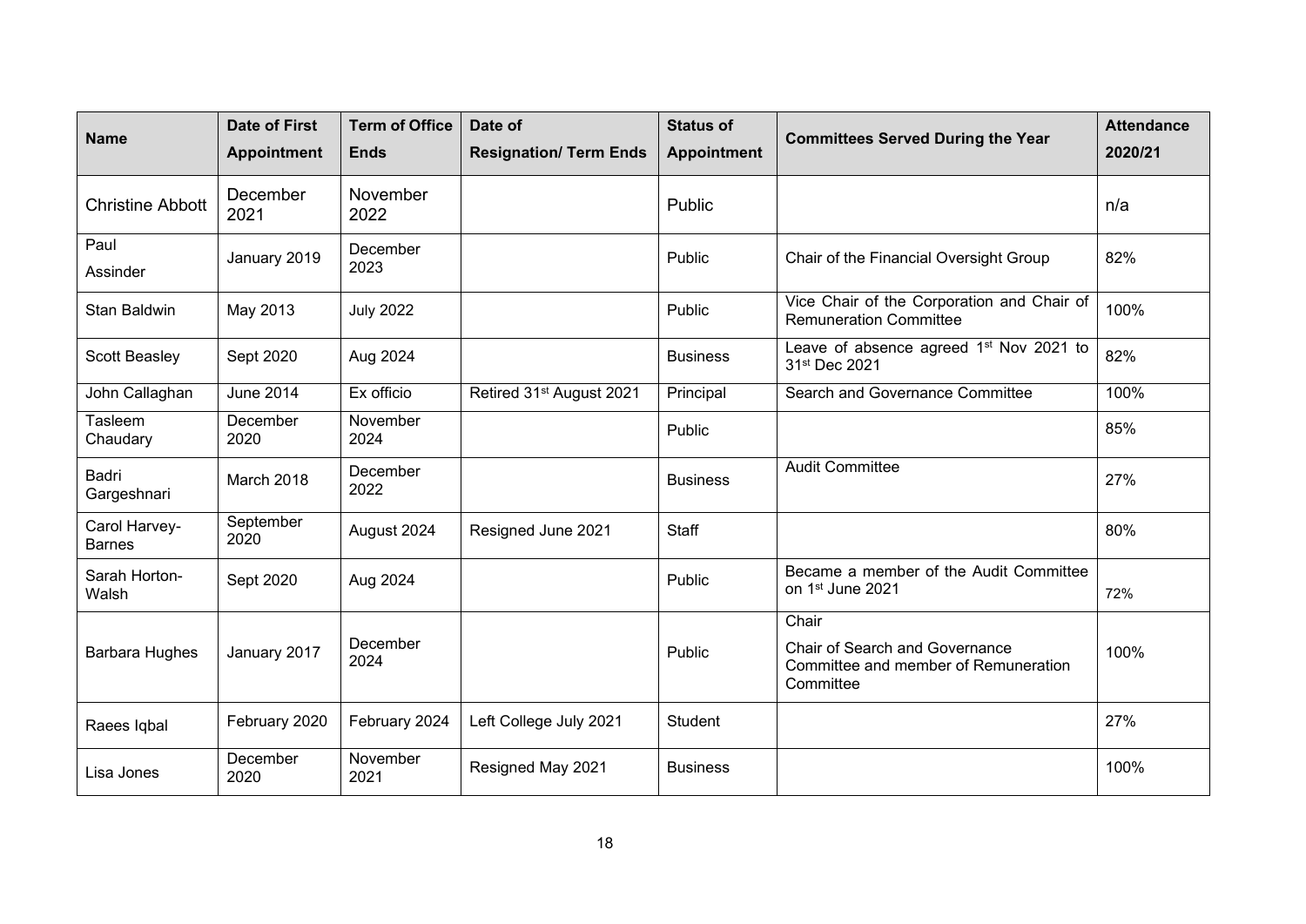| Name | Date of First Appointment | Term of Office Ends | Date of Resignation/ Term Ends | Status of Appointment | Committees Served During the Year | Attendance 2020/21 |
|---|---|---|---|---|---|---|
| Christine Abbott | December 2021 | November 2022 | | Public | | n/a |
| Paul Assinder | January 2019 | December 2023 | | Public | Chair of the Financial Oversight Group | 82% |
| Stan Baldwin | May 2013 | July 2022 | | Public | Vice Chair of the Corporation and Chair of Remuneration Committee | 100% |
| Scott Beasley | Sept 2020 | Aug 2024 | | Business | Leave of absence agreed 1st Nov 2021 to 31st Dec 2021 | 82% |
| John Callaghan | June 2014 | Ex officio | Retired 31st August 2021 | Principal | Search and Governance Committee | 100% |
| Tasleem Chaudary | December 2020 | November 2024 | | Public | | 85% |
| Badri Gargeshnari | March 2018 | December 2022 | | Business | Audit Committee | 27% |
| Carol Harvey-Barnes | September 2020 | August 2024 | Resigned June 2021 | Staff | | 80% |
| Sarah Horton-Walsh | Sept 2020 | Aug 2024 | | Public | Became a member of the Audit Committee on 1st June 2021 | 72% |
| Barbara Hughes | January 2017 | December 2024 | | Public | Chair<br>Chair of Search and Governance Committee and member of Remuneration Committee | 100% |
| Raees Iqbal | February 2020 | February 2024 | Left College July 2021 | Student | | 27% |
| Lisa Jones | December 2020 | November 2021 | Resigned May 2021 | Business | | 100% |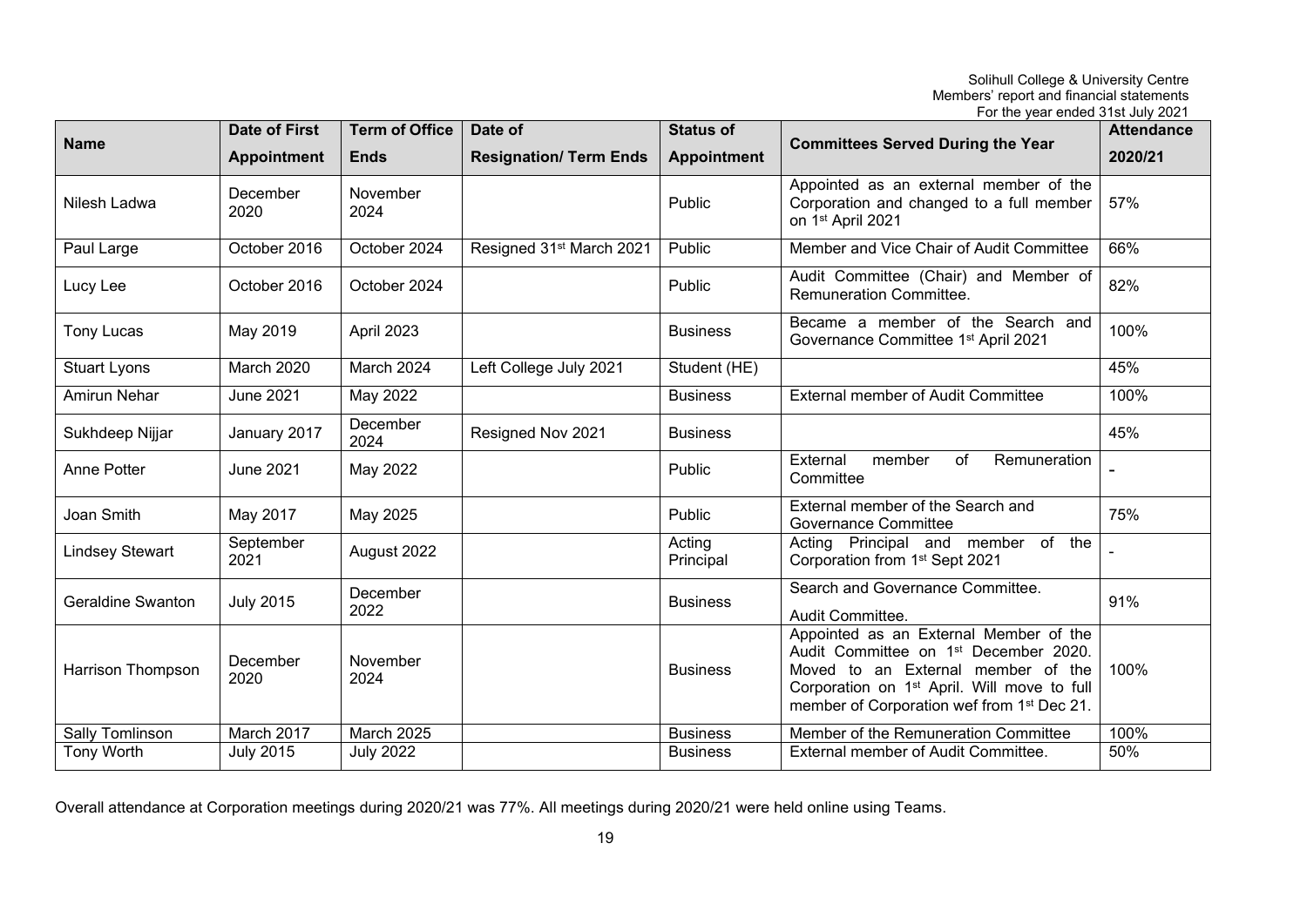| Name | Date of First Appointment | Term of Office Ends | Date of Resignation/ Term Ends | Status of Appointment | Committees Served During the Year | Attendance 2020/21 |
|---|---|---|---|---|---|---|
| Nilesh Ladwa | December 2020 | November 2024 | | Public | Appointed as an external member of the Corporation and changed to a full member on 1st April 2021 | 57% |
| Paul Large | October 2016 | October 2024 | Resigned 31st March 2021 | Public | Member and Vice Chair of Audit Committee | 66% |
| Lucy Lee | October 2016 | October 2024 | | Public | Audit Committee (Chair) and Member of Remuneration Committee. | 82% |
| Tony Lucas | May 2019 | April 2023 | | Business | Became a member of the Search and Governance Committee 1st April 2021 | 100% |
| Stuart Lyons | March 2020 | March 2024 | Left College July 2021 | Student (HE) | | 45% |
| Amirun Nehar | June 2021 | May 2022 | | Business | External member of Audit Committee | 100% |
| Sukhdeep Nijjar | January 2017 | December 2024 | Resigned Nov 2021 | Business | | 45% |
| Anne Potter | June 2021 | May 2022 | | Public | External member of Remuneration Committee | - |
| Joan Smith | May 2017 | May 2025 | | Public | External member of the Search and Governance Committee | 75% |
| Lindsey Stewart | September 2021 | August 2022 | | Acting Principal | Acting Principal and member of the Corporation from 1st Sept 2021 | - |
| Geraldine Swanton | July 2015 | December 2022 | | Business | Search and Governance Committee. Audit Committee. | 91% |
| Harrison Thompson | December 2020 | November 2024 | | Business | Appointed as an External Member of the Audit Committee on 1st December 2020. Moved to an External member of the Corporation on 1st April. Will move to full member of Corporation wef from 1st Dec 21. | 100% |
| Sally Tomlinson | March 2017 | March 2025 | | Business | Member of the Remuneration Committee | 100% |
| Tony Worth | July 2015 | July 2022 | | Business | External member of Audit Committee. | 50% |

Overall attendance at Corporation meetings during 2020/21 was 77%. All meetings during 2020/21 were held online using Teams.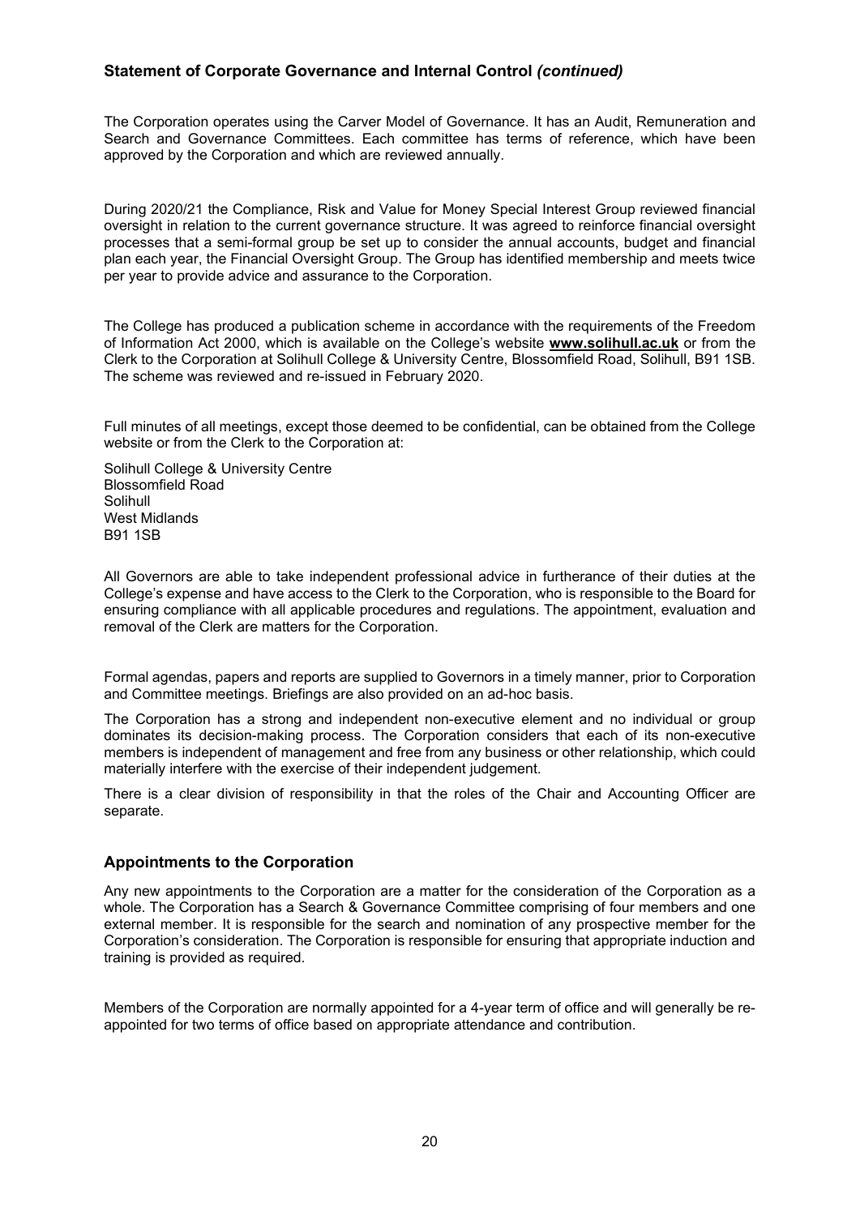## Statement of Corporate Governance and Internal Control *(continued)*

The Corporation operates using the Carver Model of Governance. It has an Audit, Remuneration and Search and Governance Committees. Each committee has terms of reference, which have been approved by the Corporation and which are reviewed annually.

During 2020/21 the Compliance, Risk and Value for Money Special Interest Group reviewed financial oversight in relation to the current governance structure. It was agreed to reinforce financial oversight processes that a semi-formal group be set up to consider the annual accounts, budget and financial plan each year, the Financial Oversight Group. The Group has identified membership and meets twice per year to provide advice and assurance to the Corporation.

The College has produced a publication scheme in accordance with the requirements of the Freedom of Information Act 2000, which is available on the College's website **www.solihull.ac.uk** or from the Clerk to the Corporation at Solihull College & University Centre, Blossomfield Road, Solihull, B91 1SB. The scheme was reviewed and re-issued in February 2020.

Full minutes of all meetings, except those deemed to be confidential, can be obtained from the College website or from the Clerk to the Corporation at:

Solihull College & University Centre
Blossomfield Road
Solihull
West Midlands
B91 1SB

All Governors are able to take independent professional advice in furtherance of their duties at the College's expense and have access to the Clerk to the Corporation, who is responsible to the Board for ensuring compliance with all applicable procedures and regulations. The appointment, evaluation and removal of the Clerk are matters for the Corporation.

Formal agendas, papers and reports are supplied to Governors in a timely manner, prior to Corporation and Committee meetings. Briefings are also provided on an ad-hoc basis.

The Corporation has a strong and independent non-executive element and no individual or group dominates its decision-making process. The Corporation considers that each of its non-executive members is independent of management and free from any business or other relationship, which could materially interfere with the exercise of their independent judgement.

There is a clear division of responsibility in that the roles of the Chair and Accounting Officer are separate.

## Appointments to the Corporation

Any new appointments to the Corporation are a matter for the consideration of the Corporation as a whole. The Corporation has a Search & Governance Committee comprising of four members and one external member. It is responsible for the search and nomination of any prospective member for the Corporation's consideration. The Corporation is responsible for ensuring that appropriate induction and training is provided as required.

Members of the Corporation are normally appointed for a 4-year term of office and will generally be re-appointed for two terms of office based on appropriate attendance and contribution.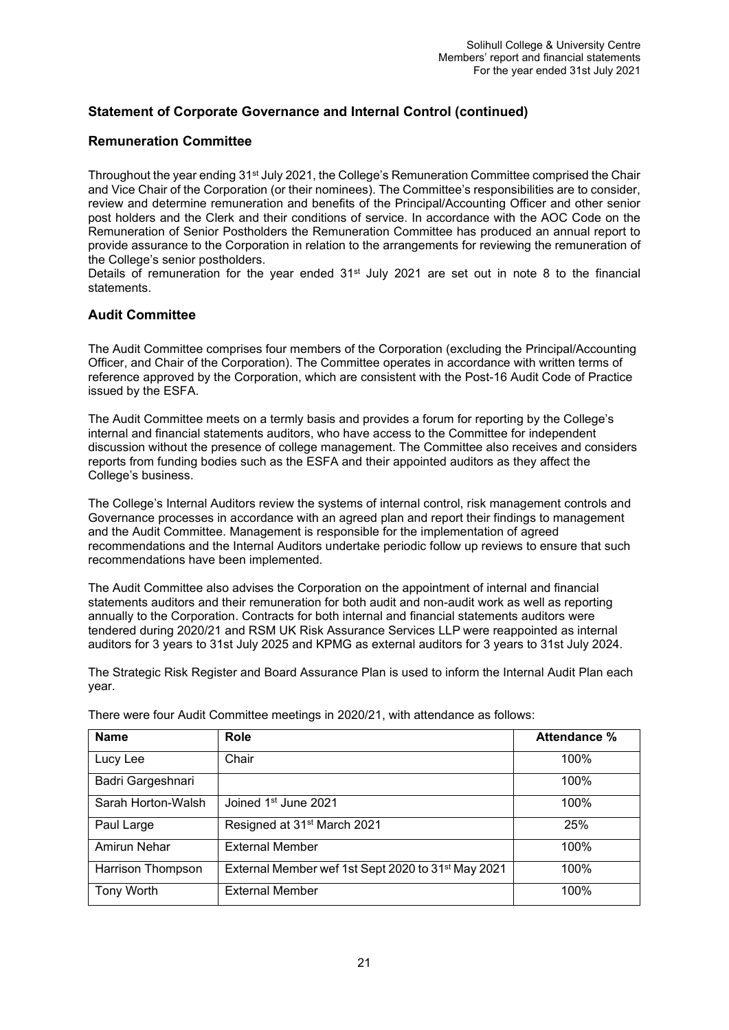## Statement of Corporate Governance and Internal Control (continued)

### Remuneration Committee

Throughout the year ending 31st July 2021, the College's Remuneration Committee comprised the Chair and Vice Chair of the Corporation (or their nominees). The Committee's responsibilities are to consider, review and determine remuneration and benefits of the Principal/Accounting Officer and other senior post holders and the Clerk and their conditions of service. In accordance with the AOC Code on the Remuneration of Senior Postholders the Remuneration Committee has produced an annual report to provide assurance to the Corporation in relation to the arrangements for reviewing the remuneration of the College's senior postholders.

Details of remuneration for the year ended 31st July 2021 are set out in note 8 to the financial statements.

### Audit Committee

The Audit Committee comprises four members of the Corporation (excluding the Principal/Accounting Officer, and Chair of the Corporation). The Committee operates in accordance with written terms of reference approved by the Corporation, which are consistent with the Post-16 Audit Code of Practice issued by the ESFA.

The Audit Committee meets on a termly basis and provides a forum for reporting by the College's internal and financial statements auditors, who have access to the Committee for independent discussion without the presence of college management. The Committee also receives and considers reports from funding bodies such as the ESFA and their appointed auditors as they affect the College's business.

The College's Internal Auditors review the systems of internal control, risk management controls and Governance processes in accordance with an agreed plan and report their findings to management and the Audit Committee. Management is responsible for the implementation of agreed recommendations and the Internal Auditors undertake periodic follow up reviews to ensure that such recommendations have been implemented.

The Audit Committee also advises the Corporation on the appointment of internal and financial statements auditors and their remuneration for both audit and non-audit work as well as reporting annually to the Corporation. Contracts for both internal and financial statements auditors were tendered during 2020/21 and RSM UK Risk Assurance Services LLP were reappointed as internal auditors for 3 years to 31st July 2025 and KPMG as external auditors for 3 years to 31st July 2024.

The Strategic Risk Register and Board Assurance Plan is used to inform the Internal Audit Plan each year.

There were four Audit Committee meetings in 2020/21, with attendance as follows:

| Name | Role | Attendance % |
|---|---|---|
| Lucy Lee | Chair | 100% |
| Badri Gargeshnari | | 100% |
| Sarah Horton-Walsh | Joined 1st June 2021 | 100% |
| Paul Large | Resigned at 31st March 2021 | 25% |
| Amirun Nehar | External Member | 100% |
| Harrison Thompson | External Member wef 1st Sept 2020 to 31st May 2021 | 100% |
| Tony Worth | External Member | 100% |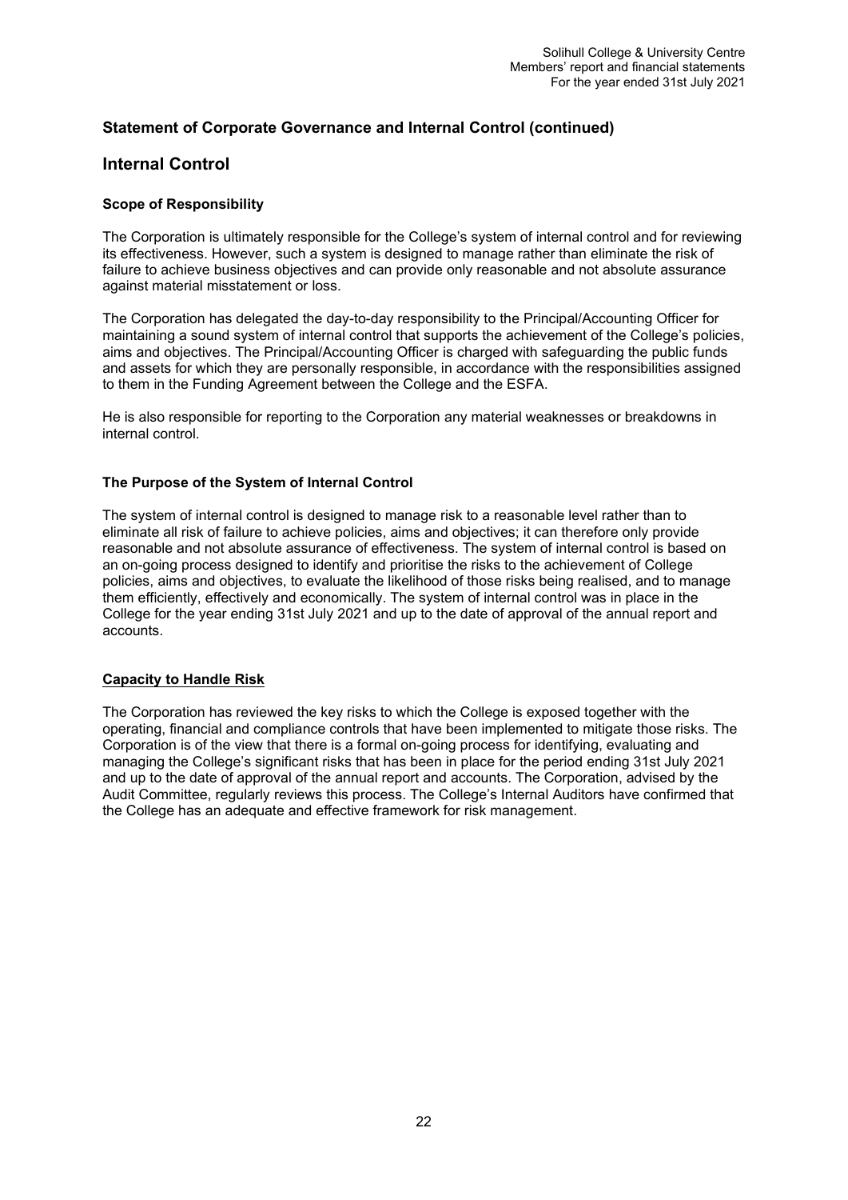## Statement of Corporate Governance and Internal Control (continued)

# Internal Control

### Scope of Responsibility

The Corporation is ultimately responsible for the College's system of internal control and for reviewing its effectiveness. However, such a system is designed to manage rather than eliminate the risk of failure to achieve business objectives and can provide only reasonable and not absolute assurance against material misstatement or loss.

The Corporation has delegated the day-to-day responsibility to the Principal/Accounting Officer for maintaining a sound system of internal control that supports the achievement of the College's policies, aims and objectives. The Principal/Accounting Officer is charged with safeguarding the public funds and assets for which they are personally responsible, in accordance with the responsibilities assigned to them in the Funding Agreement between the College and the ESFA.

He is also responsible for reporting to the Corporation any material weaknesses or breakdowns in internal control.

### The Purpose of the System of Internal Control

The system of internal control is designed to manage risk to a reasonable level rather than to eliminate all risk of failure to achieve policies, aims and objectives; it can therefore only provide reasonable and not absolute assurance of effectiveness. The system of internal control is based on an on-going process designed to identify and prioritise the risks to the achievement of College policies, aims and objectives, to evaluate the likelihood of those risks being realised, and to manage them efficiently, effectively and economically. The system of internal control was in place in the College for the year ending 31st July 2021 and up to the date of approval of the annual report and accounts.

### Capacity to Handle Risk

The Corporation has reviewed the key risks to which the College is exposed together with the operating, financial and compliance controls that have been implemented to mitigate those risks. The Corporation is of the view that there is a formal on-going process for identifying, evaluating and managing the College's significant risks that has been in place for the period ending 31st July 2021 and up to the date of approval of the annual report and accounts. The Corporation, advised by the Audit Committee, regularly reviews this process. The College's Internal Auditors have confirmed that the College has an adequate and effective framework for risk management.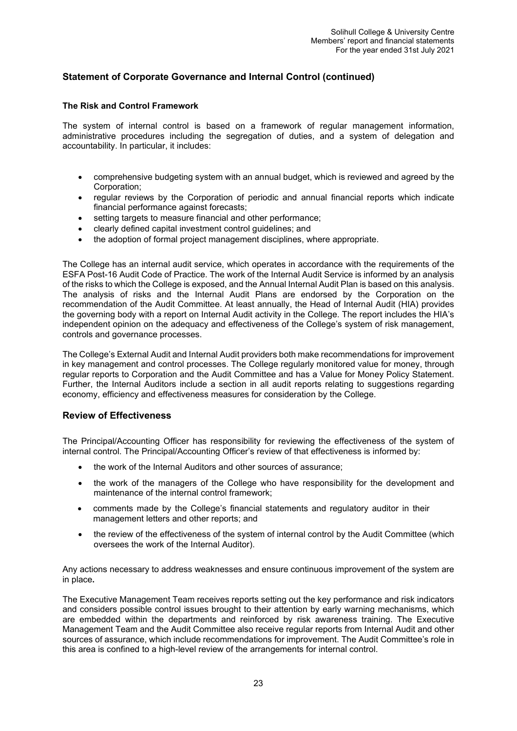## Statement of Corporate Governance and Internal Control (continued)

### The Risk and Control Framework

The system of internal control is based on a framework of regular management information, administrative procedures including the segregation of duties, and a system of delegation and accountability. In particular, it includes:

- comprehensive budgeting system with an annual budget, which is reviewed and agreed by the Corporation;
- regular reviews by the Corporation of periodic and annual financial reports which indicate financial performance against forecasts;
- setting targets to measure financial and other performance;
- clearly defined capital investment control guidelines; and
- the adoption of formal project management disciplines, where appropriate.

The College has an internal audit service, which operates in accordance with the requirements of the ESFA Post-16 Audit Code of Practice. The work of the Internal Audit Service is informed by an analysis of the risks to which the College is exposed, and the Annual Internal Audit Plan is based on this analysis. The analysis of risks and the Internal Audit Plans are endorsed by the Corporation on the recommendation of the Audit Committee. At least annually, the Head of Internal Audit (HIA) provides the governing body with a report on Internal Audit activity in the College. The report includes the HIA's independent opinion on the adequacy and effectiveness of the College's system of risk management, controls and governance processes.

The College's External Audit and Internal Audit providers both make recommendations for improvement in key management and control processes. The College regularly monitored value for money, through regular reports to Corporation and the Audit Committee and has a Value for Money Policy Statement. Further, the Internal Auditors include a section in all audit reports relating to suggestions regarding economy, efficiency and effectiveness measures for consideration by the College.

## Review of Effectiveness

The Principal/Accounting Officer has responsibility for reviewing the effectiveness of the system of internal control. The Principal/Accounting Officer's review of that effectiveness is informed by:

- the work of the Internal Auditors and other sources of assurance;
- the work of the managers of the College who have responsibility for the development and maintenance of the internal control framework;
- comments made by the College's financial statements and regulatory auditor in their management letters and other reports; and
- the review of the effectiveness of the system of internal control by the Audit Committee (which oversees the work of the Internal Auditor).

Any actions necessary to address weaknesses and ensure continuous improvement of the system are in place**.**

The Executive Management Team receives reports setting out the key performance and risk indicators and considers possible control issues brought to their attention by early warning mechanisms, which are embedded within the departments and reinforced by risk awareness training. The Executive Management Team and the Audit Committee also receive regular reports from Internal Audit and other sources of assurance, which include recommendations for improvement. The Audit Committee's role in this area is confined to a high-level review of the arrangements for internal control.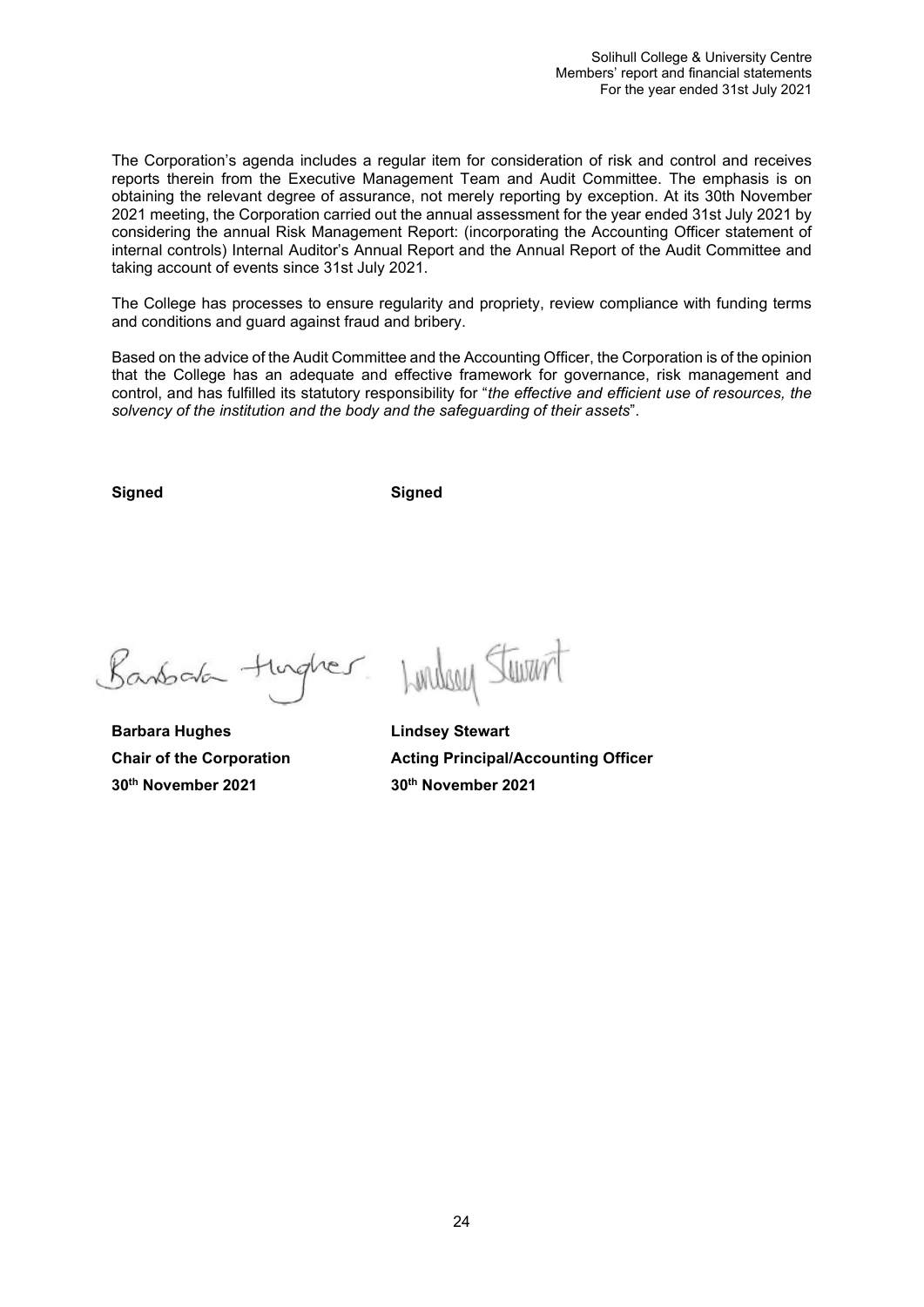The Corporation's agenda includes a regular item for consideration of risk and control and receives reports therein from the Executive Management Team and Audit Committee. The emphasis is on obtaining the relevant degree of assurance, not merely reporting by exception. At its 30th November 2021 meeting, the Corporation carried out the annual assessment for the year ended 31st July 2021 by considering the annual Risk Management Report: (incorporating the Accounting Officer statement of internal controls) Internal Auditor's Annual Report and the Annual Report of the Audit Committee and taking account of events since 31st July 2021.

The College has processes to ensure regularity and propriety, review compliance with funding terms and conditions and guard against fraud and bribery.

Based on the advice of the Audit Committee and the Accounting Officer, the Corporation is of the opinion that the College has an adequate and effective framework for governance, risk management and control, and has fulfilled its statutory responsibility for "*the effective and efficient use of resources, the solvency of the institution and the body and the safeguarding of their assets*".

**Signed**

**Barbara Hughes**
**Chair of the Corporation**
**30th November 2021**

**Signed**

**Lindsey Stewart**
**Acting Principal/Accounting Officer**
**30th November 2021**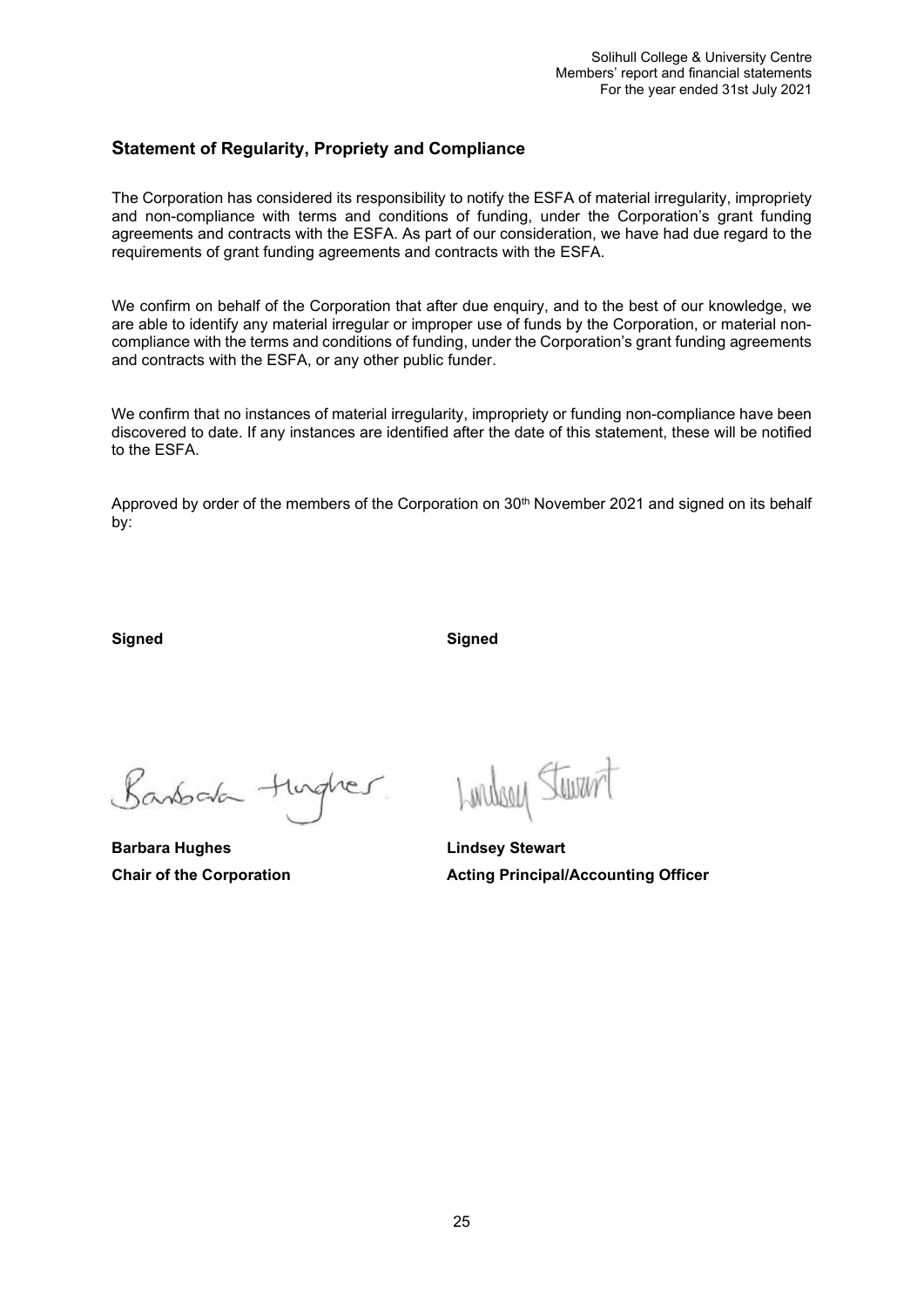## Statement of Regularity, Propriety and Compliance

The Corporation has considered its responsibility to notify the ESFA of material irregularity, impropriety and non-compliance with terms and conditions of funding, under the Corporation's grant funding agreements and contracts with the ESFA. As part of our consideration, we have had due regard to the requirements of grant funding agreements and contracts with the ESFA.

We confirm on behalf of the Corporation that after due enquiry, and to the best of our knowledge, we are able to identify any material irregular or improper use of funds by the Corporation, or material non-compliance with the terms and conditions of funding, under the Corporation's grant funding agreements and contracts with the ESFA, or any other public funder.

We confirm that no instances of material irregularity, impropriety or funding non-compliance have been discovered to date. If any instances are identified after the date of this statement, these will be notified to the ESFA.

Approved by order of the members of the Corporation on 30th November 2021 and signed on its behalf by:

**Signed** | **Signed**

**Barbara Hughes**
**Chair of the Corporation**

**Lindsey Stewart**
**Acting Principal/Accounting Officer**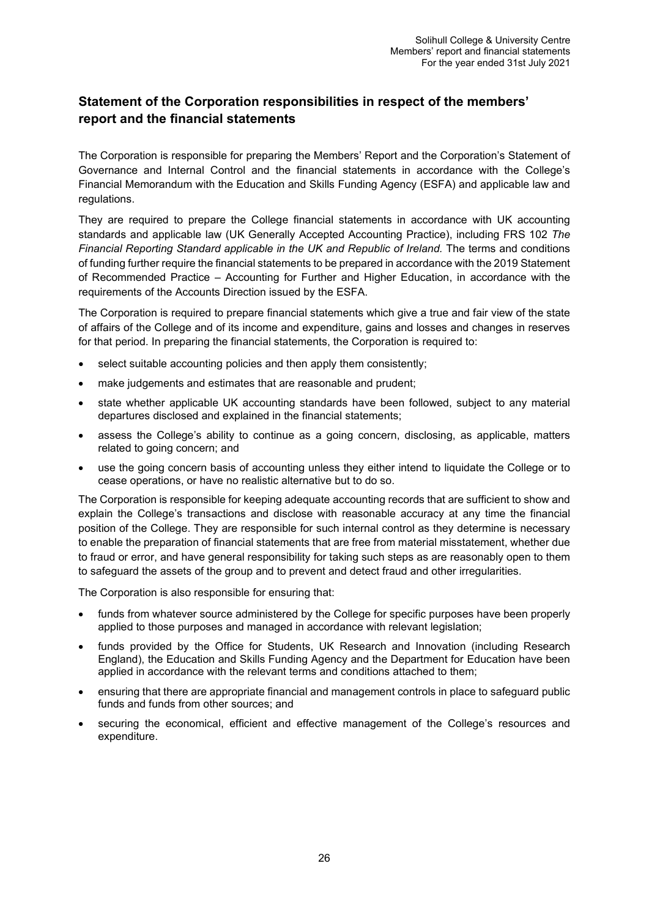## Statement of the Corporation responsibilities in respect of the members' report and the financial statements

The Corporation is responsible for preparing the Members' Report and the Corporation's Statement of Governance and Internal Control and the financial statements in accordance with the College's Financial Memorandum with the Education and Skills Funding Agency (ESFA) and applicable law and regulations.

They are required to prepare the College financial statements in accordance with UK accounting standards and applicable law (UK Generally Accepted Accounting Practice), including FRS 102 *The Financial Reporting Standard applicable in the UK and Republic of Ireland.* The terms and conditions of funding further require the financial statements to be prepared in accordance with the 2019 Statement of Recommended Practice – Accounting for Further and Higher Education, in accordance with the requirements of the Accounts Direction issued by the ESFA.

The Corporation is required to prepare financial statements which give a true and fair view of the state of affairs of the College and of its income and expenditure, gains and losses and changes in reserves for that period. In preparing the financial statements, the Corporation is required to:

- select suitable accounting policies and then apply them consistently;
- make judgements and estimates that are reasonable and prudent;
- state whether applicable UK accounting standards have been followed, subject to any material departures disclosed and explained in the financial statements;
- assess the College's ability to continue as a going concern, disclosing, as applicable, matters related to going concern; and
- use the going concern basis of accounting unless they either intend to liquidate the College or to cease operations, or have no realistic alternative but to do so.

The Corporation is responsible for keeping adequate accounting records that are sufficient to show and explain the College's transactions and disclose with reasonable accuracy at any time the financial position of the College. They are responsible for such internal control as they determine is necessary to enable the preparation of financial statements that are free from material misstatement, whether due to fraud or error, and have general responsibility for taking such steps as are reasonably open to them to safeguard the assets of the group and to prevent and detect fraud and other irregularities.

The Corporation is also responsible for ensuring that:

- funds from whatever source administered by the College for specific purposes have been properly applied to those purposes and managed in accordance with relevant legislation;
- funds provided by the Office for Students, UK Research and Innovation (including Research England), the Education and Skills Funding Agency and the Department for Education have been applied in accordance with the relevant terms and conditions attached to them;
- ensuring that there are appropriate financial and management controls in place to safeguard public funds and funds from other sources; and
- securing the economical, efficient and effective management of the College's resources and expenditure.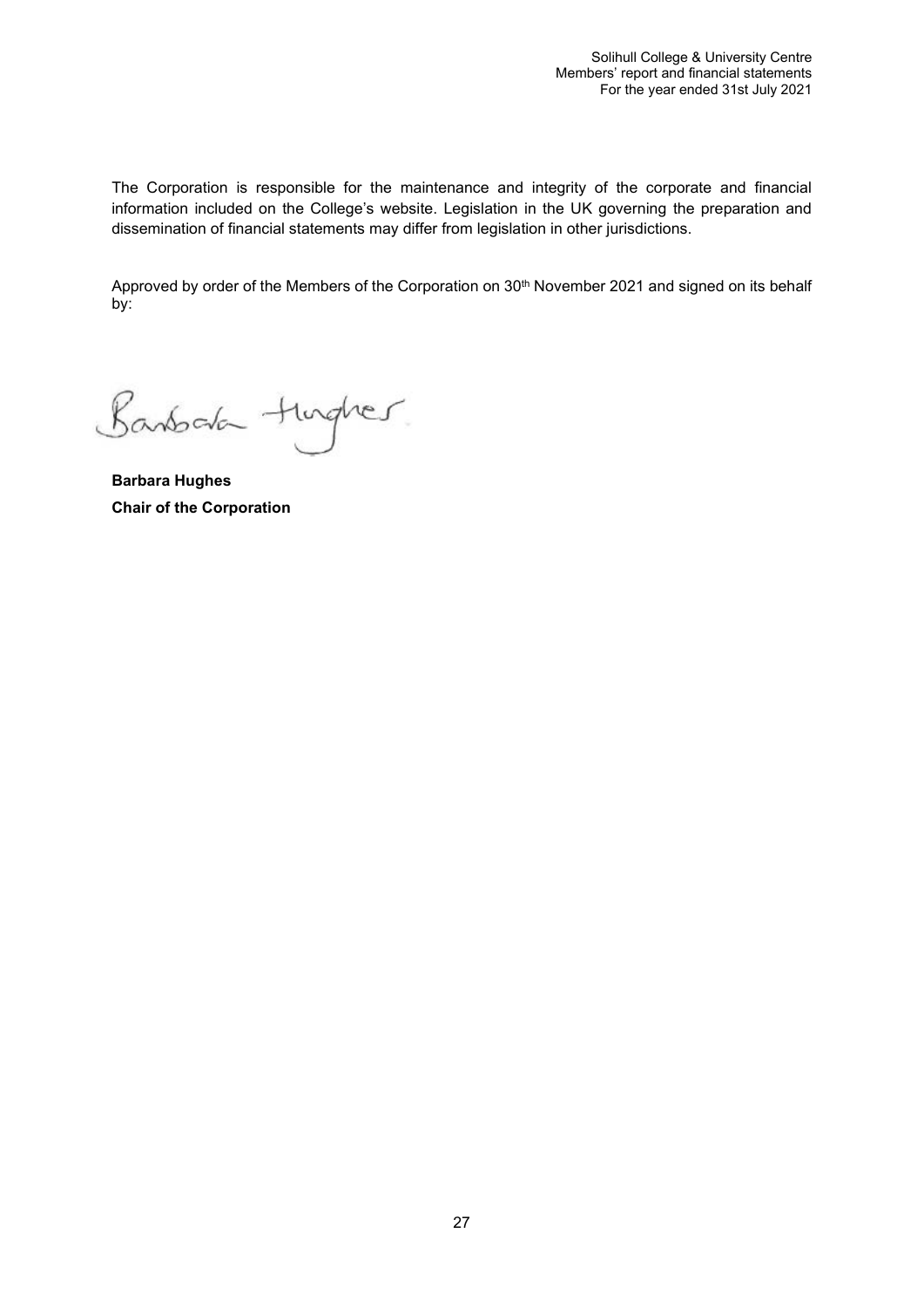The Corporation is responsible for the maintenance and integrity of the corporate and financial information included on the College's website. Legislation in the UK governing the preparation and dissemination of financial statements may differ from legislation in other jurisdictions.

Approved by order of the Members of the Corporation on 30th November 2021 and signed on its behalf by:

**Barbara Hughes**
**Chair of the Corporation**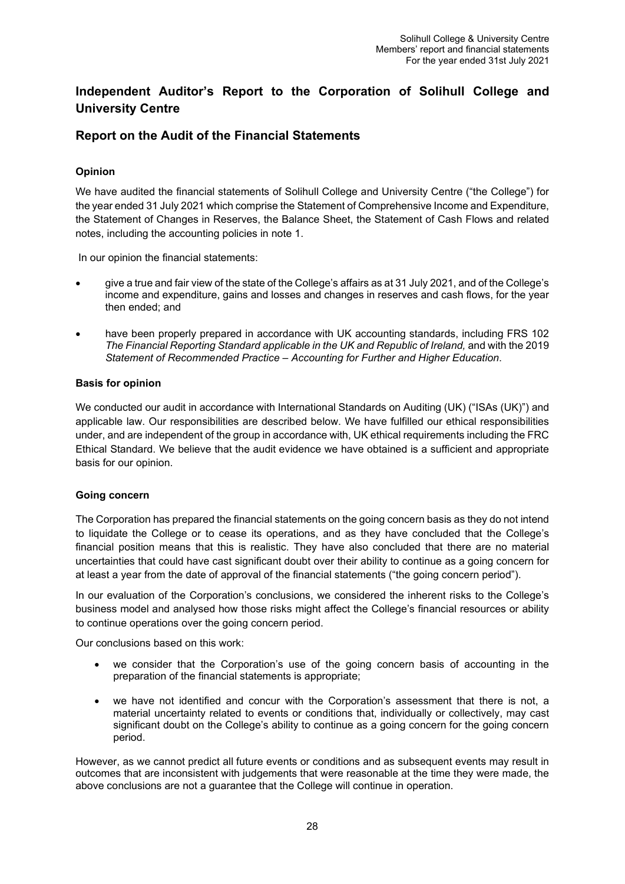# Independent Auditor's Report to the Corporation of Solihull College and University Centre

## Report on the Audit of the Financial Statements

### Opinion

We have audited the financial statements of Solihull College and University Centre ("the College") for the year ended 31 July 2021 which comprise the Statement of Comprehensive Income and Expenditure, the Statement of Changes in Reserves, the Balance Sheet, the Statement of Cash Flows and related notes, including the accounting policies in note 1.

In our opinion the financial statements:

- give a true and fair view of the state of the College's affairs as at 31 July 2021, and of the College's income and expenditure, gains and losses and changes in reserves and cash flows, for the year then ended; and
- have been properly prepared in accordance with UK accounting standards, including FRS 102 *The Financial Reporting Standard applicable in the UK and Republic of Ireland,* and with the 2019 *Statement of Recommended Practice – Accounting for Further and Higher Education*.

### Basis for opinion

We conducted our audit in accordance with International Standards on Auditing (UK) ("ISAs (UK)") and applicable law. Our responsibilities are described below. We have fulfilled our ethical responsibilities under, and are independent of the group in accordance with, UK ethical requirements including the FRC Ethical Standard. We believe that the audit evidence we have obtained is a sufficient and appropriate basis for our opinion.

### Going concern

The Corporation has prepared the financial statements on the going concern basis as they do not intend to liquidate the College or to cease its operations, and as they have concluded that the College's financial position means that this is realistic. They have also concluded that there are no material uncertainties that could have cast significant doubt over their ability to continue as a going concern for at least a year from the date of approval of the financial statements ("the going concern period").

In our evaluation of the Corporation's conclusions, we considered the inherent risks to the College's business model and analysed how those risks might affect the College's financial resources or ability to continue operations over the going concern period.

Our conclusions based on this work:

- we consider that the Corporation's use of the going concern basis of accounting in the preparation of the financial statements is appropriate;
- we have not identified and concur with the Corporation's assessment that there is not, a material uncertainty related to events or conditions that, individually or collectively, may cast significant doubt on the College's ability to continue as a going concern for the going concern period.

However, as we cannot predict all future events or conditions and as subsequent events may result in outcomes that are inconsistent with judgements that were reasonable at the time they were made, the above conclusions are not a guarantee that the College will continue in operation.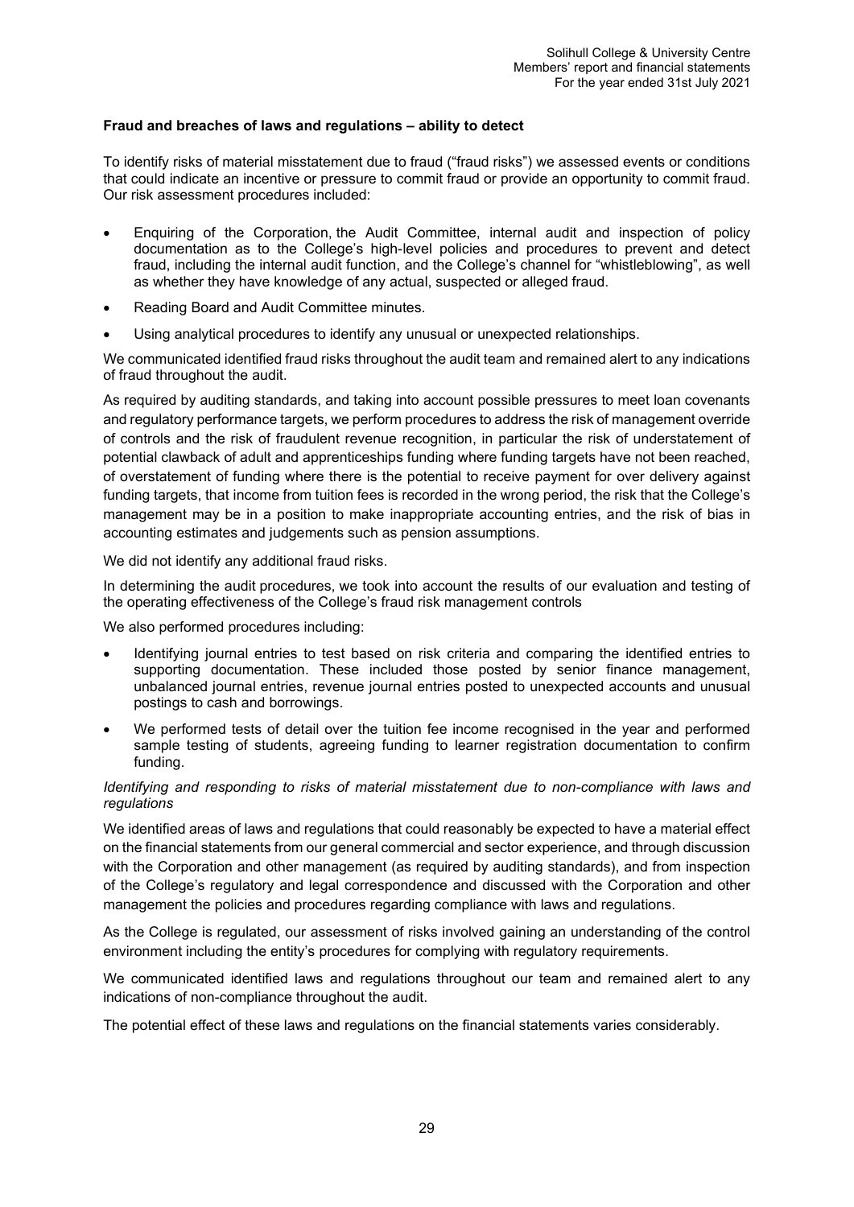**Fraud and breaches of laws and regulations – ability to detect**

To identify risks of material misstatement due to fraud ("fraud risks") we assessed events or conditions that could indicate an incentive or pressure to commit fraud or provide an opportunity to commit fraud. Our risk assessment procedures included:

- Enquiring of the Corporation, the Audit Committee, internal audit and inspection of policy documentation as to the College's high-level policies and procedures to prevent and detect fraud, including the internal audit function, and the College's channel for "whistleblowing", as well as whether they have knowledge of any actual, suspected or alleged fraud.
- Reading Board and Audit Committee minutes.
- Using analytical procedures to identify any unusual or unexpected relationships.

We communicated identified fraud risks throughout the audit team and remained alert to any indications of fraud throughout the audit.

As required by auditing standards, and taking into account possible pressures to meet loan covenants and regulatory performance targets, we perform procedures to address the risk of management override of controls and the risk of fraudulent revenue recognition, in particular the risk of understatement of potential clawback of adult and apprenticeships funding where funding targets have not been reached, of overstatement of funding where there is the potential to receive payment for over delivery against funding targets, that income from tuition fees is recorded in the wrong period, the risk that the College's management may be in a position to make inappropriate accounting entries, and the risk of bias in accounting estimates and judgements such as pension assumptions.

We did not identify any additional fraud risks.

In determining the audit procedures, we took into account the results of our evaluation and testing of the operating effectiveness of the College's fraud risk management controls

We also performed procedures including:

- Identifying journal entries to test based on risk criteria and comparing the identified entries to supporting documentation. These included those posted by senior finance management, unbalanced journal entries, revenue journal entries posted to unexpected accounts and unusual postings to cash and borrowings.
- We performed tests of detail over the tuition fee income recognised in the year and performed sample testing of students, agreeing funding to learner registration documentation to confirm funding.

*Identifying and responding to risks of material misstatement due to non-compliance with laws and regulations*

We identified areas of laws and regulations that could reasonably be expected to have a material effect on the financial statements from our general commercial and sector experience, and through discussion with the Corporation and other management (as required by auditing standards), and from inspection of the College's regulatory and legal correspondence and discussed with the Corporation and other management the policies and procedures regarding compliance with laws and regulations.

As the College is regulated, our assessment of risks involved gaining an understanding of the control environment including the entity's procedures for complying with regulatory requirements.

We communicated identified laws and regulations throughout our team and remained alert to any indications of non-compliance throughout the audit.

The potential effect of these laws and regulations on the financial statements varies considerably.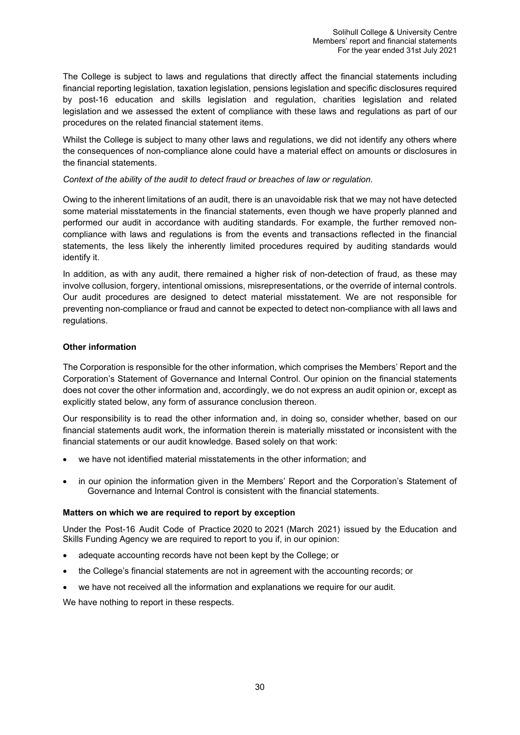The College is subject to laws and regulations that directly affect the financial statements including financial reporting legislation, taxation legislation, pensions legislation and specific disclosures required by post-16 education and skills legislation and regulation, charities legislation and related legislation and we assessed the extent of compliance with these laws and regulations as part of our procedures on the related financial statement items.

Whilst the College is subject to many other laws and regulations, we did not identify any others where the consequences of non-compliance alone could have a material effect on amounts or disclosures in the financial statements.

*Context of the ability of the audit to detect fraud or breaches of law or regulation.*

Owing to the inherent limitations of an audit, there is an unavoidable risk that we may not have detected some material misstatements in the financial statements, even though we have properly planned and performed our audit in accordance with auditing standards. For example, the further removed non-compliance with laws and regulations is from the events and transactions reflected in the financial statements, the less likely the inherently limited procedures required by auditing standards would identify it.

In addition, as with any audit, there remained a higher risk of non-detection of fraud, as these may involve collusion, forgery, intentional omissions, misrepresentations, or the override of internal controls. Our audit procedures are designed to detect material misstatement. We are not responsible for preventing non-compliance or fraud and cannot be expected to detect non-compliance with all laws and regulations.

**Other information**

The Corporation is responsible for the other information, which comprises the Members' Report and the Corporation's Statement of Governance and Internal Control. Our opinion on the financial statements does not cover the other information and, accordingly, we do not express an audit opinion or, except as explicitly stated below, any form of assurance conclusion thereon.

Our responsibility is to read the other information and, in doing so, consider whether, based on our financial statements audit work, the information therein is materially misstated or inconsistent with the financial statements or our audit knowledge. Based solely on that work:

- we have not identified material misstatements in the other information; and
- in our opinion the information given in the Members' Report and the Corporation's Statement of Governance and Internal Control is consistent with the financial statements.

**Matters on which we are required to report by exception**

Under the Post-16 Audit Code of Practice 2020 to 2021 (March 2021) issued by the Education and Skills Funding Agency we are required to report to you if, in our opinion:

- adequate accounting records have not been kept by the College; or
- the College's financial statements are not in agreement with the accounting records; or
- we have not received all the information and explanations we require for our audit.

We have nothing to report in these respects.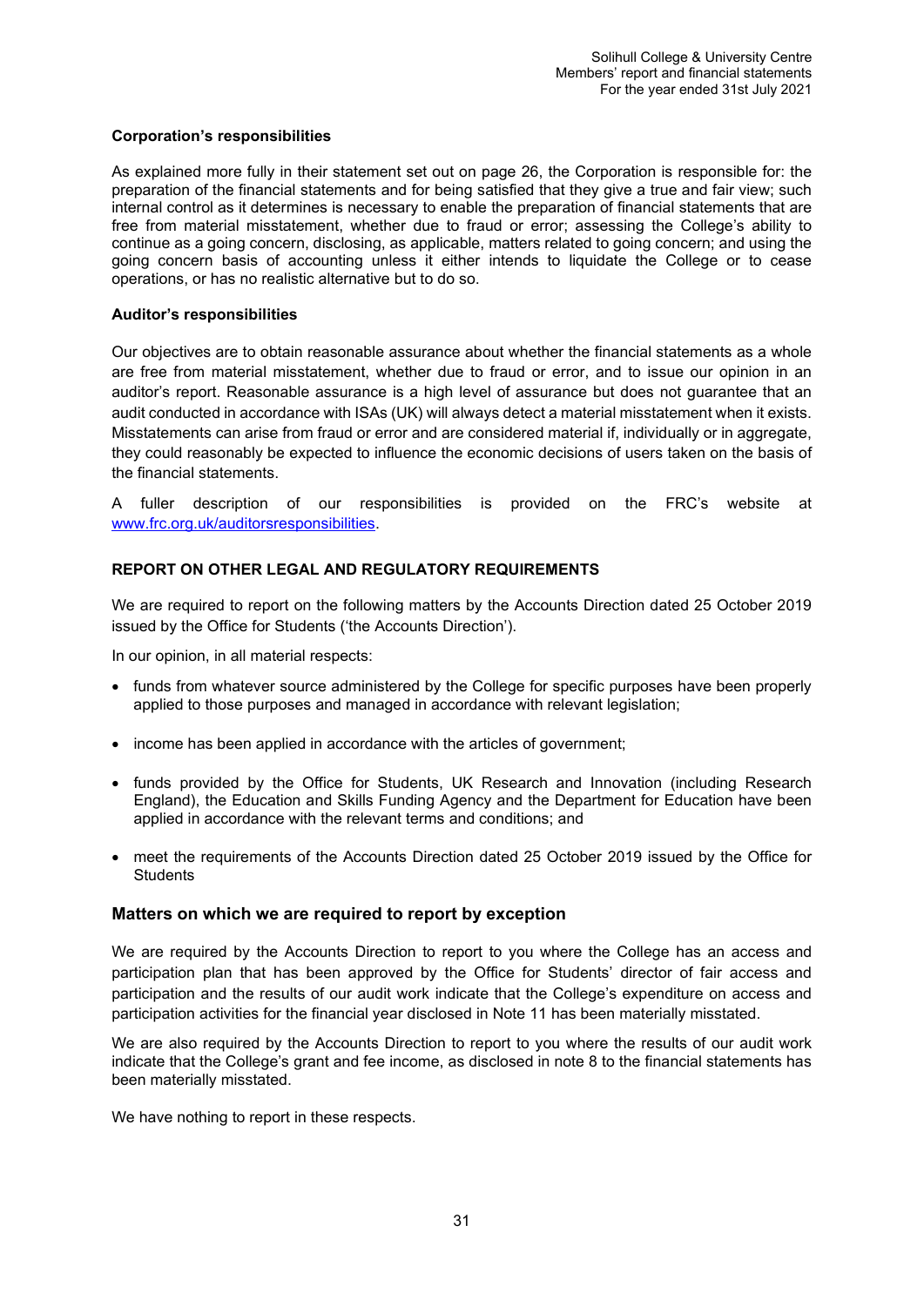**Corporation's responsibilities**

As explained more fully in their statement set out on page 26, the Corporation is responsible for: the preparation of the financial statements and for being satisfied that they give a true and fair view; such internal control as it determines is necessary to enable the preparation of financial statements that are free from material misstatement, whether due to fraud or error; assessing the College's ability to continue as a going concern, disclosing, as applicable, matters related to going concern; and using the going concern basis of accounting unless it either intends to liquidate the College or to cease operations, or has no realistic alternative but to do so.

**Auditor's responsibilities**

Our objectives are to obtain reasonable assurance about whether the financial statements as a whole are free from material misstatement, whether due to fraud or error, and to issue our opinion in an auditor's report. Reasonable assurance is a high level of assurance but does not guarantee that an audit conducted in accordance with ISAs (UK) will always detect a material misstatement when it exists. Misstatements can arise from fraud or error and are considered material if, individually or in aggregate, they could reasonably be expected to influence the economic decisions of users taken on the basis of the financial statements.

A fuller description of our responsibilities is provided on the FRC's website at [www.frc.org.uk/auditorsresponsibilities](www.frc.org.uk/auditorsresponsibilities).

**REPORT ON OTHER LEGAL AND REGULATORY REQUIREMENTS**

We are required to report on the following matters by the Accounts Direction dated 25 October 2019 issued by the Office for Students ('the Accounts Direction').

In our opinion, in all material respects:

- funds from whatever source administered by the College for specific purposes have been properly applied to those purposes and managed in accordance with relevant legislation;
- income has been applied in accordance with the articles of government;
- funds provided by the Office for Students, UK Research and Innovation (including Research England), the Education and Skills Funding Agency and the Department for Education have been applied in accordance with the relevant terms and conditions; and
- meet the requirements of the Accounts Direction dated 25 October 2019 issued by the Office for Students

## Matters on which we are required to report by exception

We are required by the Accounts Direction to report to you where the College has an access and participation plan that has been approved by the Office for Students' director of fair access and participation and the results of our audit work indicate that the College's expenditure on access and participation activities for the financial year disclosed in Note 11 has been materially misstated.

We are also required by the Accounts Direction to report to you where the results of our audit work indicate that the College's grant and fee income, as disclosed in note 8 to the financial statements has been materially misstated.

We have nothing to report in these respects.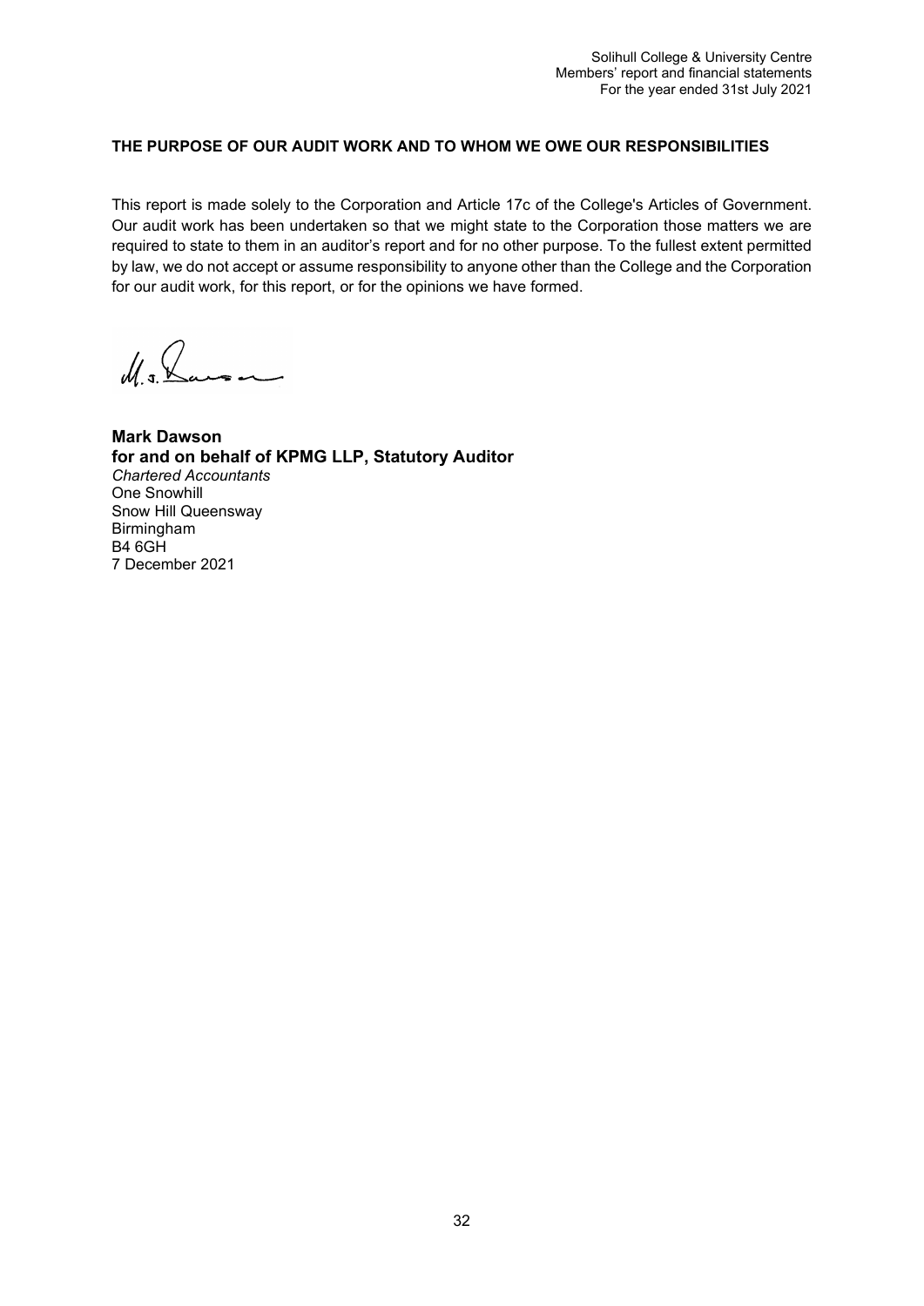**THE PURPOSE OF OUR AUDIT WORK AND TO WHOM WE OWE OUR RESPONSIBILITIES**

This report is made solely to the Corporation and Article 17c of the College's Articles of Government. Our audit work has been undertaken so that we might state to the Corporation those matters we are required to state to them in an auditor's report and for no other purpose. To the fullest extent permitted by law, we do not accept or assume responsibility to anyone other than the College and the Corporation for our audit work, for this report, or for the opinions we have formed.

**Mark Dawson**
**for and on behalf of KPMG LLP, Statutory Auditor**
*Chartered Accountants*
One Snowhill
Snow Hill Queensway
Birmingham
B4 6GH
7 December 2021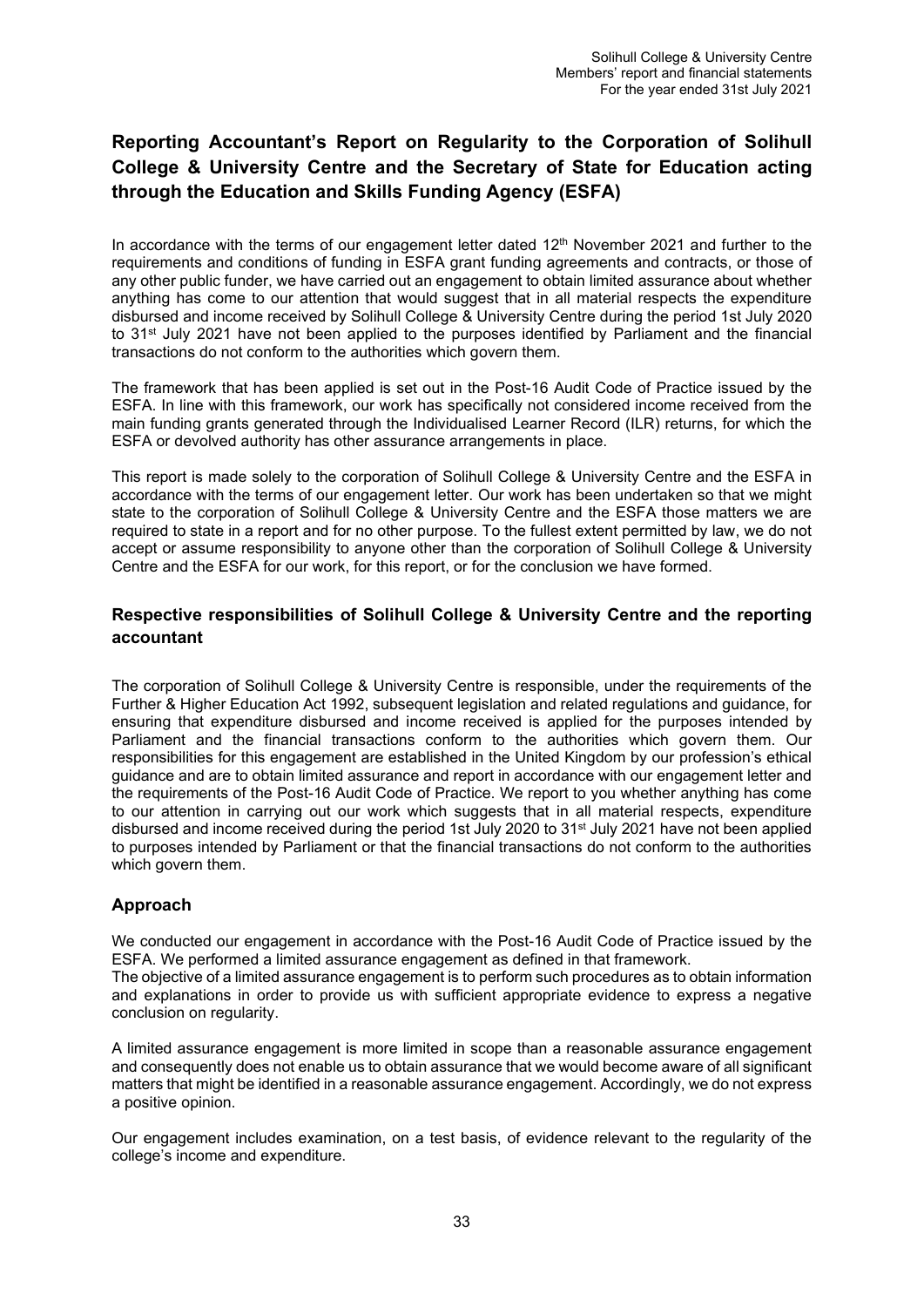# Reporting Accountant's Report on Regularity to the Corporation of Solihull College & University Centre and the Secretary of State for Education acting through the Education and Skills Funding Agency (ESFA)

In accordance with the terms of our engagement letter dated 12th November 2021 and further to the requirements and conditions of funding in ESFA grant funding agreements and contracts, or those of any other public funder, we have carried out an engagement to obtain limited assurance about whether anything has come to our attention that would suggest that in all material respects the expenditure disbursed and income received by Solihull College & University Centre during the period 1st July 2020 to 31st July 2021 have not been applied to the purposes identified by Parliament and the financial transactions do not conform to the authorities which govern them.

The framework that has been applied is set out in the Post-16 Audit Code of Practice issued by the ESFA. In line with this framework, our work has specifically not considered income received from the main funding grants generated through the Individualised Learner Record (ILR) returns, for which the ESFA or devolved authority has other assurance arrangements in place.

This report is made solely to the corporation of Solihull College & University Centre and the ESFA in accordance with the terms of our engagement letter. Our work has been undertaken so that we might state to the corporation of Solihull College & University Centre and the ESFA those matters we are required to state in a report and for no other purpose. To the fullest extent permitted by law, we do not accept or assume responsibility to anyone other than the corporation of Solihull College & University Centre and the ESFA for our work, for this report, or for the conclusion we have formed.

## Respective responsibilities of Solihull College & University Centre and the reporting accountant

The corporation of Solihull College & University Centre is responsible, under the requirements of the Further & Higher Education Act 1992, subsequent legislation and related regulations and guidance, for ensuring that expenditure disbursed and income received is applied for the purposes intended by Parliament and the financial transactions conform to the authorities which govern them. Our responsibilities for this engagement are established in the United Kingdom by our profession's ethical guidance and are to obtain limited assurance and report in accordance with our engagement letter and the requirements of the Post-16 Audit Code of Practice. We report to you whether anything has come to our attention in carrying out our work which suggests that in all material respects, expenditure disbursed and income received during the period 1st July 2020 to 31st July 2021 have not been applied to purposes intended by Parliament or that the financial transactions do not conform to the authorities which govern them.

## Approach

We conducted our engagement in accordance with the Post-16 Audit Code of Practice issued by the ESFA. We performed a limited assurance engagement as defined in that framework.
The objective of a limited assurance engagement is to perform such procedures as to obtain information and explanations in order to provide us with sufficient appropriate evidence to express a negative conclusion on regularity.

A limited assurance engagement is more limited in scope than a reasonable assurance engagement and consequently does not enable us to obtain assurance that we would become aware of all significant matters that might be identified in a reasonable assurance engagement. Accordingly, we do not express a positive opinion.

Our engagement includes examination, on a test basis, of evidence relevant to the regularity of the college's income and expenditure.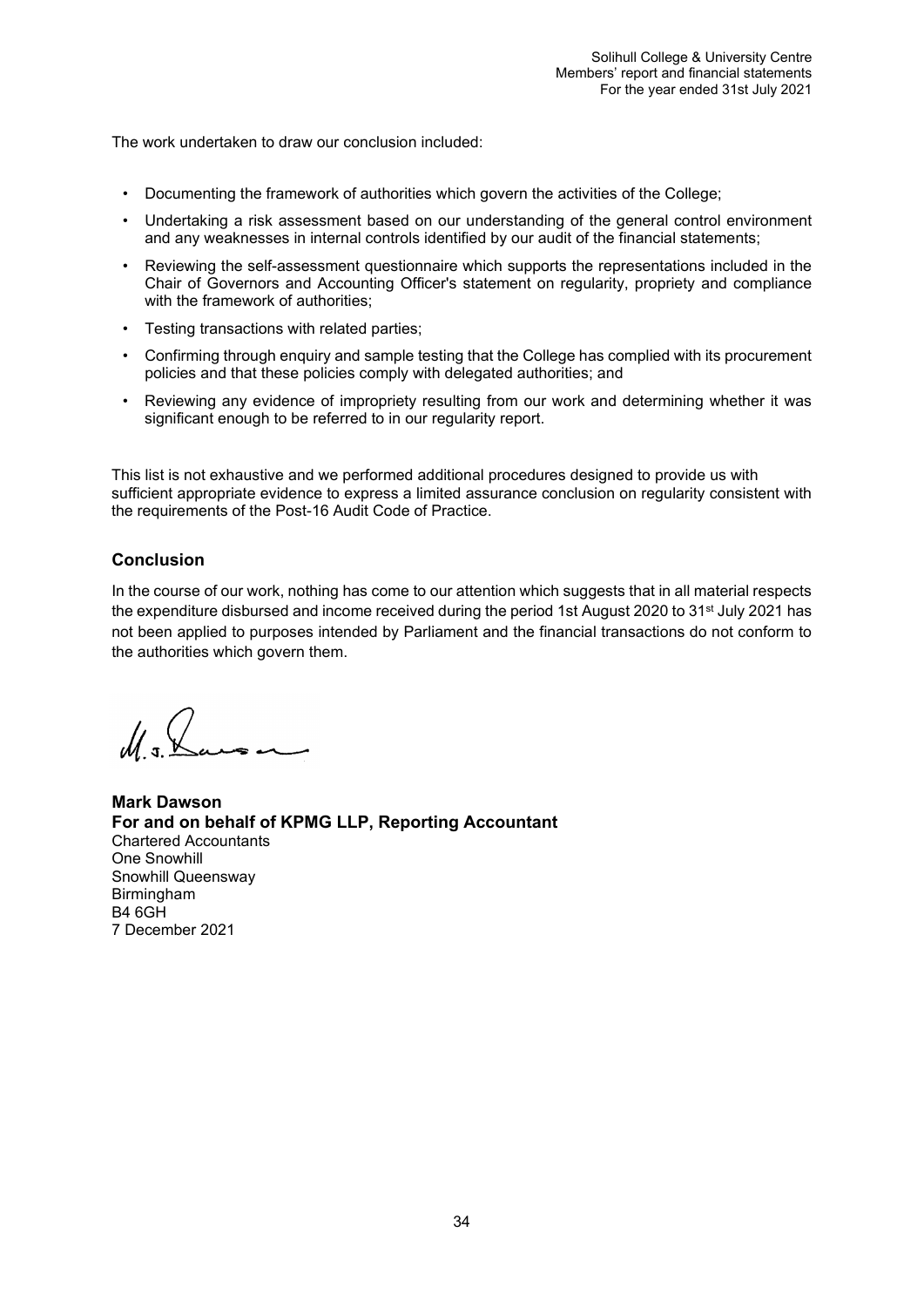The work undertaken to draw our conclusion included:

- Documenting the framework of authorities which govern the activities of the College;
- Undertaking a risk assessment based on our understanding of the general control environment and any weaknesses in internal controls identified by our audit of the financial statements;
- Reviewing the self-assessment questionnaire which supports the representations included in the Chair of Governors and Accounting Officer's statement on regularity, propriety and compliance with the framework of authorities;
- Testing transactions with related parties;
- Confirming through enquiry and sample testing that the College has complied with its procurement policies and that these policies comply with delegated authorities; and
- Reviewing any evidence of impropriety resulting from our work and determining whether it was significant enough to be referred to in our regularity report.

This list is not exhaustive and we performed additional procedures designed to provide us with sufficient appropriate evidence to express a limited assurance conclusion on regularity consistent with the requirements of the Post-16 Audit Code of Practice.

## Conclusion

In the course of our work, nothing has come to our attention which suggests that in all material respects the expenditure disbursed and income received during the period 1st August 2020 to 31st July 2021 has not been applied to purposes intended by Parliament and the financial transactions do not conform to the authorities which govern them.

**Mark Dawson**
**For and on behalf of KPMG LLP, Reporting Accountant**
Chartered Accountants
One Snowhill
Snowhill Queensway
Birmingham
B4 6GH
7 December 2021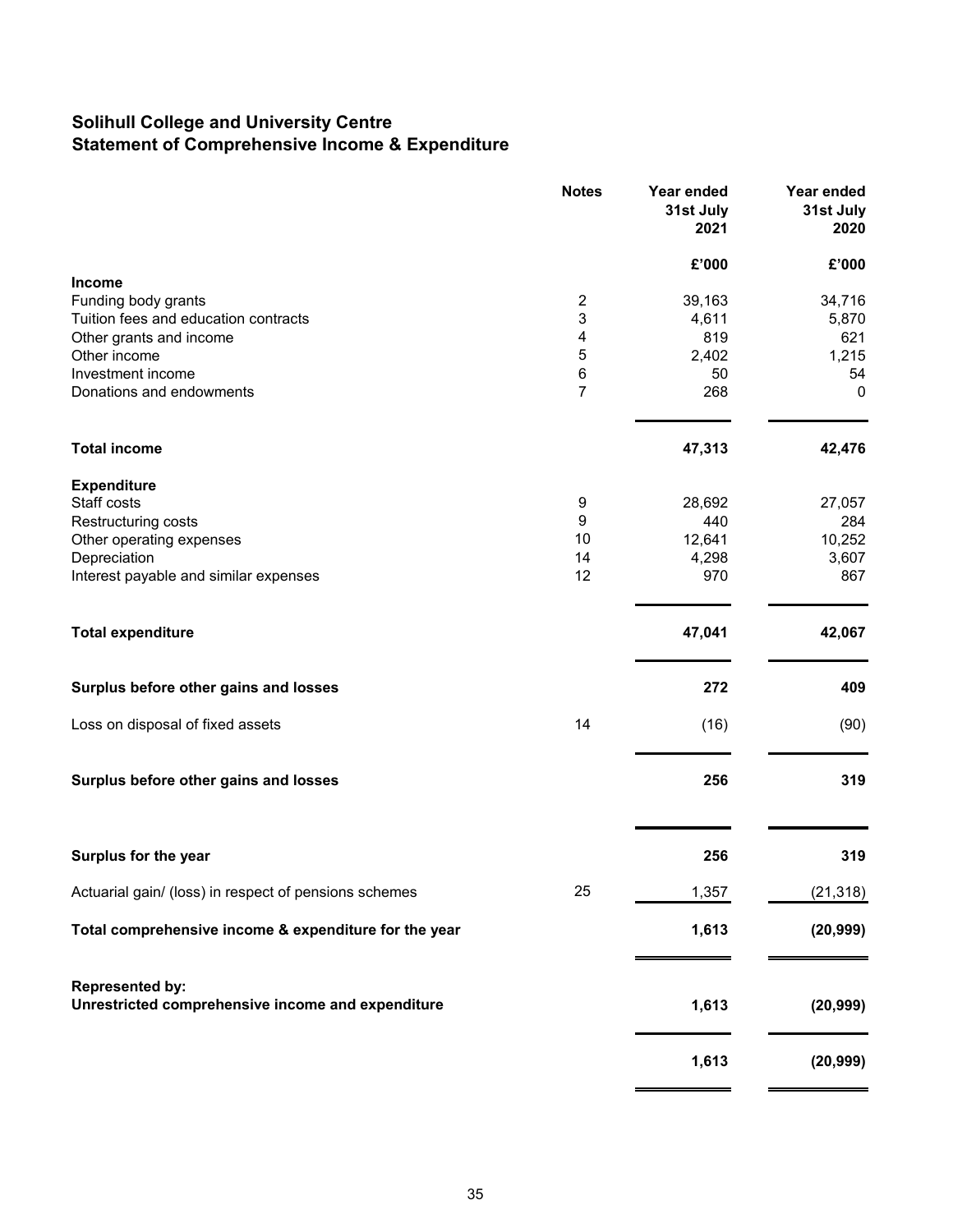## Solihull College and University Centre
## Statement of Comprehensive Income & Expenditure

| | Notes | Year ended 31st July 2021 | Year ended 31st July 2020 |
|---|---|---|---|
| | | £'000 | £'000 |
| **Income** | | | |
| Funding body grants | 2 | 39,163 | 34,716 |
| Tuition fees and education contracts | 3 | 4,611 | 5,870 |
| Other grants and income | 4 | 819 | 621 |
| Other income | 5 | 2,402 | 1,215 |
| Investment income | 6 | 50 | 54 |
| Donations and endowments | 7 | 268 | 0 |
| **Total income** | | **47,313** | **42,476** |
| **Expenditure** | | | |
| Staff costs | 9 | 28,692 | 27,057 |
| Restructuring costs | 9 | 440 | 284 |
| Other operating expenses | 10 | 12,641 | 10,252 |
| Depreciation | 14 | 4,298 | 3,607 |
| Interest payable and similar expenses | 12 | 970 | 867 |
| **Total expenditure** | | **47,041** | **42,067** |
| **Surplus before other gains and losses** | | **272** | **409** |
| Loss on disposal of fixed assets | 14 | (16) | (90) |
| **Surplus before other gains and losses** | | **256** | **319** |
| **Surplus for the year** | | **256** | **319** |
| Actuarial gain/ (loss) in respect of pensions schemes | 25 | 1,357 | (21,318) |
| **Total comprehensive income & expenditure for the year** | | **1,613** | **(20,999)** |
| **Represented by:** | | | |
| **Unrestricted comprehensive income and expenditure** | | **1,613** | **(20,999)** |
| | | **1,613** | **(20,999)** |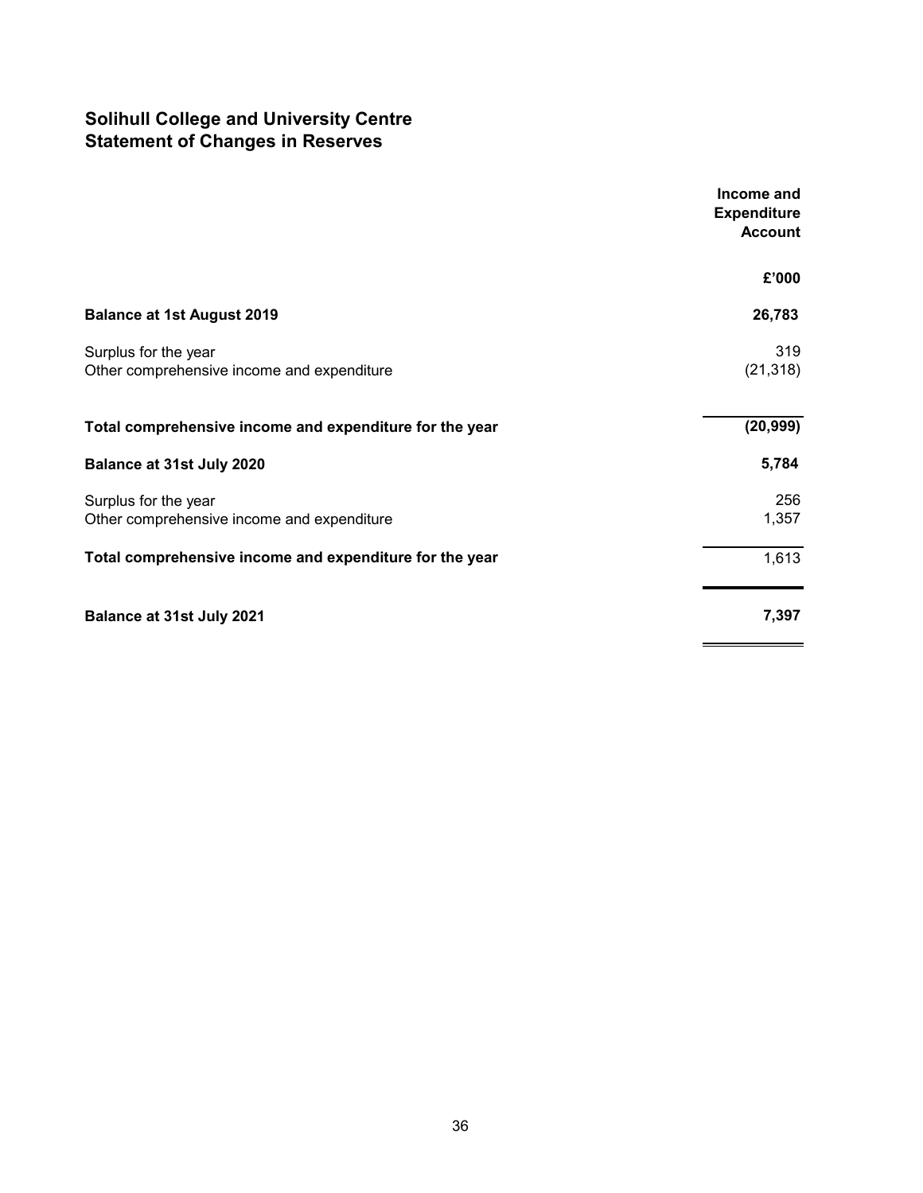# Solihull College and University Centre
## Statement of Changes in Reserves

| | Income and Expenditure Account |
|---|---|
| | **£'000** |
| **Balance at 1st August 2019** | **26,783** |
| Surplus for the year | 319 |
| Other comprehensive income and expenditure | (21,318) |
| **Total comprehensive income and expenditure for the year** | **(20,999)** |
| **Balance at 31st July 2020** | **5,784** |
| Surplus for the year | 256 |
| Other comprehensive income and expenditure | 1,357 |
| **Total comprehensive income and expenditure for the year** | 1,613 |
| **Balance at 31st July 2021** | **7,397** |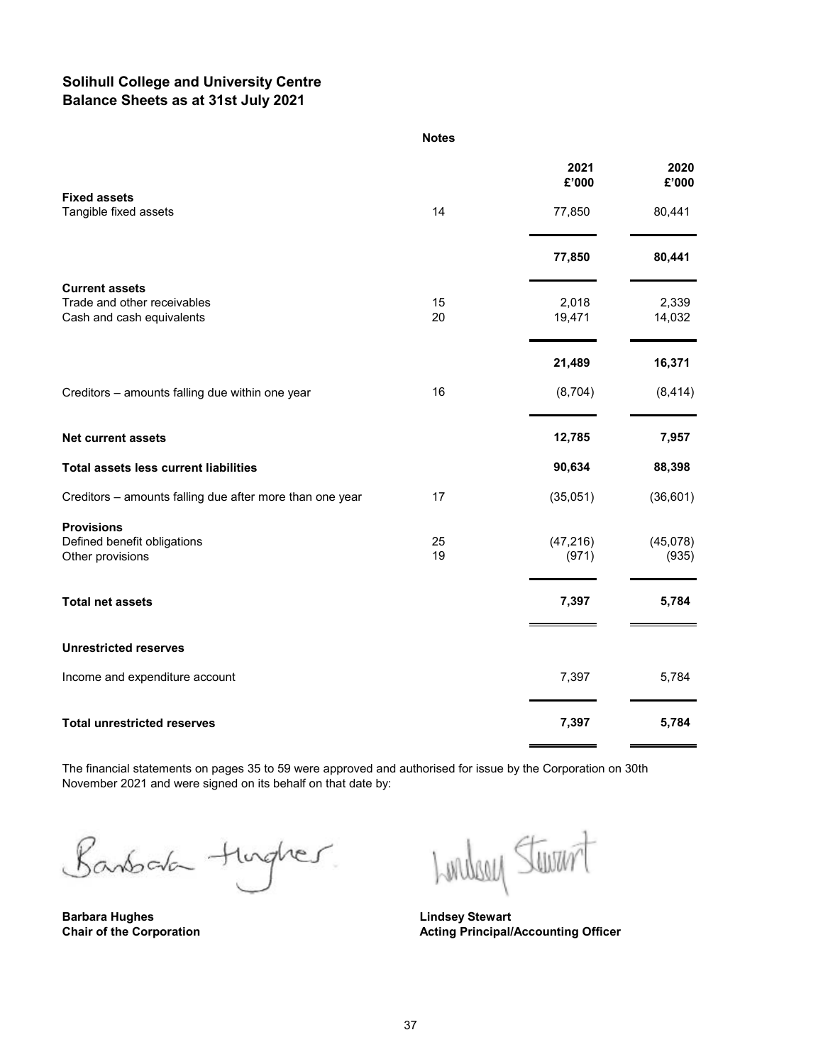## Solihull College and University Centre
## Balance Sheets as at 31st July 2021

| | Notes | 2021 £'000 | 2020 £'000 |
|---|---|---|---|
| **Fixed assets** | | | |
| Tangible fixed assets | 14 | 77,850 | 80,441 |
| | | **77,850** | **80,441** |
| **Current assets** | | | |
| Trade and other receivables | 15 | 2,018 | 2,339 |
| Cash and cash equivalents | 20 | 19,471 | 14,032 |
| | | **21,489** | **16,371** |
| Creditors – amounts falling due within one year | 16 | (8,704) | (8,414) |
| **Net current assets** | | **12,785** | **7,957** |
| **Total assets less current liabilities** | | **90,634** | **88,398** |
| Creditors – amounts falling due after more than one year | 17 | (35,051) | (36,601) |
| **Provisions** | | | |
| Defined benefit obligations | 25 | (47,216) | (45,078) |
| Other provisions | 19 | (971) | (935) |
| **Total net assets** | | **7,397** | **5,784** |
| **Unrestricted reserves** | | | |
| Income and expenditure account | | 7,397 | 5,784 |
| **Total unrestricted reserves** | | **7,397** | **5,784** |

The financial statements on pages 35 to 59 were approved and authorised for issue by the Corporation on 30th November 2021 and were signed on its behalf on that date by:

**Barbara Hughes**
**Chair of the Corporation**

**Lindsey Stewart**
**Acting Principal/Accounting Officer**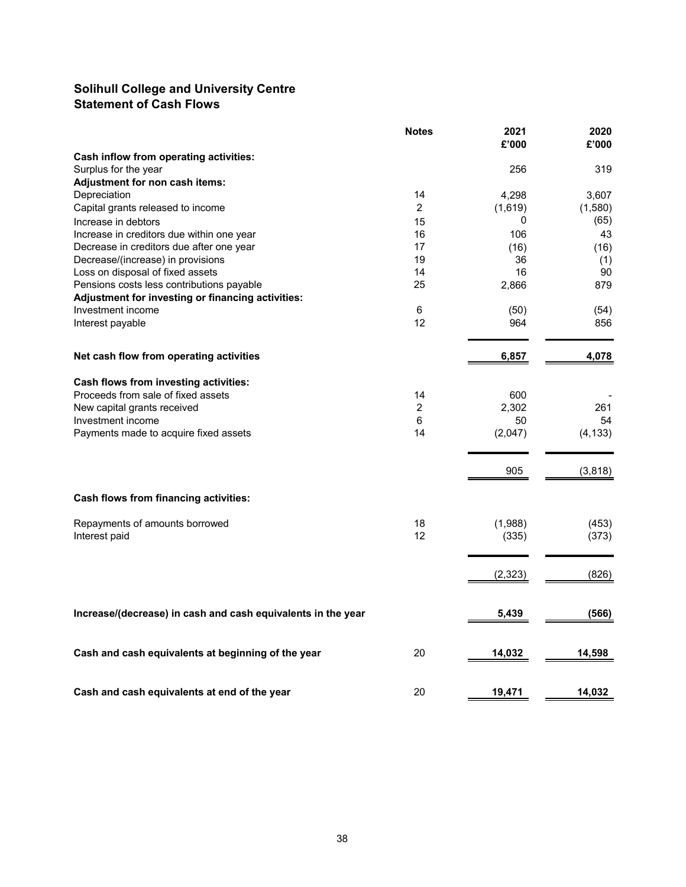## Solihull College and University Centre
## Statement of Cash Flows

| | Notes | 2021<br>£'000 | 2020<br>£'000 |
|---|---|---|---|
| **Cash inflow from operating activities:** | | | |
| Surplus for the year | | 256 | 319 |
| **Adjustment for non cash items:** | | | |
| Depreciation | 14 | 4,298 | 3,607 |
| Capital grants released to income | 2 | (1,619) | (1,580) |
| Increase in debtors | 15 | 0 | (65) |
| Increase in creditors due within one year | 16 | 106 | 43 |
| Decrease in creditors due after one year | 17 | (16) | (16) |
| Decrease/(increase) in provisions | 19 | 36 | (1) |
| Loss on disposal of fixed assets | 14 | 16 | 90 |
| Pensions costs less contributions payable | 25 | 2,866 | 879 |
| **Adjustment for investing or financing activities:** | | | |
| Investment income | 6 | (50) | (54) |
| Interest payable | 12 | 964 | 856 |
| **Net cash flow from operating activities** | | **6,857** | **4,078** |
| **Cash flows from investing activities:** | | | |
| Proceeds from sale of fixed assets | 14 | 600 | - |
| New capital grants received | 2 | 2,302 | 261 |
| Investment income | 6 | 50 | 54 |
| Payments made to acquire fixed assets | 14 | (2,047) | (4,133) |
| | | 905 | (3,818) |
| **Cash flows from financing activities:** | | | |
| Repayments of amounts borrowed | 18 | (1,988) | (453) |
| Interest paid | 12 | (335) | (373) |
| | | (2,323) | (826) |
| **Increase/(decrease) in cash and cash equivalents in the year** | | **5,439** | **(566)** |
| **Cash and cash equivalents at beginning of the year** | 20 | **14,032** | **14,598** |
| **Cash and cash equivalents at end of the year** | 20 | **19,471** | **14,032** |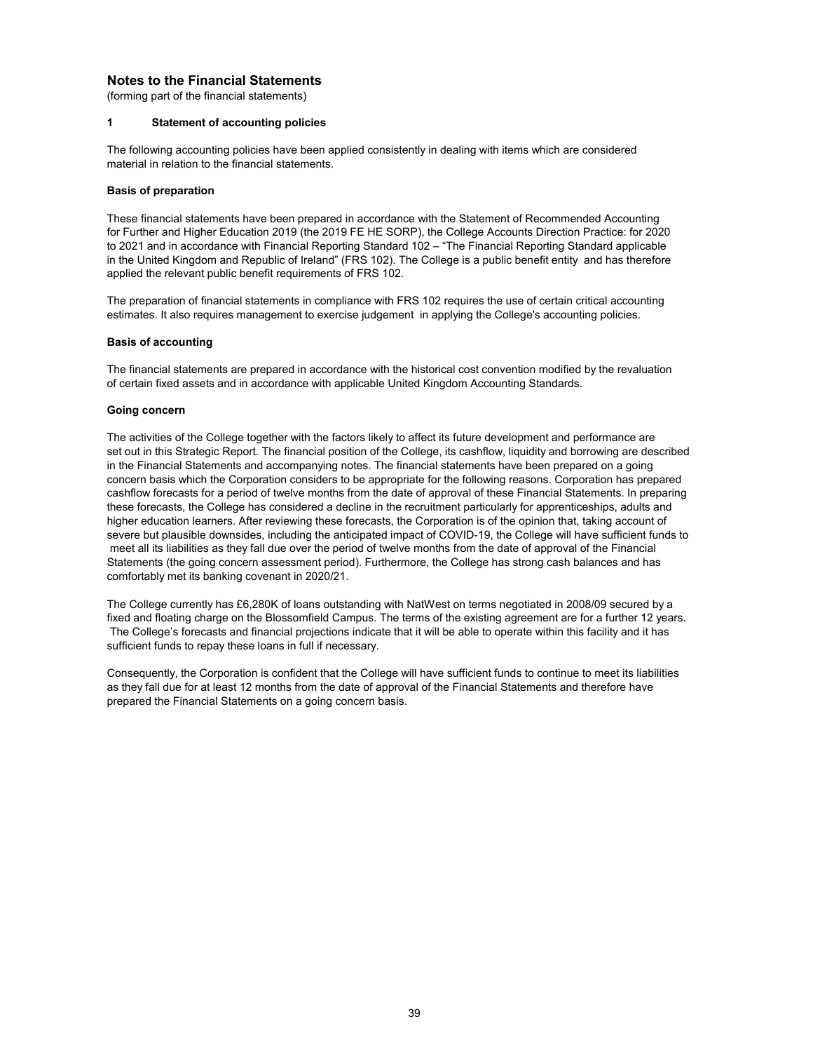# Notes to the Financial Statements

(forming part of the financial statements)

## 1 Statement of accounting policies

The following accounting policies have been applied consistently in dealing with items which are considered material in relation to the financial statements.

### Basis of preparation

These financial statements have been prepared in accordance with the Statement of Recommended Accounting for Further and Higher Education 2019 (the 2019 FE HE SORP), the College Accounts Direction Practice: for 2020 to 2021 and in accordance with Financial Reporting Standard 102 – "The Financial Reporting Standard applicable in the United Kingdom and Republic of Ireland" (FRS 102). The College is a public benefit entity and has therefore applied the relevant public benefit requirements of FRS 102.

The preparation of financial statements in compliance with FRS 102 requires the use of certain critical accounting estimates. It also requires management to exercise judgement in applying the College's accounting policies.

### Basis of accounting

The financial statements are prepared in accordance with the historical cost convention modified by the revaluation of certain fixed assets and in accordance with applicable United Kingdom Accounting Standards.

### Going concern

The activities of the College together with the factors likely to affect its future development and performance are set out in this Strategic Report. The financial position of the College, its cashflow, liquidity and borrowing are described in the Financial Statements and accompanying notes. The financial statements have been prepared on a going concern basis which the Corporation considers to be appropriate for the following reasons. Corporation has prepared cashflow forecasts for a period of twelve months from the date of approval of these Financial Statements. In preparing these forecasts, the College has considered a decline in the recruitment particularly for apprenticeships, adults and higher education learners. After reviewing these forecasts, the Corporation is of the opinion that, taking account of severe but plausible downsides, including the anticipated impact of COVID-19, the College will have sufficient funds to meet all its liabilities as they fall due over the period of twelve months from the date of approval of the Financial Statements (the going concern assessment period). Furthermore, the College has strong cash balances and has comfortably met its banking covenant in 2020/21.

The College currently has £6,280K of loans outstanding with NatWest on terms negotiated in 2008/09 secured by a fixed and floating charge on the Blossomfield Campus. The terms of the existing agreement are for a further 12 years. The College's forecasts and financial projections indicate that it will be able to operate within this facility and it has sufficient funds to repay these loans in full if necessary.

Consequently, the Corporation is confident that the College will have sufficient funds to continue to meet its liabilities as they fall due for at least 12 months from the date of approval of the Financial Statements and therefore have prepared the Financial Statements on a going concern basis.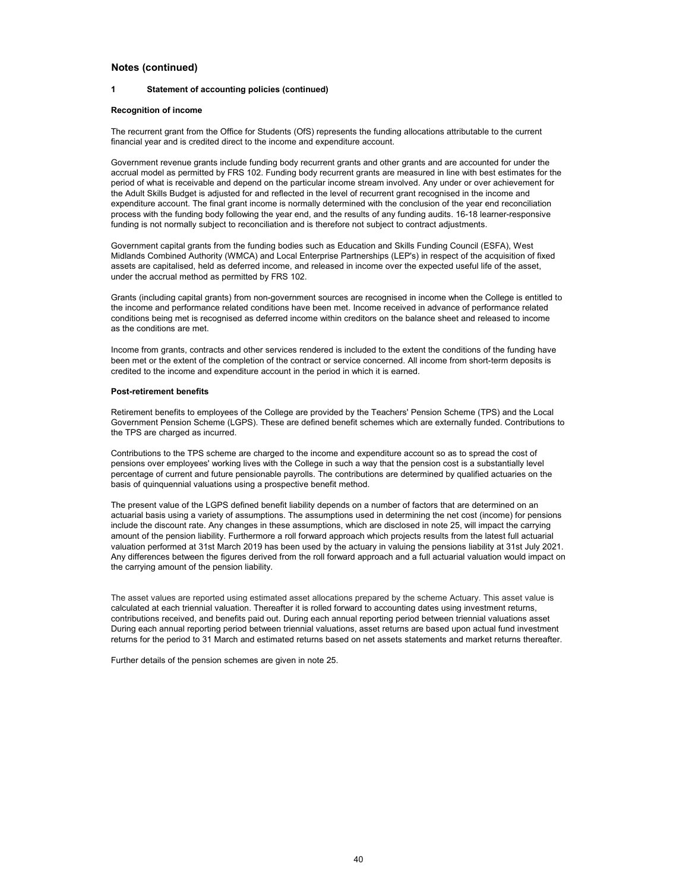## Notes (continued)

### 1 Statement of accounting policies (continued)

**Recognition of income**

The recurrent grant from the Office for Students (OfS) represents the funding allocations attributable to the current financial year and is credited direct to the income and expenditure account.

Government revenue grants include funding body recurrent grants and other grants and are accounted for under the accrual model as permitted by FRS 102. Funding body recurrent grants are measured in line with best estimates for the period of what is receivable and depend on the particular income stream involved. Any under or over achievement for the Adult Skills Budget is adjusted for and reflected in the level of recurrent grant recognised in the income and expenditure account. The final grant income is normally determined with the conclusion of the year end reconciliation process with the funding body following the year end, and the results of any funding audits. 16-18 learner-responsive funding is not normally subject to reconciliation and is therefore not subject to contract adjustments.

Government capital grants from the funding bodies such as Education and Skills Funding Council (ESFA), West Midlands Combined Authority (WMCA) and Local Enterprise Partnerships (LEP's) in respect of the acquisition of fixed assets are capitalised, held as deferred income, and released in income over the expected useful life of the asset, under the accrual method as permitted by FRS 102.

Grants (including capital grants) from non-government sources are recognised in income when the College is entitled to the income and performance related conditions have been met. Income received in advance of performance related conditions being met is recognised as deferred income within creditors on the balance sheet and released to income as the conditions are met.

Income from grants, contracts and other services rendered is included to the extent the conditions of the funding have been met or the extent of the completion of the contract or service concerned. All income from short-term deposits is credited to the income and expenditure account in the period in which it is earned.

**Post-retirement benefits**

Retirement benefits to employees of the College are provided by the Teachers' Pension Scheme (TPS) and the Local Government Pension Scheme (LGPS). These are defined benefit schemes which are externally funded. Contributions to the TPS are charged as incurred.

Contributions to the TPS scheme are charged to the income and expenditure account so as to spread the cost of pensions over employees' working lives with the College in such a way that the pension cost is a substantially level percentage of current and future pensionable payrolls. The contributions are determined by qualified actuaries on the basis of quinquennial valuations using a prospective benefit method.

The present value of the LGPS defined benefit liability depends on a number of factors that are determined on an actuarial basis using a variety of assumptions. The assumptions used in determining the net cost (income) for pensions include the discount rate. Any changes in these assumptions, which are disclosed in note 25, will impact the carrying amount of the pension liability. Furthermore a roll forward approach which projects results from the latest full actuarial valuation performed at 31st March 2019 has been used by the actuary in valuing the pensions liability at 31st July 2021. Any differences between the figures derived from the roll forward approach and a full actuarial valuation would impact on the carrying amount of the pension liability.

The asset values are reported using estimated asset allocations prepared by the scheme Actuary. This asset value is calculated at each triennial valuation. Thereafter it is rolled forward to accounting dates using investment returns, contributions received, and benefits paid out. During each annual reporting period between triennial valuations asset During each annual reporting period between triennial valuations, asset returns are based upon actual fund investment returns for the period to 31 March and estimated returns based on net assets statements and market returns thereafter.

Further details of the pension schemes are given in note 25.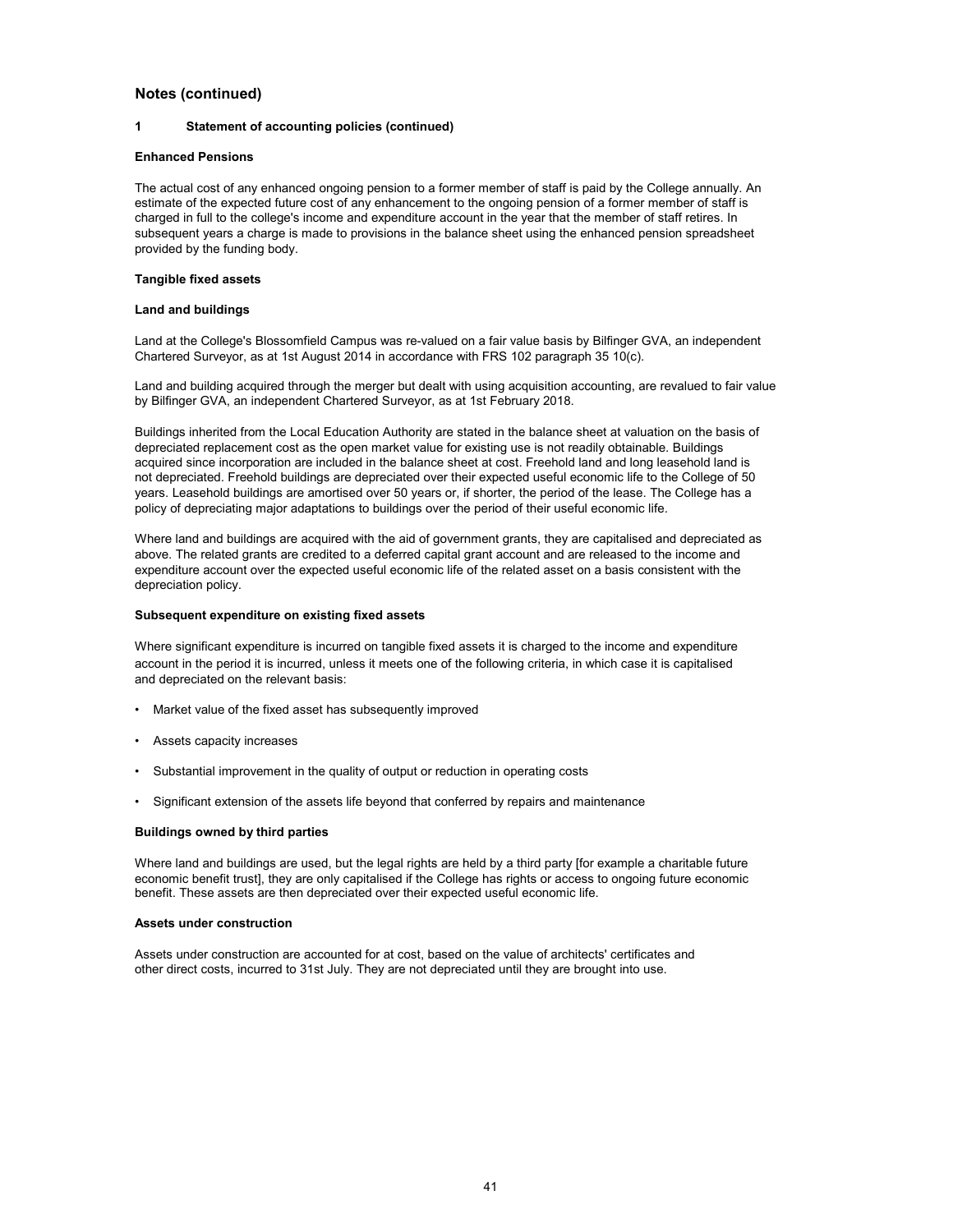## Notes (continued)

### 1 Statement of accounting policies (continued)

**Enhanced Pensions**

The actual cost of any enhanced ongoing pension to a former member of staff is paid by the College annually. An estimate of the expected future cost of any enhancement to the ongoing pension of a former member of staff is charged in full to the college's income and expenditure account in the year that the member of staff retires. In subsequent years a charge is made to provisions in the balance sheet using the enhanced pension spreadsheet provided by the funding body.

**Tangible fixed assets**

**Land and buildings**

Land at the College's Blossomfield Campus was re-valued on a fair value basis by Bilfinger GVA, an independent Chartered Surveyor, as at 1st August 2014 in accordance with FRS 102 paragraph 35 10(c).

Land and building acquired through the merger but dealt with using acquisition accounting, are revalued to fair value by Bilfinger GVA, an independent Chartered Surveyor, as at 1st February 2018.

Buildings inherited from the Local Education Authority are stated in the balance sheet at valuation on the basis of depreciated replacement cost as the open market value for existing use is not readily obtainable. Buildings acquired since incorporation are included in the balance sheet at cost. Freehold land and long leasehold land is not depreciated. Freehold buildings are depreciated over their expected useful economic life to the College of 50 years. Leasehold buildings are amortised over 50 years or, if shorter, the period of the lease. The College has a policy of depreciating major adaptations to buildings over the period of their useful economic life.

Where land and buildings are acquired with the aid of government grants, they are capitalised and depreciated as above. The related grants are credited to a deferred capital grant account and are released to the income and expenditure account over the expected useful economic life of the related asset on a basis consistent with the depreciation policy.

**Subsequent expenditure on existing fixed assets**

Where significant expenditure is incurred on tangible fixed assets it is charged to the income and expenditure account in the period it is incurred, unless it meets one of the following criteria, in which case it is capitalised and depreciated on the relevant basis:

- Market value of the fixed asset has subsequently improved
- Assets capacity increases
- Substantial improvement in the quality of output or reduction in operating costs
- Significant extension of the assets life beyond that conferred by repairs and maintenance

**Buildings owned by third parties**

Where land and buildings are used, but the legal rights are held by a third party [for example a charitable future economic benefit trust], they are only capitalised if the College has rights or access to ongoing future economic benefit. These assets are then depreciated over their expected useful economic life.

**Assets under construction**

Assets under construction are accounted for at cost, based on the value of architects' certificates and other direct costs, incurred to 31st July. They are not depreciated until they are brought into use.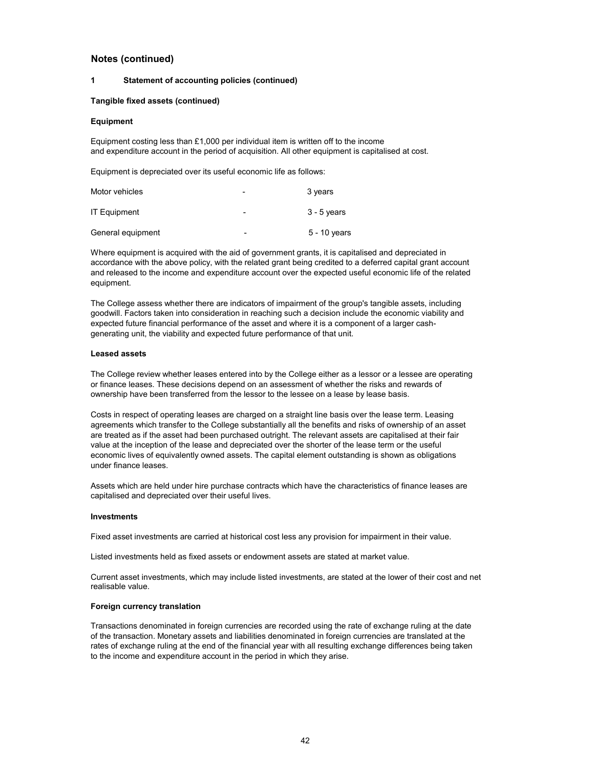## Notes (continued)

### 1 Statement of accounting policies (continued)

**Tangible fixed assets (continued)**

**Equipment**

Equipment costing less than £1,000 per individual item is written off to the income and expenditure account in the period of acquisition. All other equipment is capitalised at cost.

Equipment is depreciated over its useful economic life as follows:

| | | |
|---|---|---|
| Motor vehicles | - | 3 years |
| IT Equipment | - | 3 - 5 years |
| General equipment | - | 5 - 10 years |

Where equipment is acquired with the aid of government grants, it is capitalised and depreciated in accordance with the above policy, with the related grant being credited to a deferred capital grant account and released to the income and expenditure account over the expected useful economic life of the related equipment.

The College assess whether there are indicators of impairment of the group's tangible assets, including goodwill. Factors taken into consideration in reaching such a decision include the economic viability and expected future financial performance of the asset and where it is a component of a larger cash-generating unit, the viability and expected future performance of that unit.

**Leased assets**

The College review whether leases entered into by the College either as a lessor or a lessee are operating or finance leases. These decisions depend on an assessment of whether the risks and rewards of ownership have been transferred from the lessor to the lessee on a lease by lease basis.

Costs in respect of operating leases are charged on a straight line basis over the lease term. Leasing agreements which transfer to the College substantially all the benefits and risks of ownership of an asset are treated as if the asset had been purchased outright. The relevant assets are capitalised at their fair value at the inception of the lease and depreciated over the shorter of the lease term or the useful economic lives of equivalently owned assets. The capital element outstanding is shown as obligations under finance leases.

Assets which are held under hire purchase contracts which have the characteristics of finance leases are capitalised and depreciated over their useful lives.

**Investments**

Fixed asset investments are carried at historical cost less any provision for impairment in their value.

Listed investments held as fixed assets or endowment assets are stated at market value.

Current asset investments, which may include listed investments, are stated at the lower of their cost and net realisable value.

**Foreign currency translation**

Transactions denominated in foreign currencies are recorded using the rate of exchange ruling at the date of the transaction. Monetary assets and liabilities denominated in foreign currencies are translated at the rates of exchange ruling at the end of the financial year with all resulting exchange differences being taken to the income and expenditure account in the period in which they arise.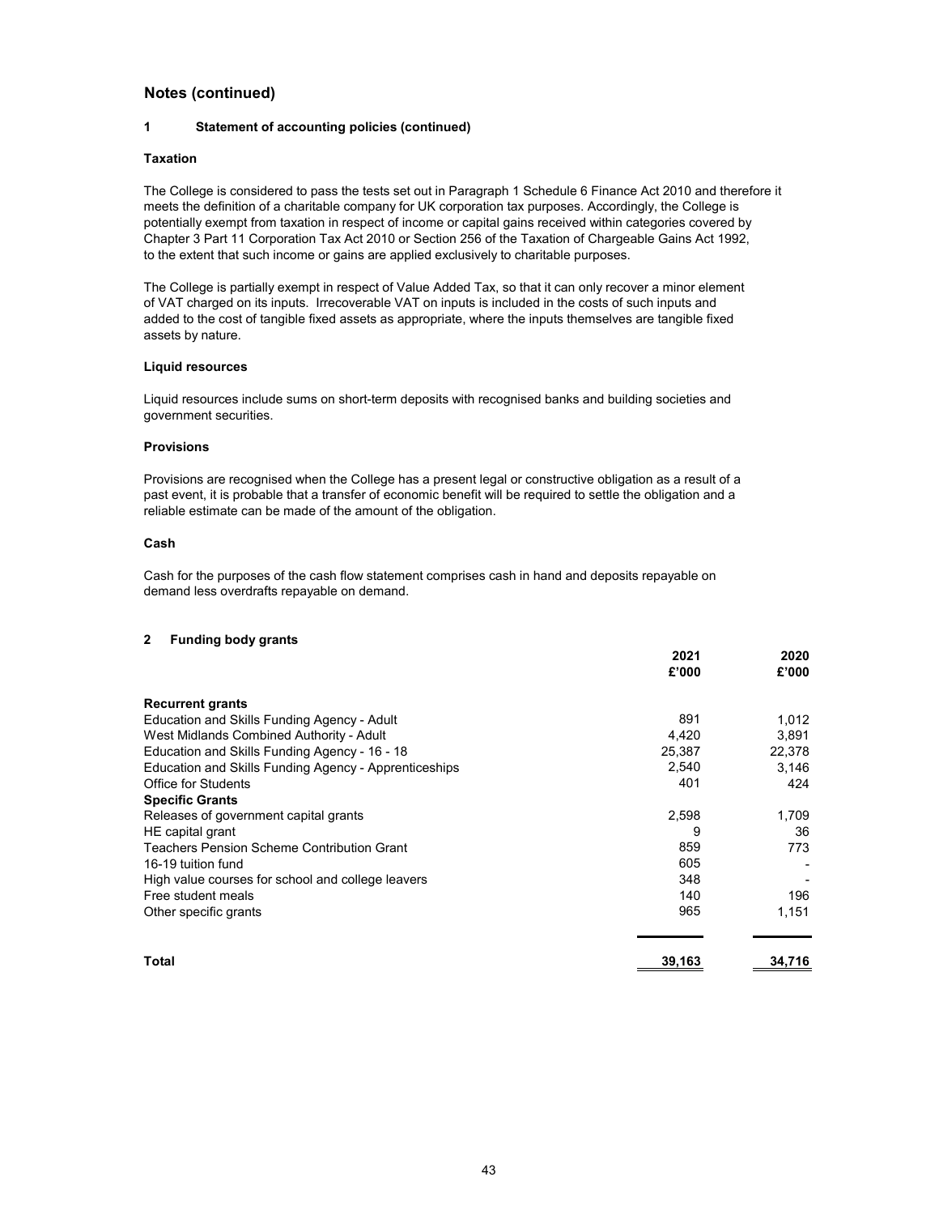## Notes (continued)

### 1 Statement of accounting policies (continued)

**Taxation**

The College is considered to pass the tests set out in Paragraph 1 Schedule 6 Finance Act 2010 and therefore it meets the definition of a charitable company for UK corporation tax purposes. Accordingly, the College is potentially exempt from taxation in respect of income or capital gains received within categories covered by Chapter 3 Part 11 Corporation Tax Act 2010 or Section 256 of the Taxation of Chargeable Gains Act 1992, to the extent that such income or gains are applied exclusively to charitable purposes.

The College is partially exempt in respect of Value Added Tax, so that it can only recover a minor element of VAT charged on its inputs. Irrecoverable VAT on inputs is included in the costs of such inputs and added to the cost of tangible fixed assets as appropriate, where the inputs themselves are tangible fixed assets by nature.

**Liquid resources**

Liquid resources include sums on short-term deposits with recognised banks and building societies and government securities.

**Provisions**

Provisions are recognised when the College has a present legal or constructive obligation as a result of a past event, it is probable that a transfer of economic benefit will be required to settle the obligation and a reliable estimate can be made of the amount of the obligation.

**Cash**

Cash for the purposes of the cash flow statement comprises cash in hand and deposits repayable on demand less overdrafts repayable on demand.

### 2 Funding body grants

| | 2021 £'000 | 2020 £'000 |
|---|---|---|
| **Recurrent grants** | | |
| Education and Skills Funding Agency - Adult | 891 | 1,012 |
| West Midlands Combined Authority - Adult | 4,420 | 3,891 |
| Education and Skills Funding Agency - 16 - 18 | 25,387 | 22,378 |
| Education and Skills Funding Agency - Apprenticeships | 2,540 | 3,146 |
| Office for Students | 401 | 424 |
| **Specific Grants** | | |
| Releases of government capital grants | 2,598 | 1,709 |
| HE capital grant | 9 | 36 |
| Teachers Pension Scheme Contribution Grant | 859 | 773 |
| 16-19 tuition fund | 605 | - |
| High value courses for school and college leavers | 348 | - |
| Free student meals | 140 | 196 |
| Other specific grants | 965 | 1,151 |
| **Total** | **39,163** | **34,716** |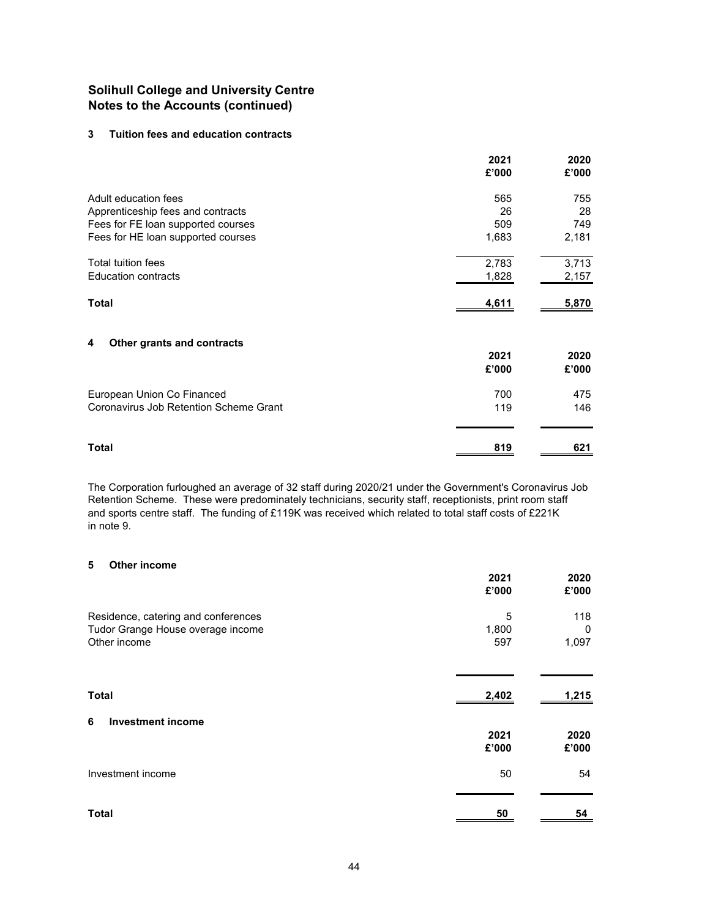## Solihull College and University Centre
## Notes to the Accounts (continued)

### 3 Tuition fees and education contracts

| | 2021 £'000 | 2020 £'000 |
|---|---|---|
| Adult education fees | 565 | 755 |
| Apprenticeship fees and contracts | 26 | 28 |
| Fees for FE loan supported courses | 509 | 749 |
| Fees for HE loan supported courses | 1,683 | 2,181 |
| Total tuition fees | 2,783 | 3,713 |
| Education contracts | 1,828 | 2,157 |
| **Total** | **4,611** | **5,870** |

### 4 Other grants and contracts

| | 2021 £'000 | 2020 £'000 |
|---|---|---|
| European Union Co Financed | 700 | 475 |
| Coronavirus Job Retention Scheme Grant | 119 | 146 |
| **Total** | **819** | **621** |

The Corporation furloughed an average of 32 staff during 2020/21 under the Government's Coronavirus Job Retention Scheme. These were predominately technicians, security staff, receptionists, print room staff and sports centre staff. The funding of £119K was received which related to total staff costs of £221K in note 9.

### 5 Other income

| | 2021 £'000 | 2020 £'000 |
|---|---|---|
| Residence, catering and conferences | 5 | 118 |
| Tudor Grange House overage income | 1,800 | 0 |
| Other income | 597 | 1,097 |
| **Total** | **2,402** | **1,215** |

### 6 Investment income

| | 2021 £'000 | 2020 £'000 |
|---|---|---|
| Investment income | 50 | 54 |
| **Total** | **50** | **54** |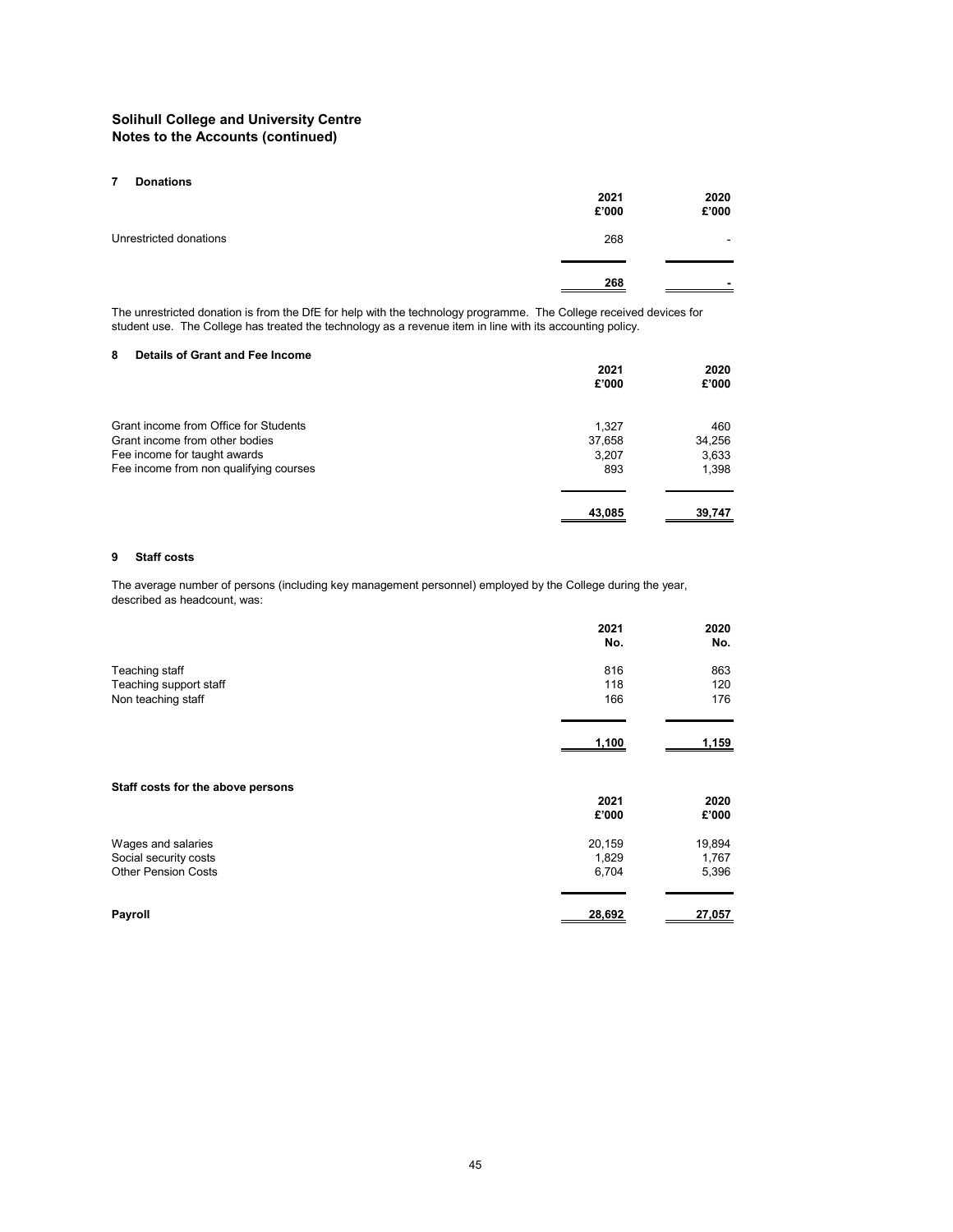**Solihull College and University Centre**
**Notes to the Accounts (continued)**

## 7 Donations

| | 2021<br>£'000 | 2020<br>£'000 |
|---|---|---|
| Unrestricted donations | 268 | - |
| | **268** | **-** |

The unrestricted donation is from the DfE for help with the technology programme. The College received devices for student use. The College has treated the technology as a revenue item in line with its accounting policy.

## 8 Details of Grant and Fee Income

| | 2021<br>£'000 | 2020<br>£'000 |
|---|---|---|
| Grant income from Office for Students | 1,327 | 460 |
| Grant income from other bodies | 37,658 | 34,256 |
| Fee income for taught awards | 3,207 | 3,633 |
| Fee income from non qualifying courses | 893 | 1,398 |
| | **43,085** | **39,747** |

## 9 Staff costs

The average number of persons (including key management personnel) employed by the College during the year, described as headcount, was:

| | 2021<br>No. | 2020<br>No. |
|---|---|---|
| Teaching staff | 816 | 863 |
| Teaching support staff | 118 | 120 |
| Non teaching staff | 166 | 176 |
| | **1,100** | **1,159** |

**Staff costs for the above persons**

| | 2021<br>£'000 | 2020<br>£'000 |
|---|---|---|
| Wages and salaries | 20,159 | 19,894 |
| Social security costs | 1,829 | 1,767 |
| Other Pension Costs | 6,704 | 5,396 |
| **Payroll** | **28,692** | **27,057** |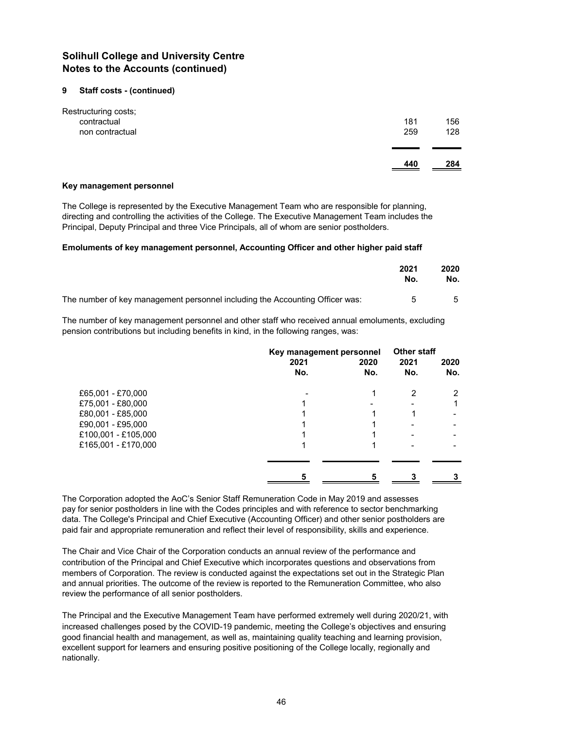# Solihull College and University Centre
# Notes to the Accounts (continued)

## 9 Staff costs - (continued)

| | | |
|---|---|---|
| Restructuring costs; | | |
| contractual | 181 | 156 |
| non contractual | 259 | 128 |
| | **440** | **284** |

### Key management personnel

The College is represented by the Executive Management Team who are responsible for planning, directing and controlling the activities of the College. The Executive Management Team includes the Principal, Deputy Principal and three Vice Principals, all of whom are senior postholders.

### Emoluments of key management personnel, Accounting Officer and other higher paid staff

| | **2021 No.** | **2020 No.** |
|---|---|---|
| The number of key management personnel including the Accounting Officer was: | 5 | 5 |

The number of key management personnel and other staff who received annual emoluments, excluding pension contributions but including benefits in kind, in the following ranges, was:

| | **Key management personnel** | | **Other staff** | |
|---|---|---|---|---|
| | **2021 No.** | **2020 No.** | **2021 No.** | **2020 No.** |
| £65,001 - £70,000 | - | 1 | 2 | 2 |
| £75,001 - £80,000 | 1 | - | - | 1 |
| £80,001 - £85,000 | 1 | 1 | 1 | - |
| £90,001 - £95,000 | 1 | 1 | - | - |
| £100,001 - £105,000 | 1 | 1 | - | - |
| £165,001 - £170,000 | 1 | 1 | - | - |
| | **5** | **5** | **3** | **3** |

The Corporation adopted the AoC's Senior Staff Remuneration Code in May 2019 and assesses pay for senior postholders in line with the Codes principles and with reference to sector benchmarking data. The College's Principal and Chief Executive (Accounting Officer) and other senior postholders are paid fair and appropriate remuneration and reflect their level of responsibility, skills and experience.

The Chair and Vice Chair of the Corporation conducts an annual review of the performance and contribution of the Principal and Chief Executive which incorporates questions and observations from members of Corporation. The review is conducted against the expectations set out in the Strategic Plan and annual priorities. The outcome of the review is reported to the Remuneration Committee, who also review the performance of all senior postholders.

The Principal and the Executive Management Team have performed extremely well during 2020/21, with increased challenges posed by the COVID-19 pandemic, meeting the College's objectives and ensuring good financial health and management, as well as, maintaining quality teaching and learning provision, excellent support for learners and ensuring positive positioning of the College locally, regionally and nationally.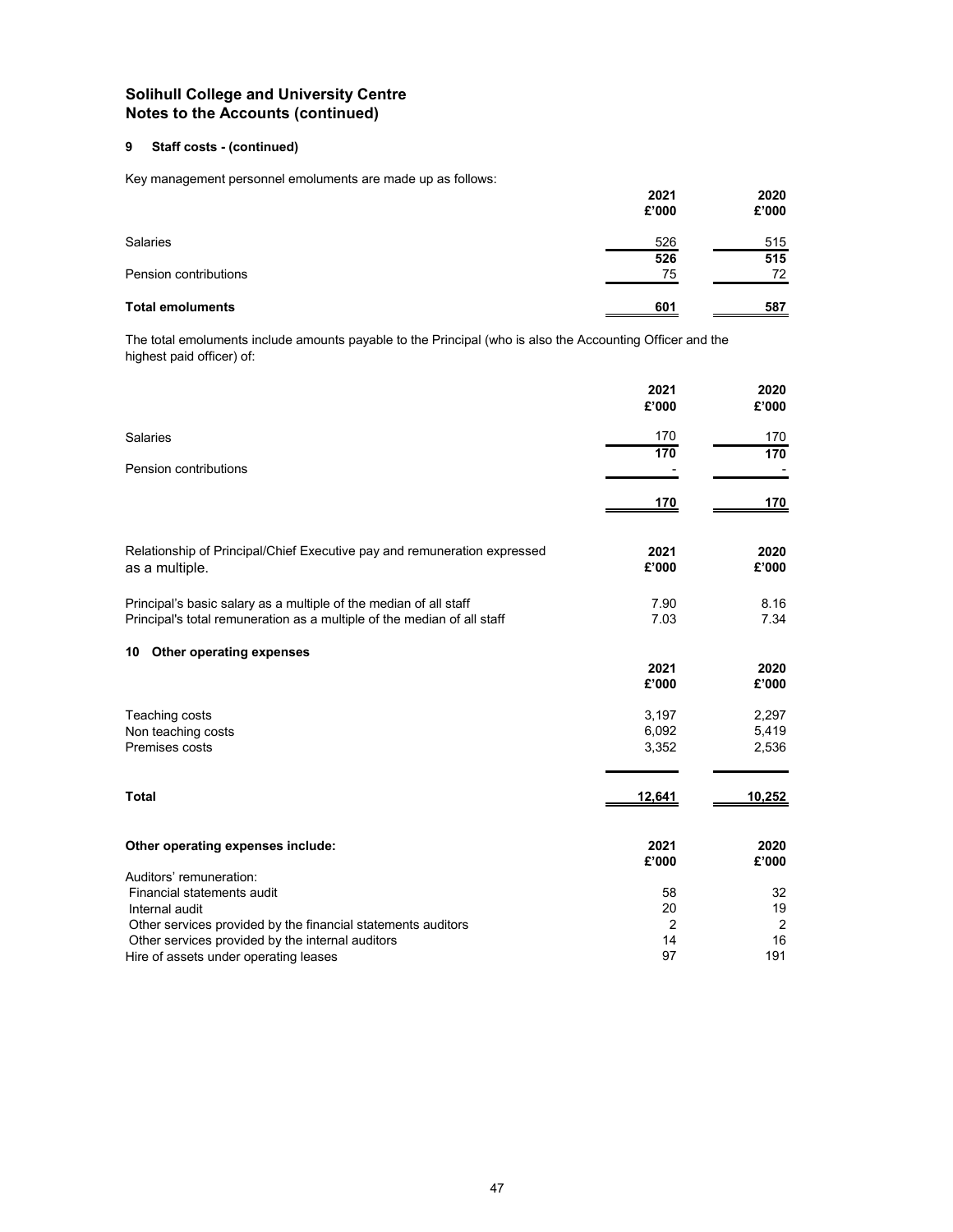## Solihull College and University Centre
## Notes to the Accounts (continued)

### 9 Staff costs - (continued)

Key management personnel emoluments are made up as follows:

| | 2021 £'000 | 2020 £'000 |
|---|---|---|
| Salaries | 526 | 515 |
| | **526** | **515** |
| Pension contributions | 75 | 72 |
| **Total emoluments** | **601** | **587** |

The total emoluments include amounts payable to the Principal (who is also the Accounting Officer and the highest paid officer) of:

| | 2021 £'000 | 2020 £'000 |
|---|---|---|
| Salaries | 170 | 170 |
| | **170** | **170** |
| Pension contributions | - | - |
| | **170** | **170** |

| Relationship of Principal/Chief Executive pay and remuneration expressed as a multiple. | 2021 £'000 | 2020 £'000 |
|---|---|---|
| Principal's basic salary as a multiple of the median of all staff | 7.90 | 8.16 |
| Principal's total remuneration as a multiple of the median of all staff | 7.03 | 7.34 |

### 10 Other operating expenses

| | 2021 £'000 | 2020 £'000 |
|---|---|---|
| Teaching costs | 3,197 | 2,297 |
| Non teaching costs | 6,092 | 5,419 |
| Premises costs | 3,352 | 2,536 |
| **Total** | **12,641** | **10,252** |

| **Other operating expenses include:** | 2021 £'000 | 2020 £'000 |
|---|---|---|
| Auditors' remuneration: | | |
| Financial statements audit | 58 | 32 |
| Internal audit | 20 | 19 |
| Other services provided by the financial statements auditors | 2 | 2 |
| Other services provided by the internal auditors | 14 | 16 |
| Hire of assets under operating leases | 97 | 191 |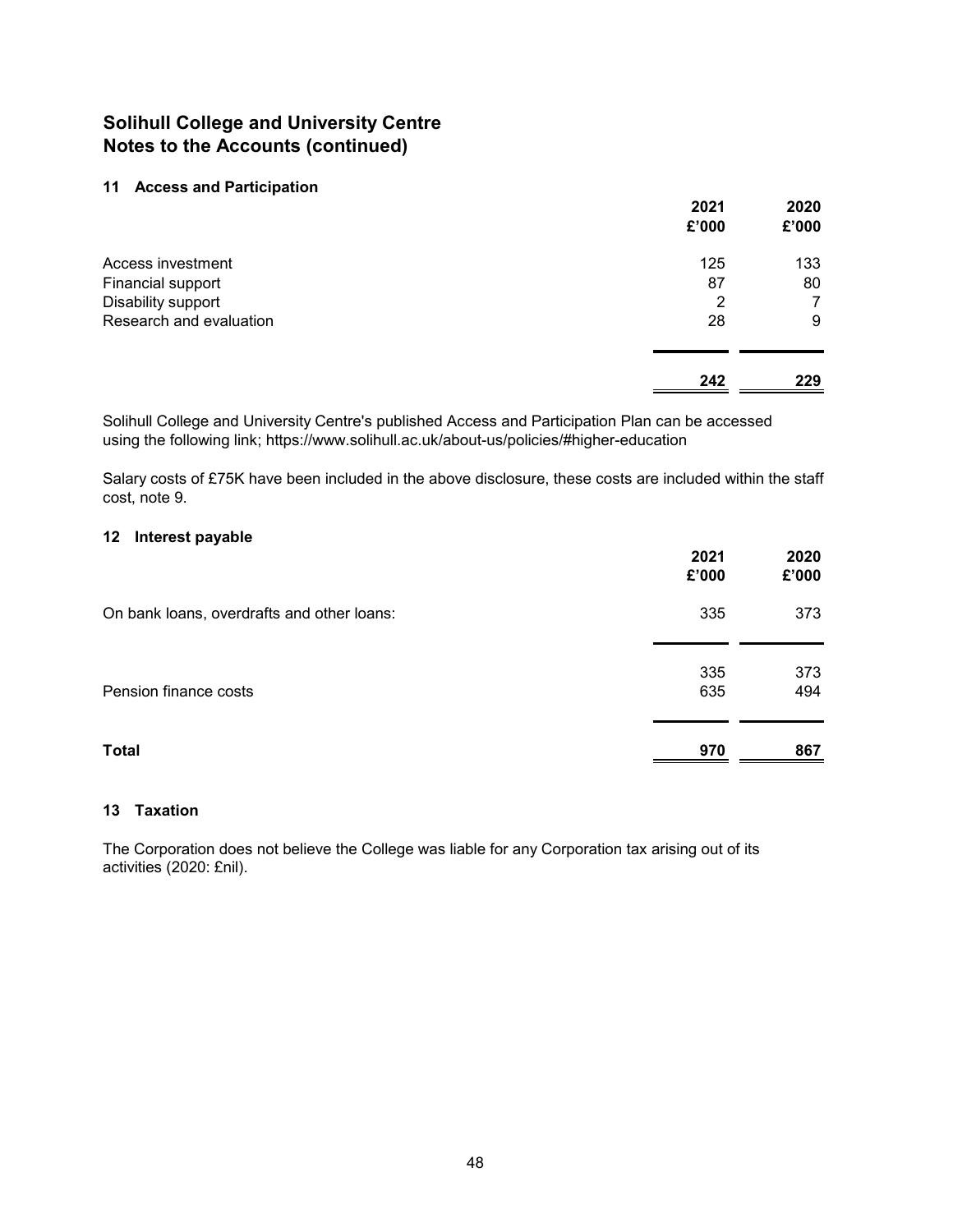# Solihull College and University Centre
# Notes to the Accounts (continued)

## 11 Access and Participation

| | 2021 £'000 | 2020 £'000 |
|---|---|---|
| Access investment | 125 | 133 |
| Financial support | 87 | 80 |
| Disability support | 2 | 7 |
| Research and evaluation | 28 | 9 |
| | **242** | **229** |

Solihull College and University Centre's published Access and Participation Plan can be accessed using the following link; https://www.solihull.ac.uk/about-us/policies/#higher-education

Salary costs of £75K have been included in the above disclosure, these costs are included within the staff cost, note 9.

## 12 Interest payable

| | 2021 £'000 | 2020 £'000 |
|---|---|---|
| On bank loans, overdrafts and other loans: | 335 | 373 |
| | 335 | 373 |
| Pension finance costs | 635 | 494 |
| **Total** | **970** | **867** |

## 13 Taxation

The Corporation does not believe the College was liable for any Corporation tax arising out of its activities (2020: £nil).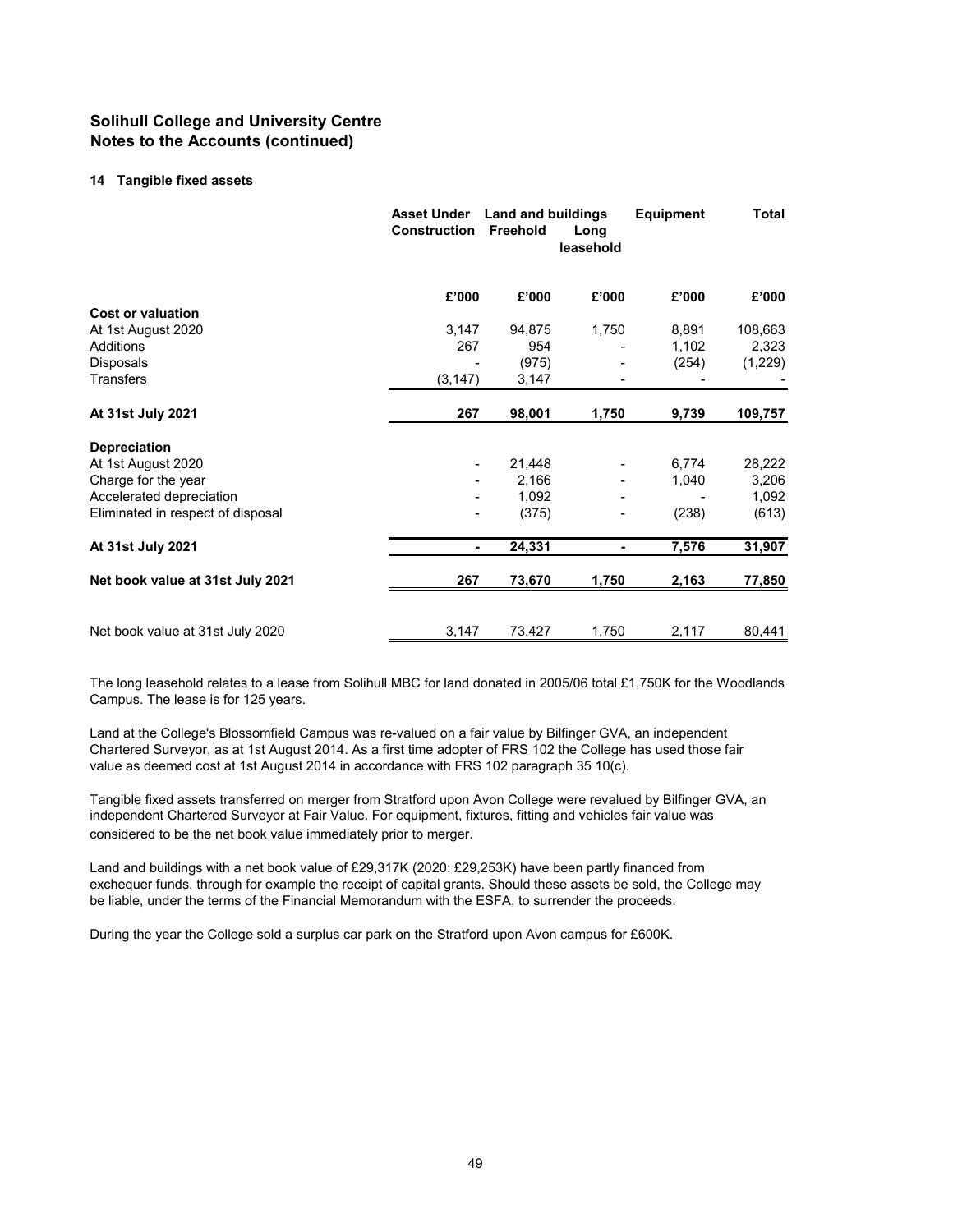## Solihull College and University Centre
## Notes to the Accounts (continued)

### 14 Tangible fixed assets

| | Asset Under Construction | Land and buildings Freehold | Land and buildings Long leasehold | Equipment | Total |
|---|---|---|---|---|---|
| | £'000 | £'000 | £'000 | £'000 | £'000 |
| **Cost or valuation** | | | | | |
| At 1st August 2020 | 3,147 | 94,875 | 1,750 | 8,891 | 108,663 |
| Additions | 267 | 954 | - | 1,102 | 2,323 |
| Disposals | - | (975) | - | (254) | (1,229) |
| Transfers | (3,147) | 3,147 | - | - | - |
| **At 31st July 2021** | **267** | **98,001** | **1,750** | **9,739** | **109,757** |
| **Depreciation** | | | | | |
| At 1st August 2020 | - | 21,448 | - | 6,774 | 28,222 |
| Charge for the year | - | 2,166 | - | 1,040 | 3,206 |
| Accelerated depreciation | - | 1,092 | - | - | 1,092 |
| Eliminated in respect of disposal | - | (375) | - | (238) | (613) |
| **At 31st July 2021** | **-** | **24,331** | **-** | **7,576** | **31,907** |
| **Net book value at 31st July 2021** | **267** | **73,670** | **1,750** | **2,163** | **77,850** |
| Net book value at 31st July 2020 | 3,147 | 73,427 | 1,750 | 2,117 | 80,441 |

The long leasehold relates to a lease from Solihull MBC for land donated in 2005/06 total £1,750K for the Woodlands Campus. The lease is for 125 years.

Land at the College's Blossomfield Campus was re-valued on a fair value by Bilfinger GVA, an independent Chartered Surveyor, as at 1st August 2014. As a first time adopter of FRS 102 the College has used those fair value as deemed cost at 1st August 2014 in accordance with FRS 102 paragraph 35 10(c).

Tangible fixed assets transferred on merger from Stratford upon Avon College were revalued by Bilfinger GVA, an independent Chartered Surveyor at Fair Value. For equipment, fixtures, fitting and vehicles fair value was considered to be the net book value immediately prior to merger.

Land and buildings with a net book value of £29,317K (2020: £29,253K) have been partly financed from exchequer funds, through for example the receipt of capital grants. Should these assets be sold, the College may be liable, under the terms of the Financial Memorandum with the ESFA, to surrender the proceeds.

During the year the College sold a surplus car park on the Stratford upon Avon campus for £600K.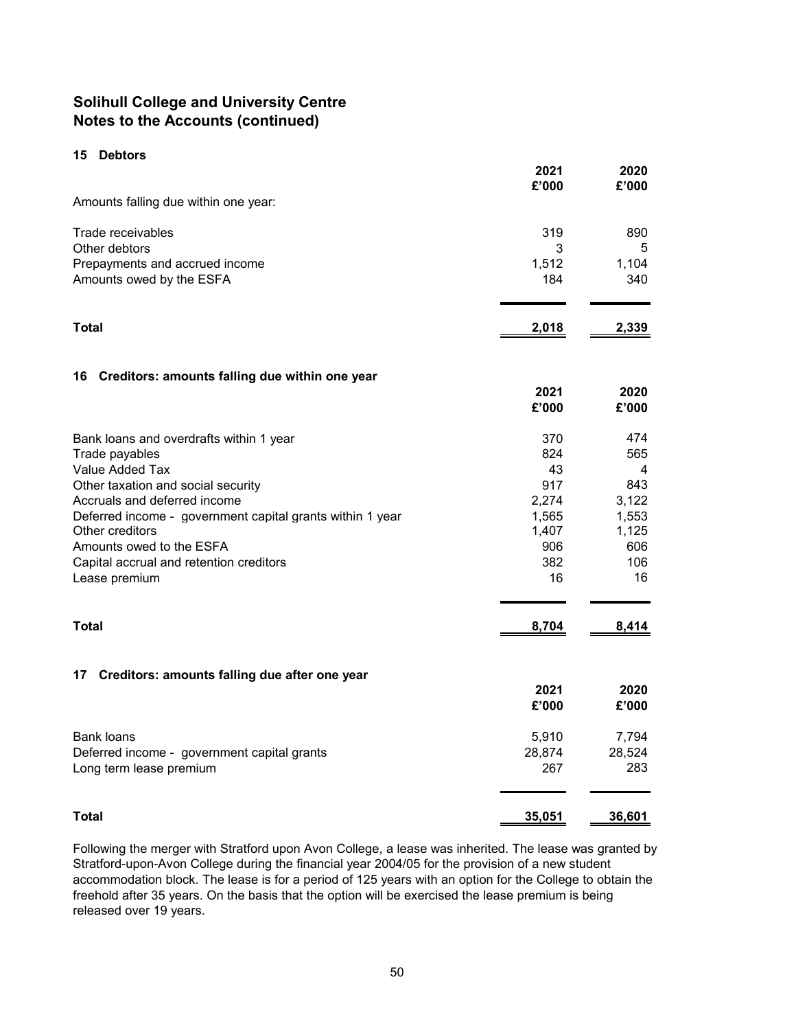# Solihull College and University Centre
# Notes to the Accounts (continued)

## 15 Debtors

| | 2021 £'000 | 2020 £'000 |
|---|---|---|
| Amounts falling due within one year: | | |
| Trade receivables | 319 | 890 |
| Other debtors | 3 | 5 |
| Prepayments and accrued income | 1,512 | 1,104 |
| Amounts owed by the ESFA | 184 | 340 |
| **Total** | **2,018** | **2,339** |

## 16 Creditors: amounts falling due within one year

| | 2021 £'000 | 2020 £'000 |
|---|---|---|
| Bank loans and overdrafts within 1 year | 370 | 474 |
| Trade payables | 824 | 565 |
| Value Added Tax | 43 | 4 |
| Other taxation and social security | 917 | 843 |
| Accruals and deferred income | 2,274 | 3,122 |
| Deferred income - government capital grants within 1 year | 1,565 | 1,553 |
| Other creditors | 1,407 | 1,125 |
| Amounts owed to the ESFA | 906 | 606 |
| Capital accrual and retention creditors | 382 | 106 |
| Lease premium | 16 | 16 |
| **Total** | **8,704** | **8,414** |

## 17 Creditors: amounts falling due after one year

| | 2021 £'000 | 2020 £'000 |
|---|---|---|
| Bank loans | 5,910 | 7,794 |
| Deferred income - government capital grants | 28,874 | 28,524 |
| Long term lease premium | 267 | 283 |
| **Total** | **35,051** | **36,601** |

Following the merger with Stratford upon Avon College, a lease was inherited. The lease was granted by Stratford-upon-Avon College during the financial year 2004/05 for the provision of a new student accommodation block. The lease is for a period of 125 years with an option for the College to obtain the freehold after 35 years. On the basis that the option will be exercised the lease premium is being released over 19 years.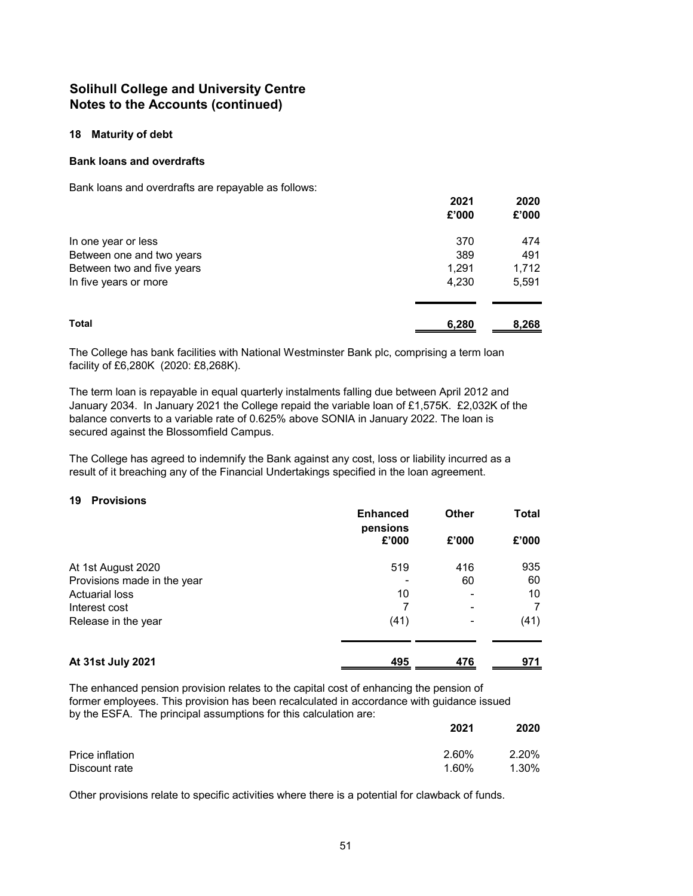# Solihull College and University Centre
# Notes to the Accounts (continued)

## 18 Maturity of debt

### Bank loans and overdrafts

Bank loans and overdrafts are repayable as follows:

| | 2021 £'000 | 2020 £'000 |
|---|---|---|
| In one year or less | 370 | 474 |
| Between one and two years | 389 | 491 |
| Between two and five years | 1,291 | 1,712 |
| In five years or more | 4,230 | 5,591 |
| **Total** | **6,280** | **8,268** |

The College has bank facilities with National Westminster Bank plc, comprising a term loan facility of £6,280K (2020: £8,268K).

The term loan is repayable in equal quarterly instalments falling due between April 2012 and January 2034. In January 2021 the College repaid the variable loan of £1,575K. £2,032K of the balance converts to a variable rate of 0.625% above SONIA in January 2022. The loan is secured against the Blossomfield Campus.

The College has agreed to indemnify the Bank against any cost, loss or liability incurred as a result of it breaching any of the Financial Undertakings specified in the loan agreement.

## 19 Provisions

| | Enhanced pensions £'000 | Other £'000 | Total £'000 |
|---|---|---|---|
| At 1st August 2020 | 519 | 416 | 935 |
| Provisions made in the year | - | 60 | 60 |
| Actuarial loss | 10 | - | 10 |
| Interest cost | 7 | - | 7 |
| Release in the year | (41) | - | (41) |
| **At 31st July 2021** | **495** | **476** | **971** |

The enhanced pension provision relates to the capital cost of enhancing the pension of former employees. This provision has been recalculated in accordance with guidance issued by the ESFA. The principal assumptions for this calculation are:

| | 2021 | 2020 |
|---|---|---|
| Price inflation | 2.60% | 2.20% |
| Discount rate | 1.60% | 1.30% |

Other provisions relate to specific activities where there is a potential for clawback of funds.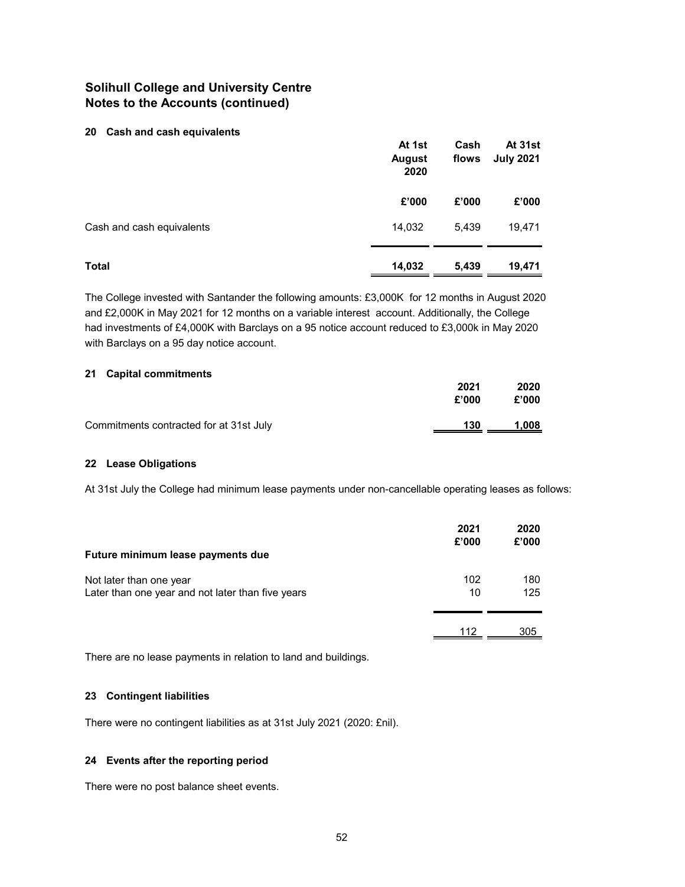## Solihull College and University Centre
## Notes to the Accounts (continued)

### 20 Cash and cash equivalents

| | At 1st August 2020 | Cash flows | At 31st July 2021 |
|---|---|---|---|
| | £'000 | £'000 | £'000 |
| Cash and cash equivalents | 14,032 | 5,439 | 19,471 |
| **Total** | **14,032** | **5,439** | **19,471** |

The College invested with Santander the following amounts: £3,000K for 12 months in August 2020 and £2,000K in May 2021 for 12 months on a variable interest account. Additionally, the College had investments of £4,000K with Barclays on a 95 notice account reduced to £3,000k in May 2020 with Barclays on a 95 day notice account.

### 21 Capital commitments

| | 2021 | 2020 |
|---|---|---|
| | £'000 | £'000 |
| Commitments contracted for at 31st July | 130 | 1,008 |

### 22 Lease Obligations

At 31st July the College had minimum lease payments under non-cancellable operating leases as follows:

| | 2021 | 2020 |
|---|---|---|
| | £'000 | £'000 |
| **Future minimum lease payments due** | | |
| Not later than one year | 102 | 180 |
| Later than one year and not later than five years | 10 | 125 |
| | 112 | 305 |

There are no lease payments in relation to land and buildings.

### 23 Contingent liabilities

There were no contingent liabilities as at 31st July 2021 (2020: £nil).

### 24 Events after the reporting period

There were no post balance sheet events.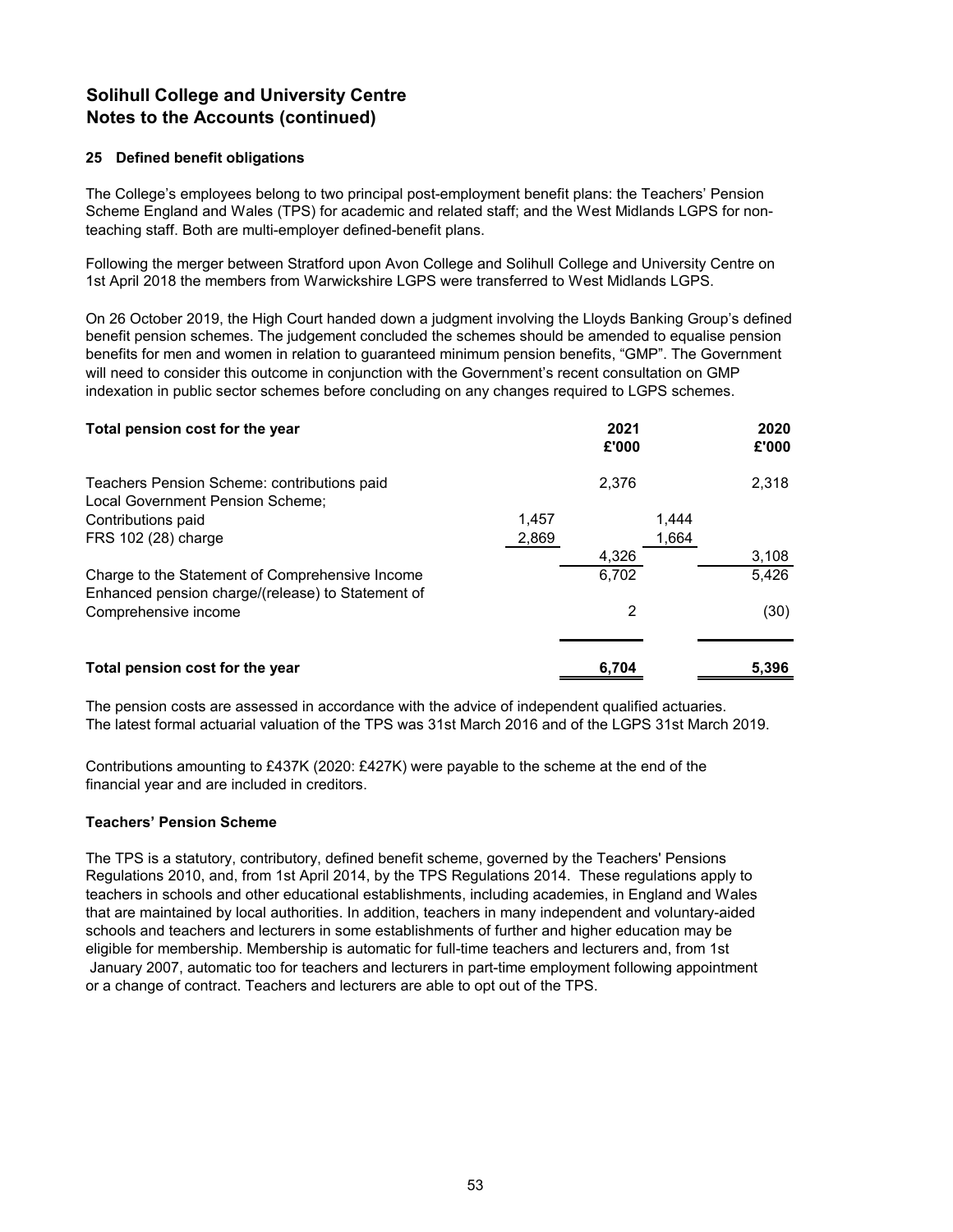## Solihull College and University Centre
## Notes to the Accounts (continued)

### 25 Defined benefit obligations

The College's employees belong to two principal post-employment benefit plans: the Teachers' Pension Scheme England and Wales (TPS) for academic and related staff; and the West Midlands LGPS for non-teaching staff. Both are multi-employer defined-benefit plans.

Following the merger between Stratford upon Avon College and Solihull College and University Centre on 1st April 2018 the members from Warwickshire LGPS were transferred to West Midlands LGPS.

On 26 October 2019, the High Court handed down a judgment involving the Lloyds Banking Group's defined benefit pension schemes. The judgement concluded the schemes should be amended to equalise pension benefits for men and women in relation to guaranteed minimum pension benefits, "GMP". The Government will need to consider this outcome in conjunction with the Government's recent consultation on GMP indexation in public sector schemes before concluding on any changes required to LGPS schemes.

| **Total pension cost for the year** | | **2021 £'000** | | **2020 £'000** |
|---|---|---|---|---|
| Teachers Pension Scheme: contributions paid | | 2,376 | | 2,318 |
| Local Government Pension Scheme; | | | | |
| Contributions paid | 1,457 | | 1,444 | |
| FRS 102 (28) charge | 2,869 | | 1,664 | |
| | | 4,326 | | 3,108 |
| Charge to the Statement of Comprehensive Income | | 6,702 | | 5,426 |
| Enhanced pension charge/(release) to Statement of Comprehensive income | | 2 | | (30) |
| **Total pension cost for the year** | | **6,704** | | **5,396** |

The pension costs are assessed in accordance with the advice of independent qualified actuaries.
The latest formal actuarial valuation of the TPS was 31st March 2016 and of the LGPS 31st March 2019.

Contributions amounting to £437K (2020: £427K) were payable to the scheme at the end of the financial year and are included in creditors.

### Teachers' Pension Scheme

The TPS is a statutory, contributory, defined benefit scheme, governed by the Teachers' Pensions Regulations 2010, and, from 1st April 2014, by the TPS Regulations 2014. These regulations apply to teachers in schools and other educational establishments, including academies, in England and Wales that are maintained by local authorities. In addition, teachers in many independent and voluntary-aided schools and teachers and lecturers in some establishments of further and higher education may be eligible for membership. Membership is automatic for full-time teachers and lecturers and, from 1st January 2007, automatic too for teachers and lecturers in part-time employment following appointment or a change of contract. Teachers and lecturers are able to opt out of the TPS.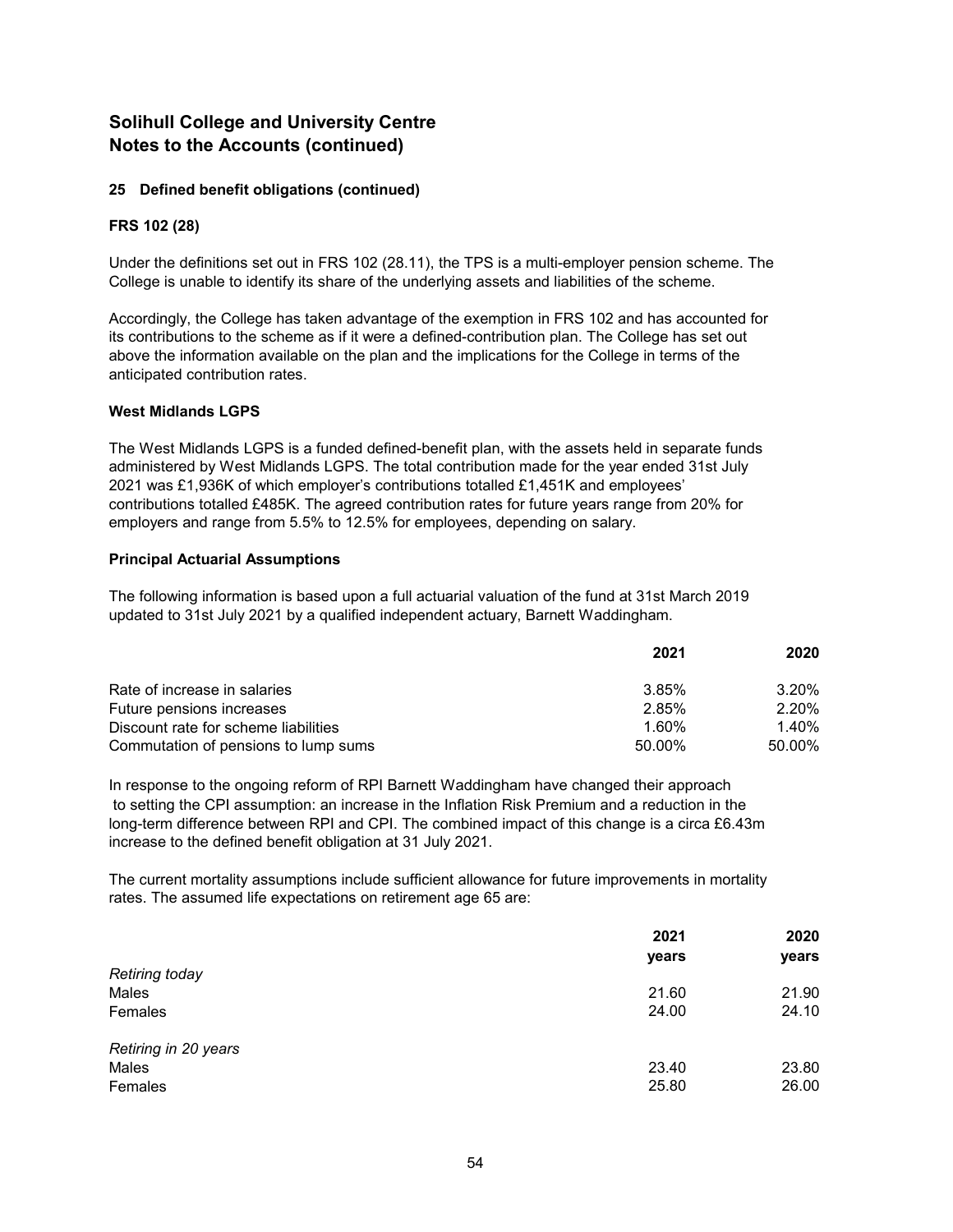# Solihull College and University Centre
# Notes to the Accounts (continued)

## 25 Defined benefit obligations (continued)

### FRS 102 (28)

Under the definitions set out in FRS 102 (28.11), the TPS is a multi-employer pension scheme. The College is unable to identify its share of the underlying assets and liabilities of the scheme.

Accordingly, the College has taken advantage of the exemption in FRS 102 and has accounted for its contributions to the scheme as if it were a defined-contribution plan. The College has set out above the information available on the plan and the implications for the College in terms of the anticipated contribution rates.

### West Midlands LGPS

The West Midlands LGPS is a funded defined-benefit plan, with the assets held in separate funds administered by West Midlands LGPS. The total contribution made for the year ended 31st July 2021 was £1,936K of which employer's contributions totalled £1,451K and employees' contributions totalled £485K. The agreed contribution rates for future years range from 20% for employers and range from 5.5% to 12.5% for employees, depending on salary.

### Principal Actuarial Assumptions

The following information is based upon a full actuarial valuation of the fund at 31st March 2019 updated to 31st July 2021 by a qualified independent actuary, Barnett Waddingham.

| | 2021 | 2020 |
|---|---|---|
| Rate of increase in salaries | 3.85% | 3.20% |
| Future pensions increases | 2.85% | 2.20% |
| Discount rate for scheme liabilities | 1.60% | 1.40% |
| Commutation of pensions to lump sums | 50.00% | 50.00% |

In response to the ongoing reform of RPI Barnett Waddingham have changed their approach to setting the CPI assumption: an increase in the Inflation Risk Premium and a reduction in the long-term difference between RPI and CPI. The combined impact of this change is a circa £6.43m increase to the defined benefit obligation at 31 July 2021.

The current mortality assumptions include sufficient allowance for future improvements in mortality rates. The assumed life expectations on retirement age 65 are:

| | 2021 years | 2020 years |
|---|---|---|
| *Retiring today* | | |
| Males | 21.60 | 21.90 |
| Females | 24.00 | 24.10 |
| *Retiring in 20 years* | | |
| Males | 23.40 | 23.80 |
| Females | 25.80 | 26.00 |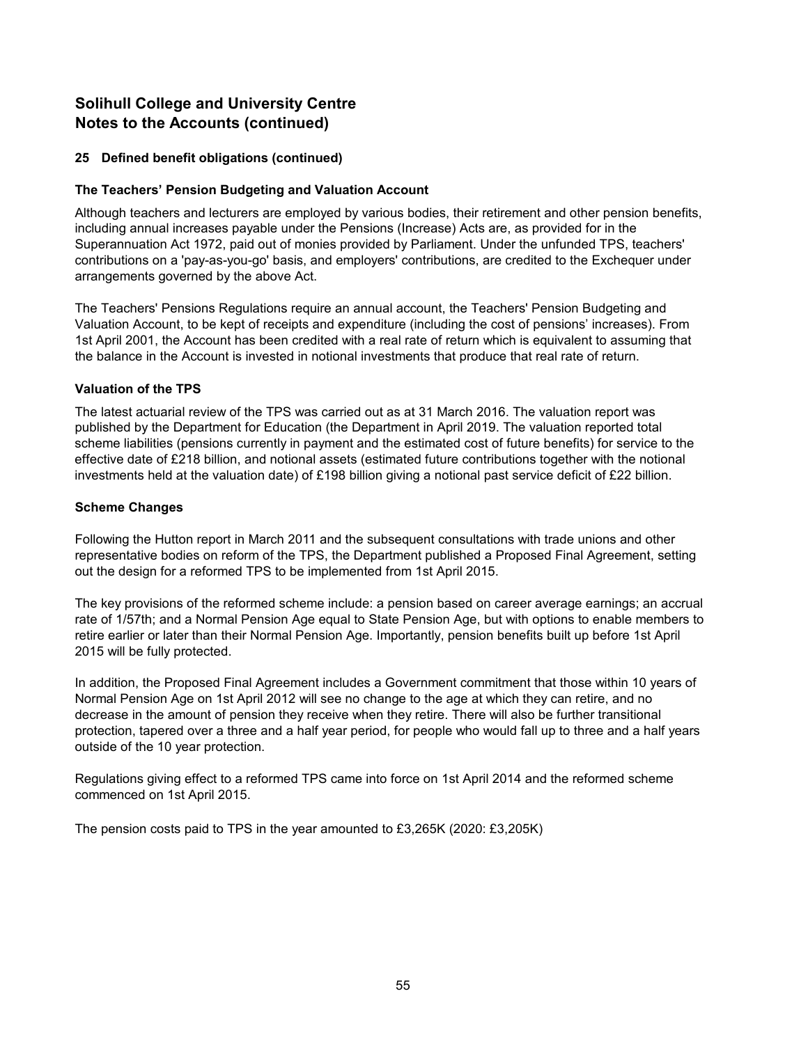# Solihull College and University Centre
# Notes to the Accounts (continued)

### 25 Defined benefit obligations (continued)

#### The Teachers' Pension Budgeting and Valuation Account

Although teachers and lecturers are employed by various bodies, their retirement and other pension benefits, including annual increases payable under the Pensions (Increase) Acts are, as provided for in the Superannuation Act 1972, paid out of monies provided by Parliament. Under the unfunded TPS, teachers' contributions on a 'pay-as-you-go' basis, and employers' contributions, are credited to the Exchequer under arrangements governed by the above Act.

The Teachers' Pensions Regulations require an annual account, the Teachers' Pension Budgeting and Valuation Account, to be kept of receipts and expenditure (including the cost of pensions' increases). From 1st April 2001, the Account has been credited with a real rate of return which is equivalent to assuming that the balance in the Account is invested in notional investments that produce that real rate of return.

#### Valuation of the TPS

The latest actuarial review of the TPS was carried out as at 31 March 2016. The valuation report was published by the Department for Education (the Department in April 2019. The valuation reported total scheme liabilities (pensions currently in payment and the estimated cost of future benefits) for service to the effective date of £218 billion, and notional assets (estimated future contributions together with the notional investments held at the valuation date) of £198 billion giving a notional past service deficit of £22 billion.

#### Scheme Changes

Following the Hutton report in March 2011 and the subsequent consultations with trade unions and other representative bodies on reform of the TPS, the Department published a Proposed Final Agreement, setting out the design for a reformed TPS to be implemented from 1st April 2015.

The key provisions of the reformed scheme include: a pension based on career average earnings; an accrual rate of 1/57th; and a Normal Pension Age equal to State Pension Age, but with options to enable members to retire earlier or later than their Normal Pension Age. Importantly, pension benefits built up before 1st April 2015 will be fully protected.

In addition, the Proposed Final Agreement includes a Government commitment that those within 10 years of Normal Pension Age on 1st April 2012 will see no change to the age at which they can retire, and no decrease in the amount of pension they receive when they retire. There will also be further transitional protection, tapered over a three and a half year period, for people who would fall up to three and a half years outside of the 10 year protection.

Regulations giving effect to a reformed TPS came into force on 1st April 2014 and the reformed scheme commenced on 1st April 2015.

The pension costs paid to TPS in the year amounted to £3,265K (2020: £3,205K)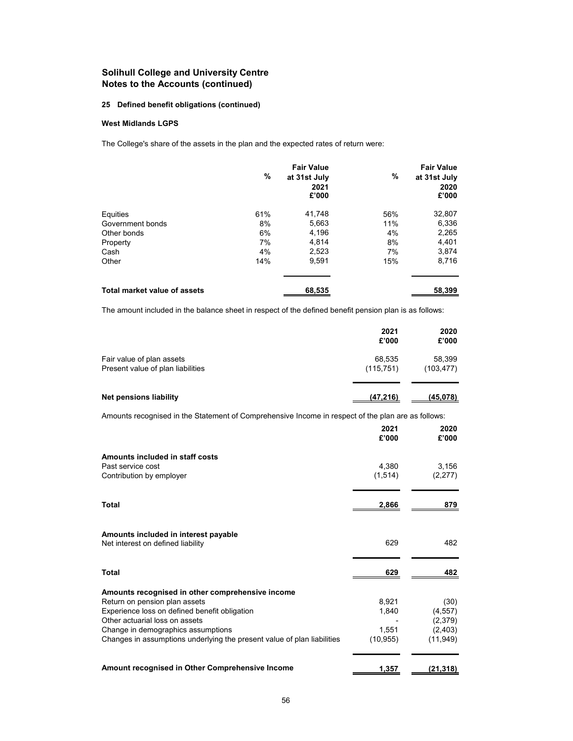## Solihull College and University Centre
## Notes to the Accounts (continued)

### 25 Defined benefit obligations (continued)

#### West Midlands LGPS

The College's share of the assets in the plan and the expected rates of return were:

| | % | Fair Value at 31st July 2021 £'000 | % | Fair Value at 31st July 2020 £'000 |
|---|---|---|---|---|
| Equities | 61% | 41,748 | 56% | 32,807 |
| Government bonds | 8% | 5,663 | 11% | 6,336 |
| Other bonds | 6% | 4,196 | 4% | 2,265 |
| Property | 7% | 4,814 | 8% | 4,401 |
| Cash | 4% | 2,523 | 7% | 3,874 |
| Other | 14% | 9,591 | 15% | 8,716 |
| **Total market value of assets** | | **68,535** | | **58,399** |

The amount included in the balance sheet in respect of the defined benefit pension plan is as follows:

| | 2021 £'000 | 2020 £'000 |
|---|---|---|
| Fair value of plan assets | 68,535 | 58,399 |
| Present value of plan liabilities | (115,751) | (103,477) |
| **Net pensions liability** | **(47,216)** | **(45,078)** |

Amounts recognised in the Statement of Comprehensive Income in respect of the plan are as follows:

| | 2021 £'000 | 2020 £'000 |
|---|---|---|
| **Amounts included in staff costs** | | |
| Past service cost | 4,380 | 3,156 |
| Contribution by employer | (1,514) | (2,277) |
| **Total** | **2,866** | **879** |
| **Amounts included in interest payable** | | |
| Net interest on defined liability | 629 | 482 |
| **Total** | **629** | **482** |
| **Amounts recognised in other comprehensive income** | | |
| Return on pension plan assets | 8,921 | (30) |
| Experience loss on defined benefit obligation | 1,840 | (4,557) |
| Other actuarial loss on assets | - | (2,379) |
| Change in demographics assumptions | 1,551 | (2,403) |
| Changes in assumptions underlying the present value of plan liabilities | (10,955) | (11,949) |
| **Amount recognised in Other Comprehensive Income** | **1,357** | **(21,318)** |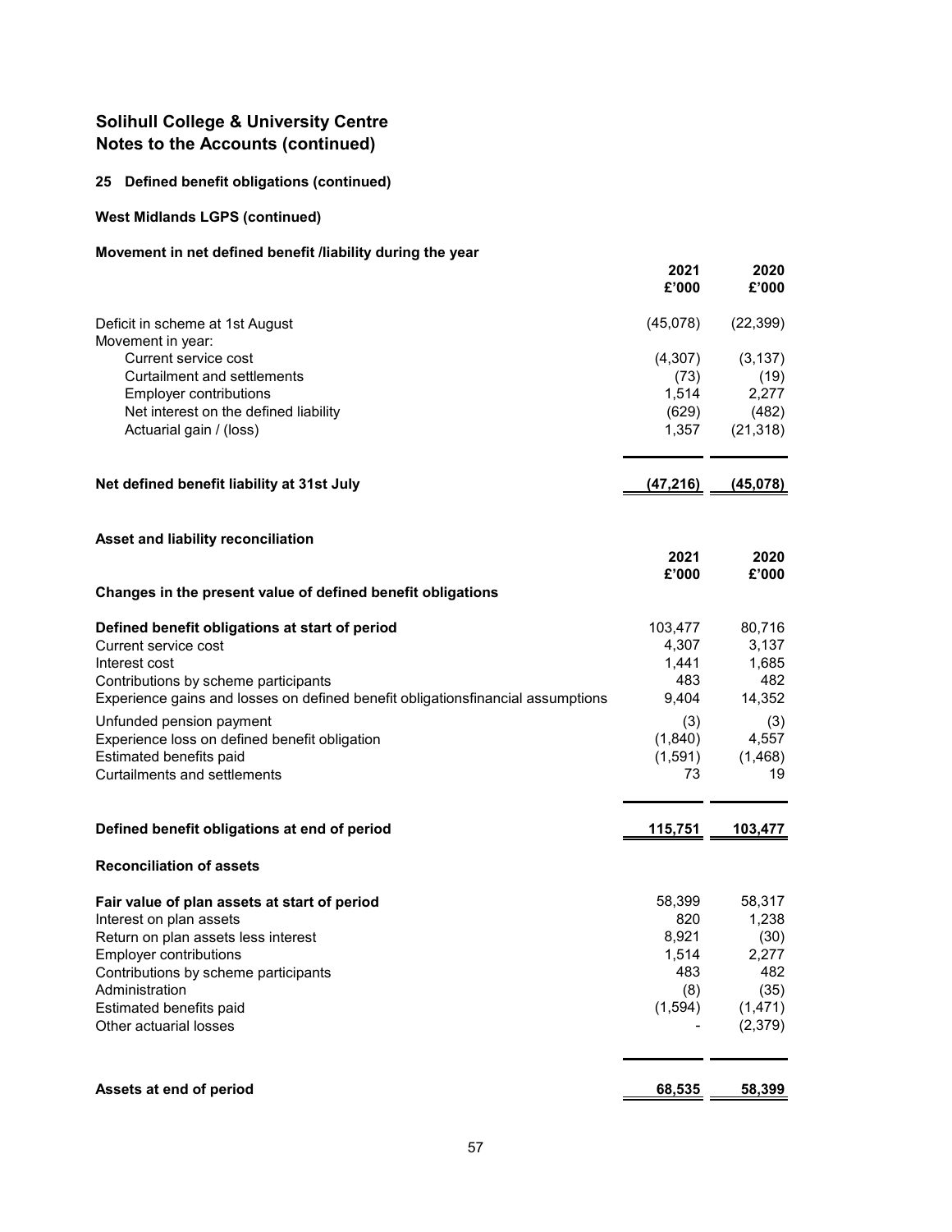# Solihull College & University Centre
## Notes to the Accounts (continued)

### 25 Defined benefit obligations (continued)

### West Midlands LGPS (continued)

### Movement in net defined benefit /liability during the year

| | 2021 £'000 | 2020 £'000 |
|---|---|---|
| Deficit in scheme at 1st August | (45,078) | (22,399) |
| Movement in year: | | |
| Current service cost | (4,307) | (3,137) |
| Curtailment and settlements | (73) | (19) |
| Employer contributions | 1,514 | 2,277 |
| Net interest on the defined liability | (629) | (482) |
| Actuarial gain / (loss) | 1,357 | (21,318) |
| **Net defined benefit liability at 31st July** | **(47,216)** | **(45,078)** |

### Asset and liability reconciliation

| | 2021 £'000 | 2020 £'000 |
|---|---|---|
| **Changes in the present value of defined benefit obligations** | | |
| **Defined benefit obligations at start of period** | 103,477 | 80,716 |
| Current service cost | 4,307 | 3,137 |
| Interest cost | 1,441 | 1,685 |
| Contributions by scheme participants | 483 | 482 |
| Experience gains and losses on defined benefit obligationsfinancial assumptions | 9,404 | 14,352 |
| Unfunded pension payment | (3) | (3) |
| Experience loss on defined benefit obligation | (1,840) | 4,557 |
| Estimated benefits paid | (1,591) | (1,468) |
| Curtailments and settlements | 73 | 19 |
| **Defined benefit obligations at end of period** | **115,751** | **103,477** |

**Reconciliation of assets**

| | 2021 £'000 | 2020 £'000 |
|---|---|---|
| **Fair value of plan assets at start of period** | 58,399 | 58,317 |
| Interest on plan assets | 820 | 1,238 |
| Return on plan assets less interest | 8,921 | (30) |
| Employer contributions | 1,514 | 2,277 |
| Contributions by scheme participants | 483 | 482 |
| Administration | (8) | (35) |
| Estimated benefits paid | (1,594) | (1,471) |
| Other actuarial losses | - | (2,379) |
| **Assets at end of period** | **68,535** | **58,399** |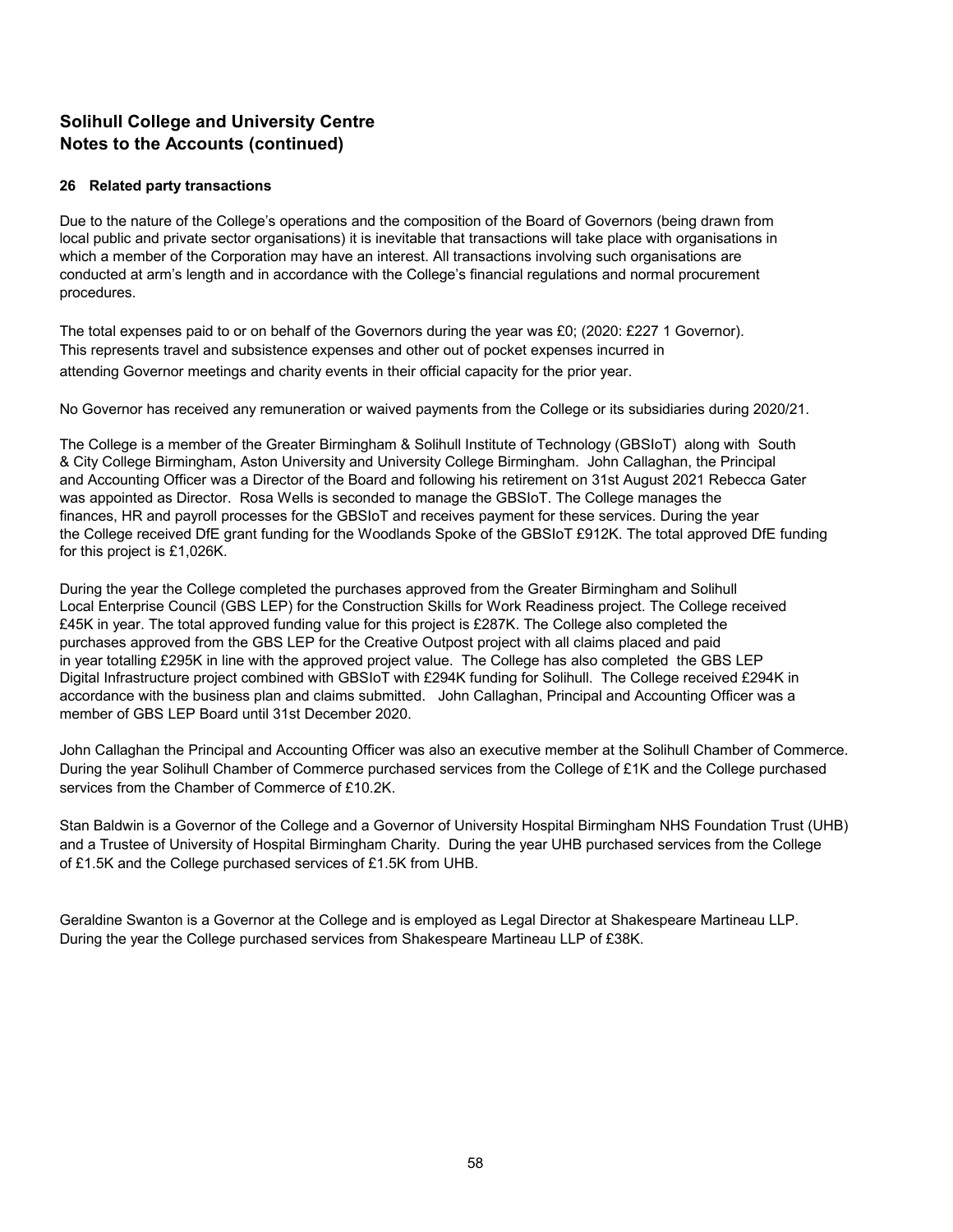# Solihull College and University Centre
# Notes to the Accounts (continued)

### 26 Related party transactions

Due to the nature of the College's operations and the composition of the Board of Governors (being drawn from local public and private sector organisations) it is inevitable that transactions will take place with organisations in which a member of the Corporation may have an interest. All transactions involving such organisations are conducted at arm's length and in accordance with the College's financial regulations and normal procurement procedures.

The total expenses paid to or on behalf of the Governors during the year was £0; (2020: £227 1 Governor). This represents travel and subsistence expenses and other out of pocket expenses incurred in attending Governor meetings and charity events in their official capacity for the prior year.

No Governor has received any remuneration or waived payments from the College or its subsidiaries during 2020/21.

The College is a member of the Greater Birmingham & Solihull Institute of Technology (GBSIoT) along with South & City College Birmingham, Aston University and University College Birmingham. John Callaghan, the Principal and Accounting Officer was a Director of the Board and following his retirement on 31st August 2021 Rebecca Gater was appointed as Director. Rosa Wells is seconded to manage the GBSIoT. The College manages the finances, HR and payroll processes for the GBSIoT and receives payment for these services. During the year the College received DfE grant funding for the Woodlands Spoke of the GBSIoT £912K. The total approved DfE funding for this project is £1,026K.

During the year the College completed the purchases approved from the Greater Birmingham and Solihull Local Enterprise Council (GBS LEP) for the Construction Skills for Work Readiness project. The College received £45K in year. The total approved funding value for this project is £287K. The College also completed the purchases approved from the GBS LEP for the Creative Outpost project with all claims placed and paid in year totalling £295K in line with the approved project value. The College has also completed the GBS LEP Digital Infrastructure project combined with GBSIoT with £294K funding for Solihull. The College received £294K in accordance with the business plan and claims submitted. John Callaghan, Principal and Accounting Officer was a member of GBS LEP Board until 31st December 2020.

John Callaghan the Principal and Accounting Officer was also an executive member at the Solihull Chamber of Commerce. During the year Solihull Chamber of Commerce purchased services from the College of £1K and the College purchased services from the Chamber of Commerce of £10.2K.

Stan Baldwin is a Governor of the College and a Governor of University Hospital Birmingham NHS Foundation Trust (UHB) and a Trustee of University of Hospital Birmingham Charity. During the year UHB purchased services from the College of £1.5K and the College purchased services of £1.5K from UHB.

Geraldine Swanton is a Governor at the College and is employed as Legal Director at Shakespeare Martineau LLP. During the year the College purchased services from Shakespeare Martineau LLP of £38K.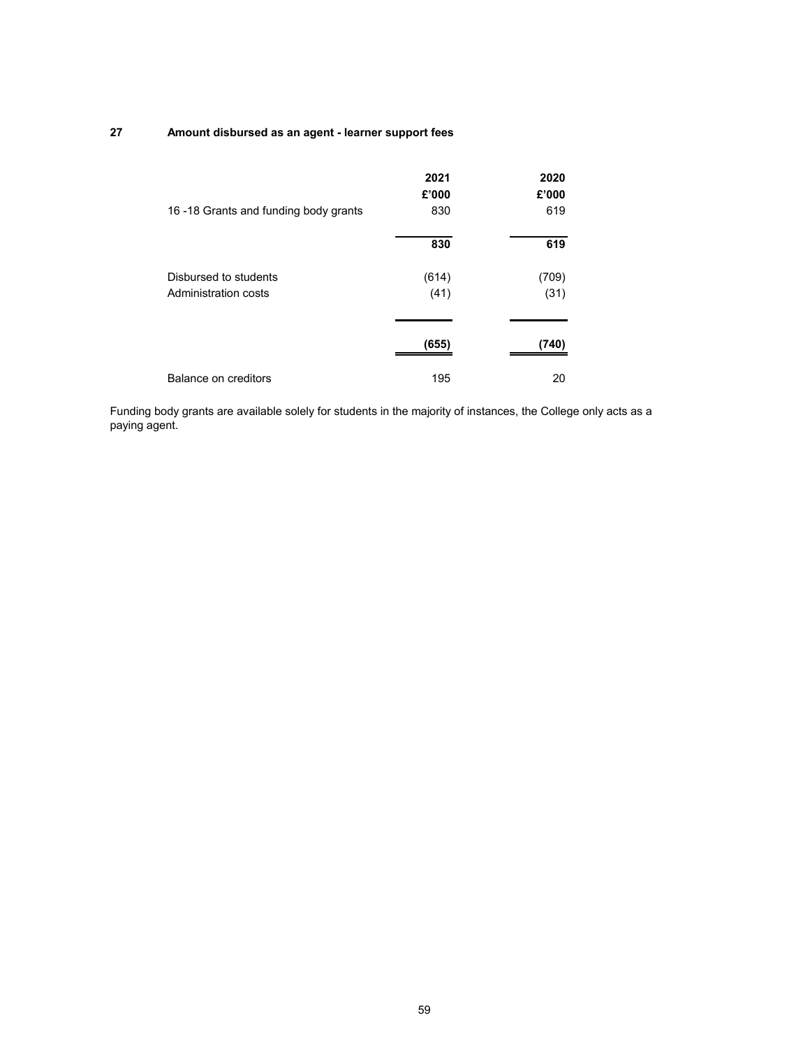## 27 Amount disbursed as an agent - learner support fees

| | 2021 | 2020 |
| --- | --- | --- |
| | £'000 | £'000 |
| 16 -18 Grants and funding body grants | 830 | 619 |
| | **830** | **619** |
| Disbursed to students | (614) | (709) |
| Administration costs | (41) | (31) |
| | **(655)** | **(740)** |
| Balance on creditors | 195 | 20 |

Funding body grants are available solely for students in the majority of instances, the College only acts as a paying agent.